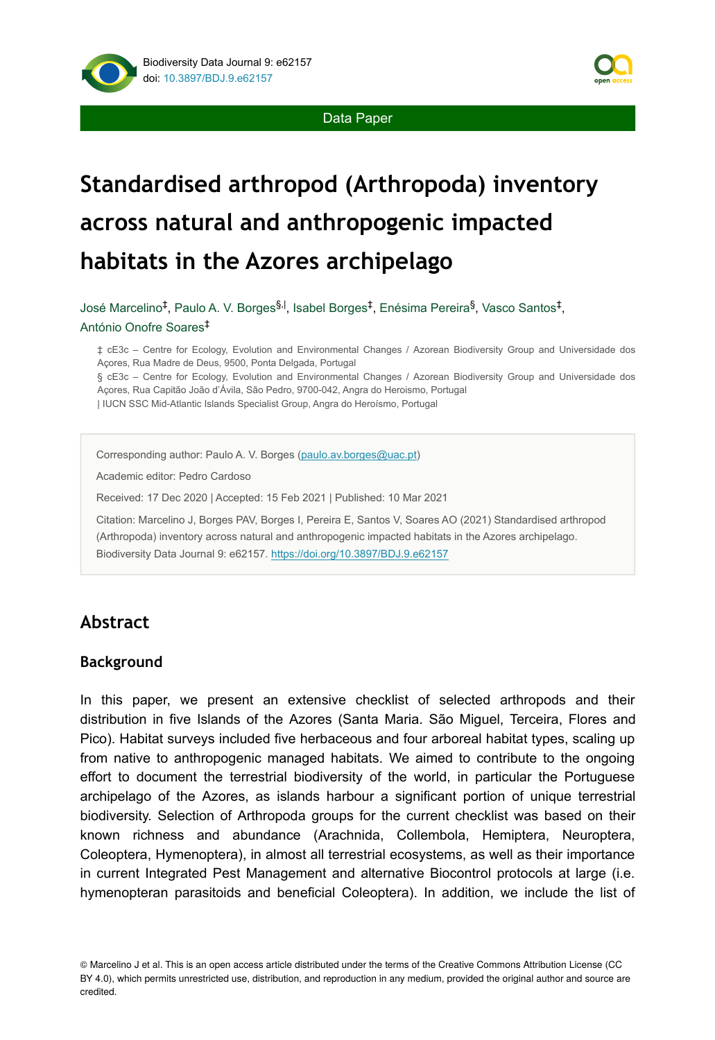Data Paper

# Standardised arthropod (Arthropoda) inventory across natural and anthropogenic impacted habitats in the Azores archipelago

José Marcelino[‡], Paulo A. V. Borges[§,|], Isabel Borges[‡], Enésima Pereira[§], Vasco Santos[‡], António Onofre Soares[‡]

‡ cE3c – Centre for Ecology, Evolution and Environmental Changes / Azorean Biodiversity Group and Universidade dos Açores, Rua Madre de Deus, 9500, Ponta Delgada, Portugal
§ cE3c – Centre for Ecology, Evolution and Environmental Changes / Azorean Biodiversity Group and Universidade dos Açores, Rua Capitão João d'Ávila, São Pedro, 9700-042, Angra do Heroismo, Portugal
| IUCN SSC Mid-Atlantic Islands Specialist Group, Angra do Heroísmo, Portugal

Corresponding author: Paulo A. V. Borges (paulo.av.borges@uac.pt)

Academic editor: Pedro Cardoso

Received: 17 Dec 2020 | Accepted: 15 Feb 2021 | Published: 10 Mar 2021

Citation: Marcelino J, Borges PAV, Borges I, Pereira E, Santos V, Soares AO (2021) Standardised arthropod (Arthropoda) inventory across natural and anthropogenic impacted habitats in the Azores archipelago. Biodiversity Data Journal 9: e62157. https://doi.org/10.3897/BDJ.9.e62157

## Abstract

### Background

In this paper, we present an extensive checklist of selected arthropods and their distribution in five Islands of the Azores (Santa Maria. São Miguel, Terceira, Flores and Pico). Habitat surveys included five herbaceous and four arboreal habitat types, scaling up from native to anthropogenic managed habitats. We aimed to contribute to the ongoing effort to document the terrestrial biodiversity of the world, in particular the Portuguese archipelago of the Azores, as islands harbour a significant portion of unique terrestrial biodiversity. Selection of Arthropoda groups for the current checklist was based on their known richness and abundance (Arachnida, Collembola, Hemiptera, Neuroptera, Coleoptera, Hymenoptera), in almost all terrestrial ecosystems, as well as their importance in current Integrated Pest Management and alternative Biocontrol protocols at large (i.e. hymenopteran parasitoids and beneficial Coleoptera). In addition, we include the list of

© Marcelino J et al. This is an open access article distributed under the terms of the Creative Commons Attribution License (CC BY 4.0), which permits unrestricted use, distribution, and reproduction in any medium, provided the original author and source are credited.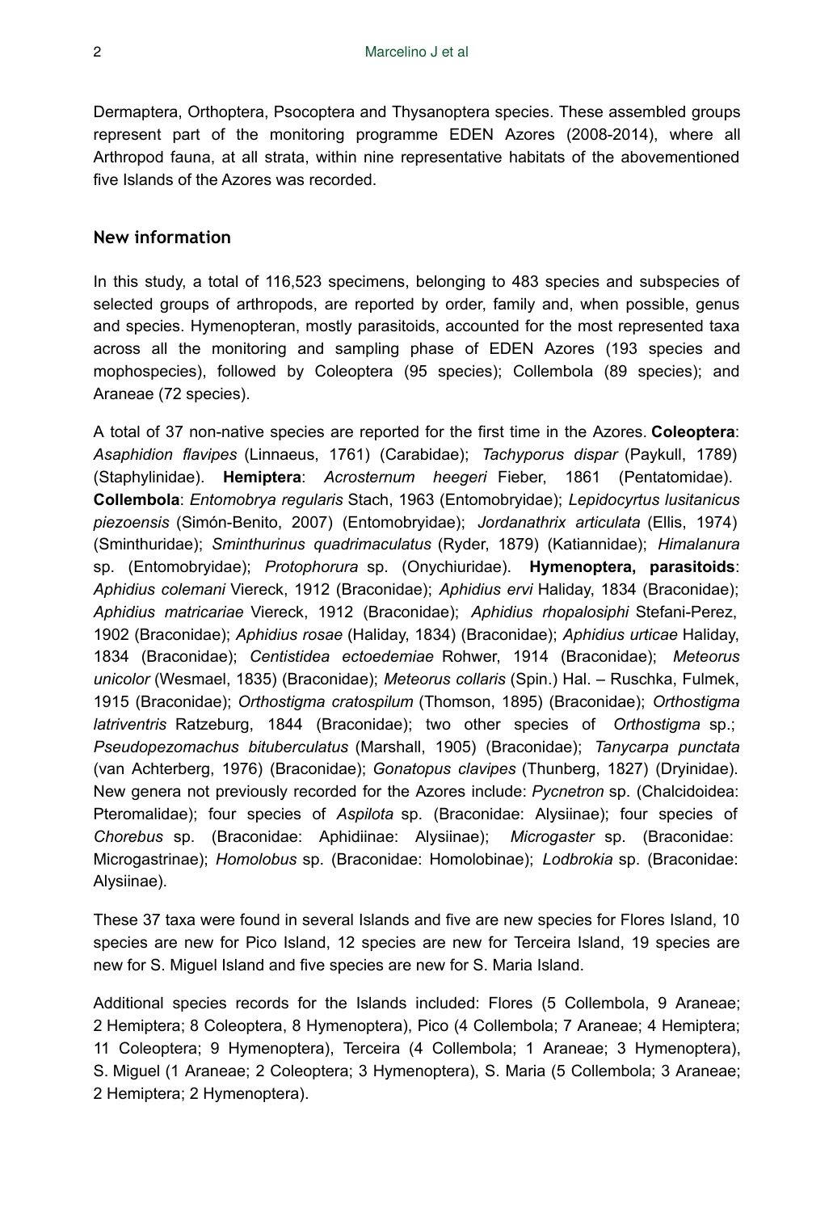Dermaptera, Orthoptera, Psocoptera and Thysanoptera species. These assembled groups represent part of the monitoring programme EDEN Azores (2008-2014), where all Arthropod fauna, at all strata, within nine representative habitats of the abovementioned five Islands of the Azores was recorded.

## New information

In this study, a total of 116,523 specimens, belonging to 483 species and subspecies of selected groups of arthropods, are reported by order, family and, when possible, genus and species. Hymenopteran, mostly parasitoids, accounted for the most represented taxa across all the monitoring and sampling phase of EDEN Azores (193 species and mophospecies), followed by Coleoptera (95 species); Collembola (89 species); and Araneae (72 species).

A total of 37 non-native species are reported for the first time in the Azores. **Coleoptera**: *Asaphidion flavipes* (Linnaeus, 1761) (Carabidae); *Tachyporus dispar* (Paykull, 1789) (Staphylinidae). **Hemiptera**: *Acrosternum heegeri* Fieber, 1861 (Pentatomidae). **Collembola**: *Entomobrya regularis* Stach, 1963 (Entomobryidae); *Lepidocyrtus lusitanicus piezoensis* (Simón-Benito, 2007) (Entomobryidae); *Jordanathrix articulata* (Ellis, 1974) (Sminthuridae); *Sminthurinus quadrimaculatus* (Ryder, 1879) (Katiannidae); *Himalanura* sp. (Entomobryidae); *Protophorura* sp. (Onychiuridae). **Hymenoptera, parasitoids**: *Aphidius colemani* Viereck, 1912 (Braconidae); *Aphidius ervi* Haliday, 1834 (Braconidae); *Aphidius matricariae* Viereck, 1912 (Braconidae); *Aphidius rhopalosiphi* Stefani-Perez, 1902 (Braconidae); *Aphidius rosae* (Haliday, 1834) (Braconidae); *Aphidius urticae* Haliday, 1834 (Braconidae); *Centistidea ectoedemiae* Rohwer, 1914 (Braconidae); *Meteorus unicolor* (Wesmael, 1835) (Braconidae); *Meteorus collaris* (Spin.) Hal. – Ruschka, Fulmek, 1915 (Braconidae); *Orthostigma cratospilum* (Thomson, 1895) (Braconidae); *Orthostigma latriventris* Ratzeburg, 1844 (Braconidae); two other species of *Orthostigma* sp.; *Pseudopezomachus bituberculatus* (Marshall, 1905) (Braconidae); *Tanycarpa punctata* (van Achterberg, 1976) (Braconidae); *Gonatopus clavipes* (Thunberg, 1827) (Dryinidae). New genera not previously recorded for the Azores include: *Pycnetron* sp. (Chalcidoidea: Pteromalidae); four species of *Aspilota* sp. (Braconidae: Alysiinae); four species of *Chorebus* sp. (Braconidae: Aphidiinae: Alysiinae); *Microgaster* sp. (Braconidae: Microgastrinae); *Homolobus* sp. (Braconidae: Homolobinae); *Lodbrokia* sp. (Braconidae: Alysiinae).

These 37 taxa were found in several Islands and five are new species for Flores Island, 10 species are new for Pico Island, 12 species are new for Terceira Island, 19 species are new for S. Miguel Island and five species are new for S. Maria Island.

Additional species records for the Islands included: Flores (5 Collembola, 9 Araneae; 2 Hemiptera; 8 Coleoptera, 8 Hymenoptera), Pico (4 Collembola; 7 Araneae; 4 Hemiptera; 11 Coleoptera; 9 Hymenoptera), Terceira (4 Collembola; 1 Araneae; 3 Hymenoptera), S. Miguel (1 Araneae; 2 Coleoptera; 3 Hymenoptera), S. Maria (5 Collembola; 3 Araneae; 2 Hemiptera; 2 Hymenoptera).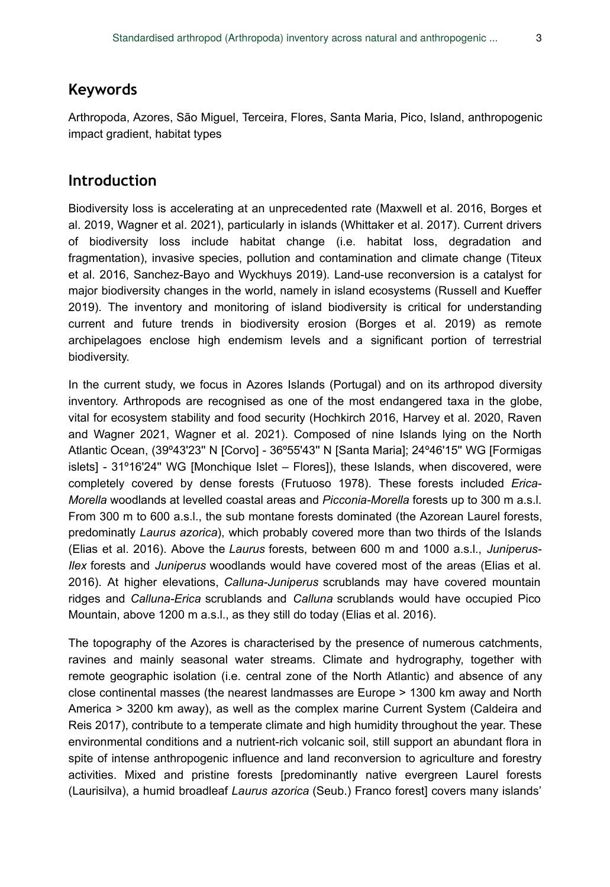## Keywords

Arthropoda, Azores, São Miguel, Terceira, Flores, Santa Maria, Pico, Island, anthropogenic impact gradient, habitat types

## Introduction

Biodiversity loss is accelerating at an unprecedented rate (Maxwell et al. 2016, Borges et al. 2019, Wagner et al. 2021), particularly in islands (Whittaker et al. 2017). Current drivers of biodiversity loss include habitat change (i.e. habitat loss, degradation and fragmentation), invasive species, pollution and contamination and climate change (Titeux et al. 2016, Sanchez-Bayo and Wyckhuys 2019). Land-use reconversion is a catalyst for major biodiversity changes in the world, namely in island ecosystems (Russell and Kueffer 2019). The inventory and monitoring of island biodiversity is critical for understanding current and future trends in biodiversity erosion (Borges et al. 2019) as remote archipelagoes enclose high endemism levels and a significant portion of terrestrial biodiversity.

In the current study, we focus in Azores Islands (Portugal) and on its arthropod diversity inventory. Arthropods are recognised as one of the most endangered taxa in the globe, vital for ecosystem stability and food security (Hochkirch 2016, Harvey et al. 2020, Raven and Wagner 2021, Wagner et al. 2021). Composed of nine Islands lying on the North Atlantic Ocean, (39º43'23'' N [Corvo] - 36º55'43'' N [Santa Maria]; 24º46'15'' WG [Formigas islets] - 31º16'24'' WG [Monchique Islet – Flores]), these Islands, when discovered, were completely covered by dense forests (Frutuoso 1978). These forests included *Erica-Morella* woodlands at levelled coastal areas and *Picconia-Morella* forests up to 300 m a.s.l. From 300 m to 600 a.s.l., the sub montane forests dominated (the Azorean Laurel forests, predominatly *Laurus azorica*), which probably covered more than two thirds of the Islands (Elias et al. 2016). Above the *Laurus* forests, between 600 m and 1000 a.s.l., *Juniperus-Ilex* forests and *Juniperus* woodlands would have covered most of the areas (Elias et al. 2016). At higher elevations, *Calluna-Juniperus* scrublands may have covered mountain ridges and *Calluna-Erica* scrublands and *Calluna* scrublands would have occupied Pico Mountain, above 1200 m a.s.l., as they still do today (Elias et al. 2016).

The topography of the Azores is characterised by the presence of numerous catchments, ravines and mainly seasonal water streams. Climate and hydrography, together with remote geographic isolation (i.e. central zone of the North Atlantic) and absence of any close continental masses (the nearest landmasses are Europe > 1300 km away and North America > 3200 km away), as well as the complex marine Current System (Caldeira and Reis 2017), contribute to a temperate climate and high humidity throughout the year. These environmental conditions and a nutrient-rich volcanic soil, still support an abundant flora in spite of intense anthropogenic influence and land reconversion to agriculture and forestry activities. Mixed and pristine forests [predominantly native evergreen Laurel forests (Laurisilva), a humid broadleaf *Laurus azorica* (Seub.) Franco forest] covers many islands'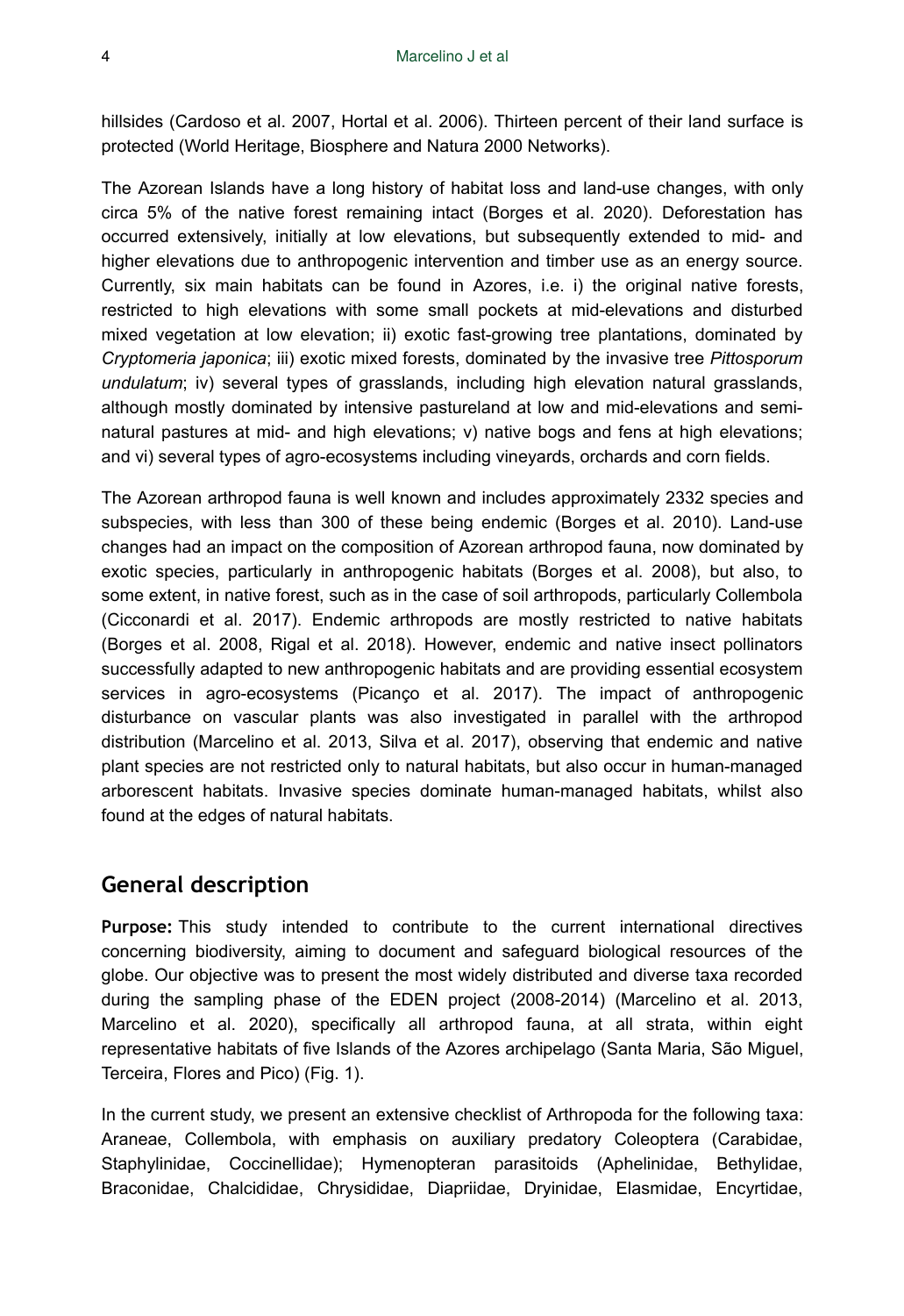hillsides (Cardoso et al. 2007, Hortal et al. 2006). Thirteen percent of their land surface is protected (World Heritage, Biosphere and Natura 2000 Networks).

The Azorean Islands have a long history of habitat loss and land-use changes, with only circa 5% of the native forest remaining intact (Borges et al. 2020). Deforestation has occurred extensively, initially at low elevations, but subsequently extended to mid- and higher elevations due to anthropogenic intervention and timber use as an energy source. Currently, six main habitats can be found in Azores, i.e. i) the original native forests, restricted to high elevations with some small pockets at mid-elevations and disturbed mixed vegetation at low elevation; ii) exotic fast-growing tree plantations, dominated by *Cryptomeria japonica*; iii) exotic mixed forests, dominated by the invasive tree *Pittosporum undulatum*; iv) several types of grasslands, including high elevation natural grasslands, although mostly dominated by intensive pastureland at low and mid-elevations and semi-natural pastures at mid- and high elevations; v) native bogs and fens at high elevations; and vi) several types of agro-ecosystems including vineyards, orchards and corn fields.

The Azorean arthropod fauna is well known and includes approximately 2332 species and subspecies, with less than 300 of these being endemic (Borges et al. 2010). Land-use changes had an impact on the composition of Azorean arthropod fauna, now dominated by exotic species, particularly in anthropogenic habitats (Borges et al. 2008), but also, to some extent, in native forest, such as in the case of soil arthropods, particularly Collembola (Cicconardi et al. 2017). Endemic arthropods are mostly restricted to native habitats (Borges et al. 2008, Rigal et al. 2018). However, endemic and native insect pollinators successfully adapted to new anthropogenic habitats and are providing essential ecosystem services in agro-ecosystems (Picanço et al. 2017). The impact of anthropogenic disturbance on vascular plants was also investigated in parallel with the arthropod distribution (Marcelino et al. 2013, Silva et al. 2017), observing that endemic and native plant species are not restricted only to natural habitats, but also occur in human-managed arborescent habitats. Invasive species dominate human-managed habitats, whilst also found at the edges of natural habitats.

## General description

**Purpose:** This study intended to contribute to the current international directives concerning biodiversity, aiming to document and safeguard biological resources of the globe. Our objective was to present the most widely distributed and diverse taxa recorded during the sampling phase of the EDEN project (2008-2014) (Marcelino et al. 2013, Marcelino et al. 2020), specifically all arthropod fauna, at all strata, within eight representative habitats of five Islands of the Azores archipelago (Santa Maria, São Miguel, Terceira, Flores and Pico) (Fig. 1).

In the current study, we present an extensive checklist of Arthropoda for the following taxa: Araneae, Collembola, with emphasis on auxiliary predatory Coleoptera (Carabidae, Staphylinidae, Coccinellidae); Hymenopteran parasitoids (Aphelinidae, Bethylidae, Braconidae, Chalcididae, Chrysididae, Diapriidae, Dryinidae, Elasmidae, Encyrtidae,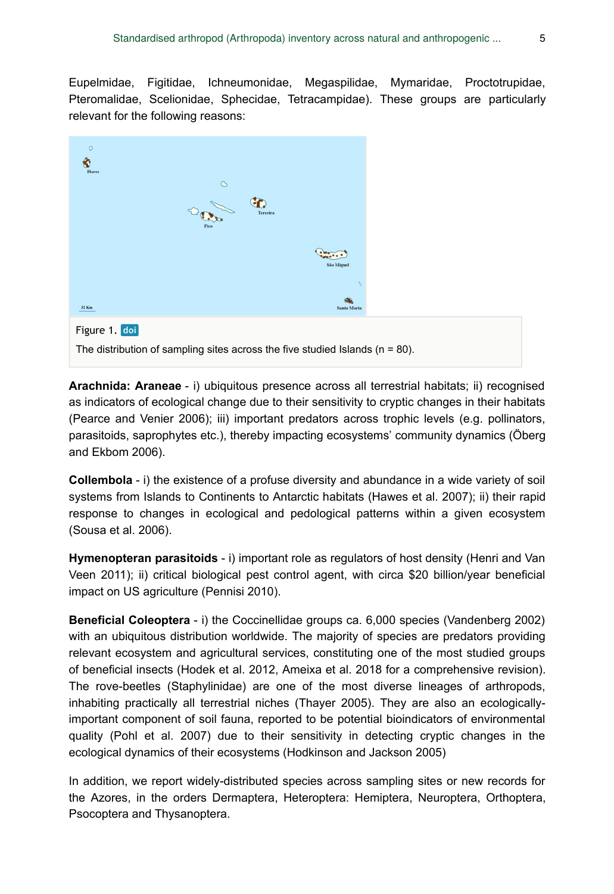Eupelmidae, Figitidae, Ichneumonidae, Megaspilidae, Mymaridae, Proctotrupidae, Pteromalidae, Scelionidae, Sphecidae, Tetracampidae). These groups are particularly relevant for the following reasons:

Figure 1. doi

The distribution of sampling sites across the five studied Islands (n = 80).

**Arachnida: Araneae** - i) ubiquitous presence across all terrestrial habitats; ii) recognised as indicators of ecological change due to their sensitivity to cryptic changes in their habitats (Pearce and Venier 2006); iii) important predators across trophic levels (e.g. pollinators, parasitoids, saprophytes etc.), thereby impacting ecosystems' community dynamics (Öberg and Ekbom 2006).

**Collembola** - i) the existence of a profuse diversity and abundance in a wide variety of soil systems from Islands to Continents to Antarctic habitats (Hawes et al. 2007); ii) their rapid response to changes in ecological and pedological patterns within a given ecosystem (Sousa et al. 2006).

**Hymenopteran parasitoids** - i) important role as regulators of host density (Henri and Van Veen 2011); ii) critical biological pest control agent, with circa $20 billion/year beneficial impact on US agriculture (Pennisi 2010).

**Beneficial Coleoptera** - i) the Coccinellidae groups ca. 6,000 species (Vandenberg 2002) with an ubiquitous distribution worldwide. The majority of species are predators providing relevant ecosystem and agricultural services, constituting one of the most studied groups of beneficial insects (Hodek et al. 2012, Ameixa et al. 2018 for a comprehensive revision). The rove-beetles (Staphylinidae) are one of the most diverse lineages of arthropods, inhabiting practically all terrestrial niches (Thayer 2005). They are also an ecologically-important component of soil fauna, reported to be potential bioindicators of environmental quality (Pohl et al. 2007) due to their sensitivity in detecting cryptic changes in the ecological dynamics of their ecosystems (Hodkinson and Jackson 2005)

In addition, we report widely-distributed species across sampling sites or new records for the Azores, in the orders Dermaptera, Heteroptera: Hemiptera, Neuroptera, Orthoptera, Psocoptera and Thysanoptera.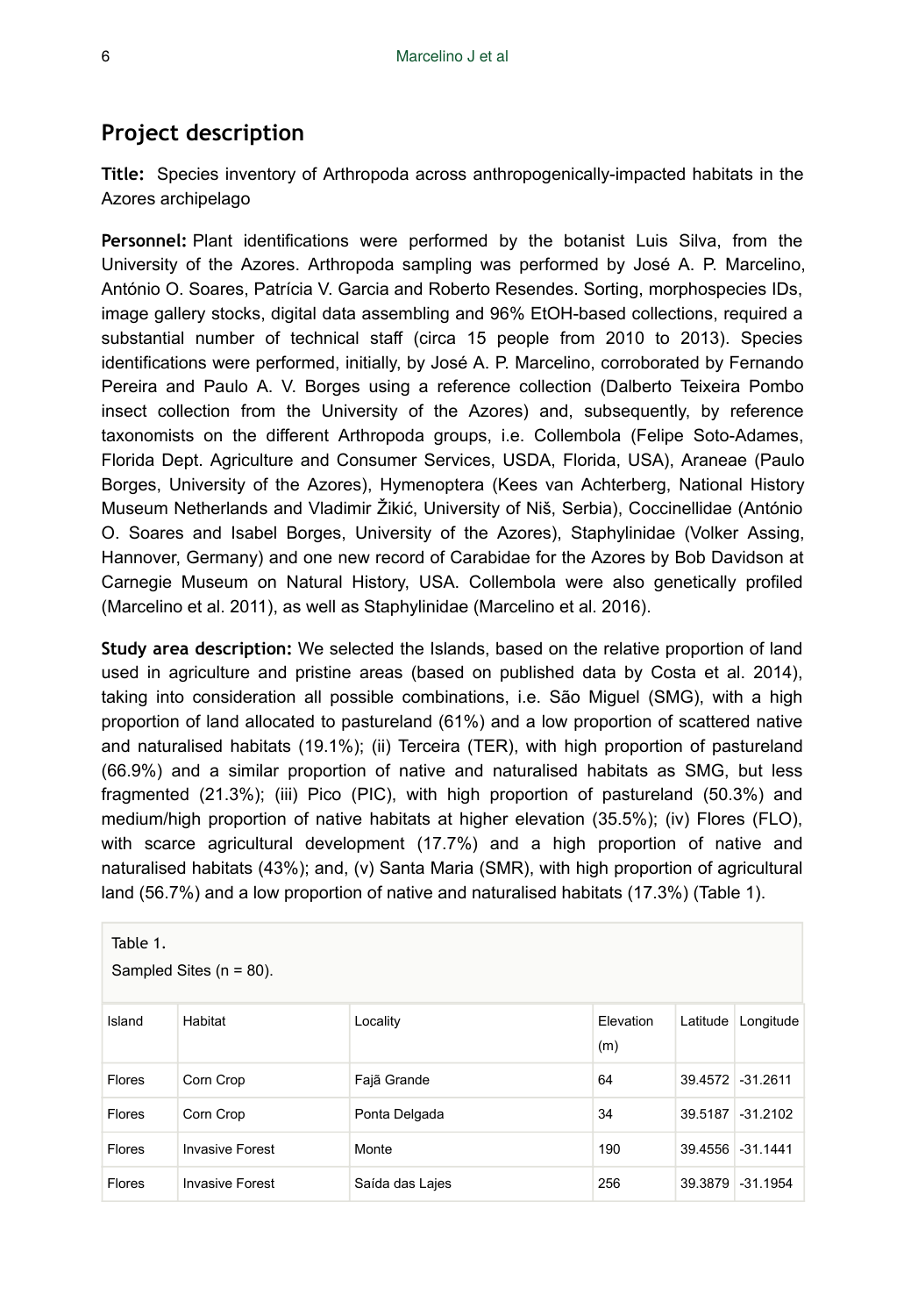## Project description

**Title:** Species inventory of Arthropoda across anthropogenically-impacted habitats in the Azores archipelago

**Personnel:** Plant identifications were performed by the botanist Luis Silva, from the University of the Azores. Arthropoda sampling was performed by José A. P. Marcelino, António O. Soares, Patrícia V. Garcia and Roberto Resendes. Sorting, morphospecies IDs, image gallery stocks, digital data assembling and 96% EtOH-based collections, required a substantial number of technical staff (circa 15 people from 2010 to 2013). Species identifications were performed, initially, by José A. P. Marcelino, corroborated by Fernando Pereira and Paulo A. V. Borges using a reference collection (Dalberto Teixeira Pombo insect collection from the University of the Azores) and, subsequently, by reference taxonomists on the different Arthropoda groups, i.e. Collembola (Felipe Soto-Adames, Florida Dept. Agriculture and Consumer Services, USDA, Florida, USA), Araneae (Paulo Borges, University of the Azores), Hymenoptera (Kees van Achterberg, National History Museum Netherlands and Vladimir Žikić, University of Niš, Serbia), Coccinellidae (António O. Soares and Isabel Borges, University of the Azores), Staphylinidae (Volker Assing, Hannover, Germany) and one new record of Carabidae for the Azores by Bob Davidson at Carnegie Museum on Natural History, USA. Collembola were also genetically profiled (Marcelino et al. 2011), as well as Staphylinidae (Marcelino et al. 2016).

**Study area description:** We selected the Islands, based on the relative proportion of land used in agriculture and pristine areas (based on published data by Costa et al. 2014), taking into consideration all possible combinations, i.e. São Miguel (SMG), with a high proportion of land allocated to pastureland (61%) and a low proportion of scattered native and naturalised habitats (19.1%); (ii) Terceira (TER), with high proportion of pastureland (66.9%) and a similar proportion of native and naturalised habitats as SMG, but less fragmented (21.3%); (iii) Pico (PIC), with high proportion of pastureland (50.3%) and medium/high proportion of native habitats at higher elevation (35.5%); (iv) Flores (FLO), with scarce agricultural development (17.7%) and a high proportion of native and naturalised habitats (43%); and, (v) Santa Maria (SMR), with high proportion of agricultural land (56.7%) and a low proportion of native and naturalised habitats (17.3%) (Table 1).

Table 1.
Sampled Sites (n = 80).

| Island | Habitat | Locality | Elevation (m) | Latitude | Longitude |
|---|---|---|---|---|---|
| Flores | Corn Crop | Fajã Grande | 64 | 39.4572 | -31.2611 |
| Flores | Corn Crop | Ponta Delgada | 34 | 39.5187 | -31.2102 |
| Flores | Invasive Forest | Monte | 190 | 39.4556 | -31.1441 |
| Flores | Invasive Forest | Saída das Lajes | 256 | 39.3879 | -31.1954 |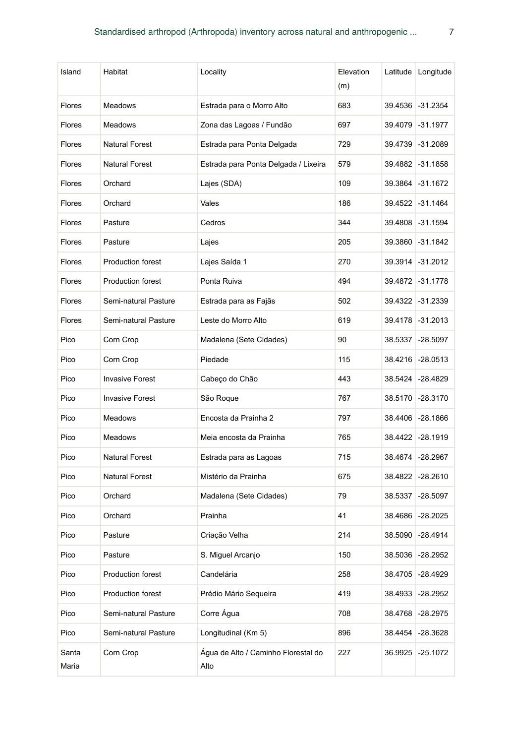| Island | Habitat | Locality | Elevation (m) | Latitude | Longitude |
| --- | --- | --- | --- | --- | --- |
| Flores | Meadows | Estrada para o Morro Alto | 683 | 39.4536 | -31.2354 |
| Flores | Meadows | Zona das Lagoas / Fundão | 697 | 39.4079 | -31.1977 |
| Flores | Natural Forest | Estrada para Ponta Delgada | 729 | 39.4739 | -31.2089 |
| Flores | Natural Forest | Estrada para Ponta Delgada / Lixeira | 579 | 39.4882 | -31.1858 |
| Flores | Orchard | Lajes (SDA) | 109 | 39.3864 | -31.1672 |
| Flores | Orchard | Vales | 186 | 39.4522 | -31.1464 |
| Flores | Pasture | Cedros | 344 | 39.4808 | -31.1594 |
| Flores | Pasture | Lajes | 205 | 39.3860 | -31.1842 |
| Flores | Production forest | Lajes Saída 1 | 270 | 39.3914 | -31.2012 |
| Flores | Production forest | Ponta Ruiva | 494 | 39.4872 | -31.1778 |
| Flores | Semi-natural Pasture | Estrada para as Fajãs | 502 | 39.4322 | -31.2339 |
| Flores | Semi-natural Pasture | Leste do Morro Alto | 619 | 39.4178 | -31.2013 |
| Pico | Corn Crop | Madalena (Sete Cidades) | 90 | 38.5337 | -28.5097 |
| Pico | Corn Crop | Piedade | 115 | 38.4216 | -28.0513 |
| Pico | Invasive Forest | Cabeço do Chão | 443 | 38.5424 | -28.4829 |
| Pico | Invasive Forest | São Roque | 767 | 38.5170 | -28.3170 |
| Pico | Meadows | Encosta da Prainha 2 | 797 | 38.4406 | -28.1866 |
| Pico | Meadows | Meia encosta da Prainha | 765 | 38.4422 | -28.1919 |
| Pico | Natural Forest | Estrada para as Lagoas | 715 | 38.4674 | -28.2967 |
| Pico | Natural Forest | Mistério da Prainha | 675 | 38.4822 | -28.2610 |
| Pico | Orchard | Madalena (Sete Cidades) | 79 | 38.5337 | -28.5097 |
| Pico | Orchard | Prainha | 41 | 38.4686 | -28.2025 |
| Pico | Pasture | Criação Velha | 214 | 38.5090 | -28.4914 |
| Pico | Pasture | S. Miguel Arcanjo | 150 | 38.5036 | -28.2952 |
| Pico | Production forest | Candelária | 258 | 38.4705 | -28.4929 |
| Pico | Production forest | Prédio Mário Sequeira | 419 | 38.4933 | -28.2952 |
| Pico | Semi-natural Pasture | Corre Água | 708 | 38.4768 | -28.2975 |
| Pico | Semi-natural Pasture | Longitudinal (Km 5) | 896 | 38.4454 | -28.3628 |
| Santa Maria | Corn Crop | Água de Alto / Caminho Florestal do Alto | 227 | 36.9925 | -25.1072 |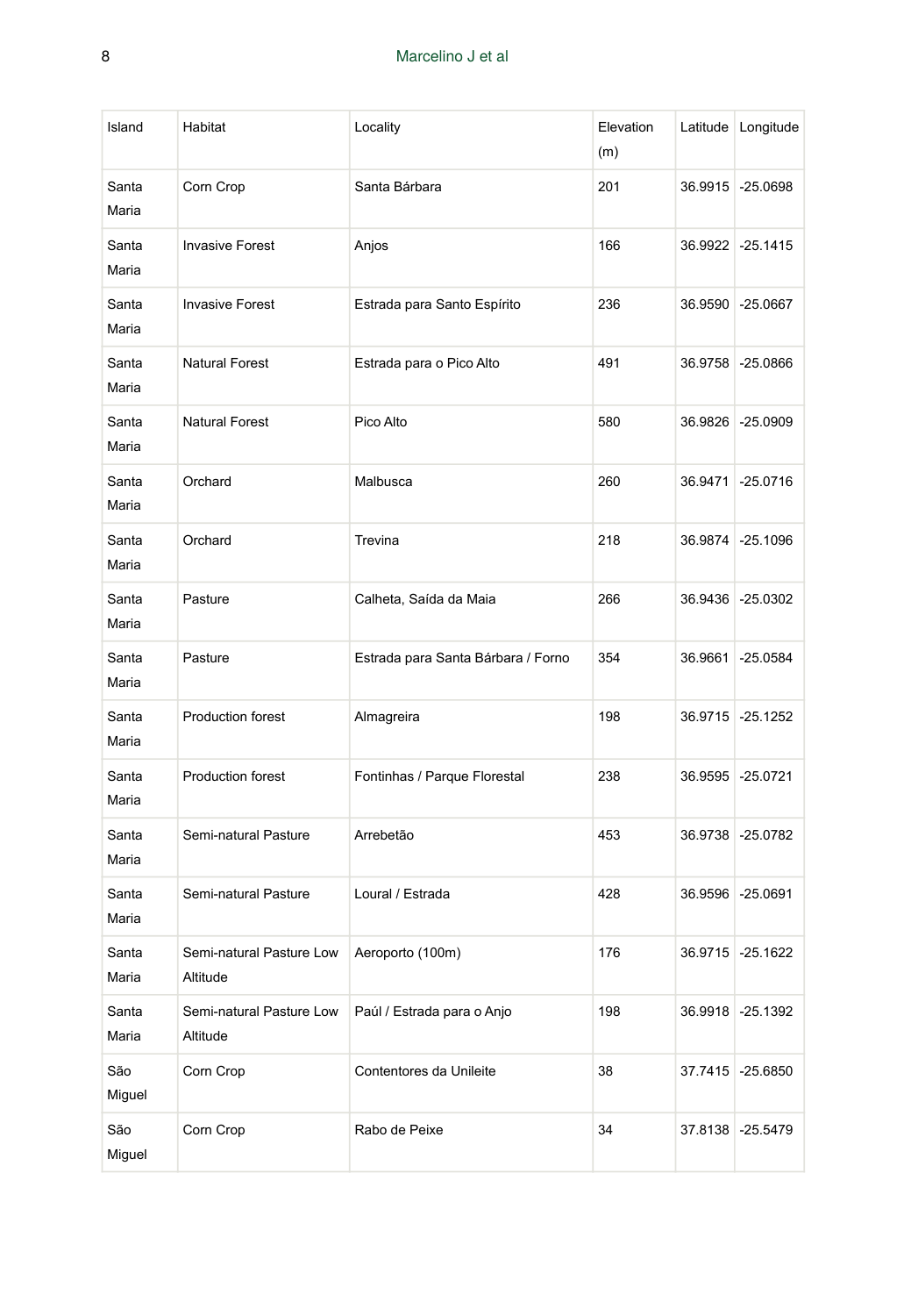| Island | Habitat | Locality | Elevation (m) | Latitude | Longitude |
| --- | --- | --- | --- | --- | --- |
| Santa Maria | Corn Crop | Santa Bárbara | 201 | 36.9915 | -25.0698 |
| Santa Maria | Invasive Forest | Anjos | 166 | 36.9922 | -25.1415 |
| Santa Maria | Invasive Forest | Estrada para Santo Espírito | 236 | 36.9590 | -25.0667 |
| Santa Maria | Natural Forest | Estrada para o Pico Alto | 491 | 36.9758 | -25.0866 |
| Santa Maria | Natural Forest | Pico Alto | 580 | 36.9826 | -25.0909 |
| Santa Maria | Orchard | Malbusca | 260 | 36.9471 | -25.0716 |
| Santa Maria | Orchard | Trevina | 218 | 36.9874 | -25.1096 |
| Santa Maria | Pasture | Calheta, Saída da Maia | 266 | 36.9436 | -25.0302 |
| Santa Maria | Pasture | Estrada para Santa Bárbara / Forno | 354 | 36.9661 | -25.0584 |
| Santa Maria | Production forest | Almagreira | 198 | 36.9715 | -25.1252 |
| Santa Maria | Production forest | Fontinhas / Parque Florestal | 238 | 36.9595 | -25.0721 |
| Santa Maria | Semi-natural Pasture | Arrebetão | 453 | 36.9738 | -25.0782 |
| Santa Maria | Semi-natural Pasture | Loural / Estrada | 428 | 36.9596 | -25.0691 |
| Santa Maria | Semi-natural Pasture Low Altitude | Aeroporto (100m) | 176 | 36.9715 | -25.1622 |
| Santa Maria | Semi-natural Pasture Low Altitude | Paúl / Estrada para o Anjo | 198 | 36.9918 | -25.1392 |
| São Miguel | Corn Crop | Contentores da Unileite | 38 | 37.7415 | -25.6850 |
| São Miguel | Corn Crop | Rabo de Peixe | 34 | 37.8138 | -25.5479 |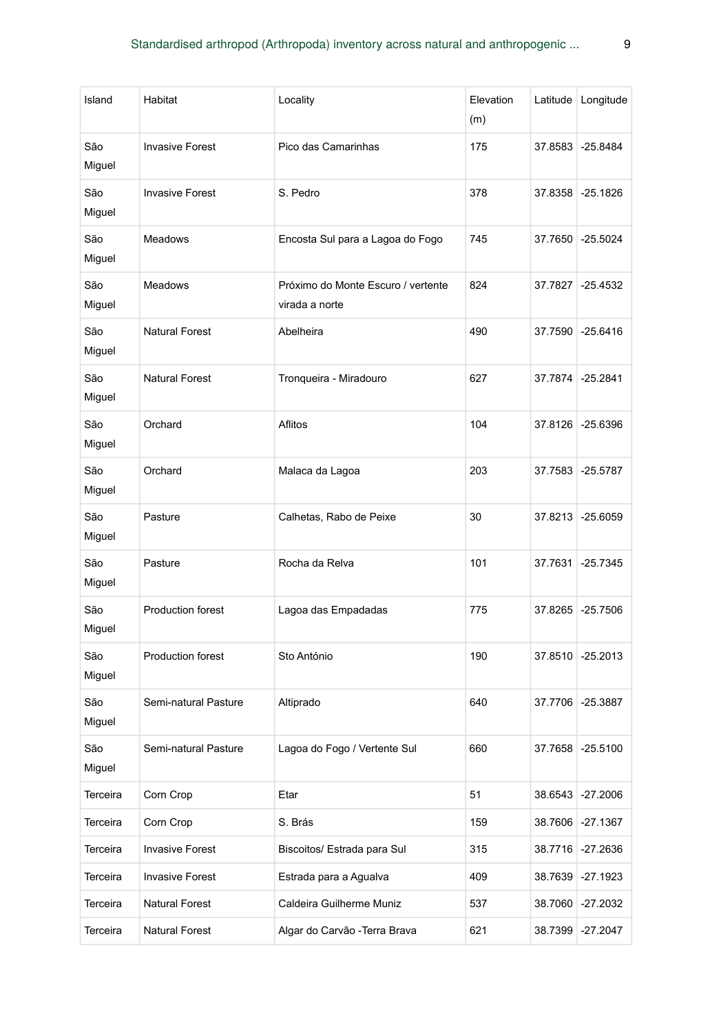| Island | Habitat | Locality | Elevation (m) | Latitude | Longitude |
|---|---|---|---|---|---|
| São Miguel | Invasive Forest | Pico das Camarinhas | 175 | 37.8583 | -25.8484 |
| São Miguel | Invasive Forest | S. Pedro | 378 | 37.8358 | -25.1826 |
| São Miguel | Meadows | Encosta Sul para a Lagoa do Fogo | 745 | 37.7650 | -25.5024 |
| São Miguel | Meadows | Próximo do Monte Escuro / vertente virada a norte | 824 | 37.7827 | -25.4532 |
| São Miguel | Natural Forest | Abelheira | 490 | 37.7590 | -25.6416 |
| São Miguel | Natural Forest | Tronqueira - Miradouro | 627 | 37.7874 | -25.2841 |
| São Miguel | Orchard | Aflitos | 104 | 37.8126 | -25.6396 |
| São Miguel | Orchard | Malaca da Lagoa | 203 | 37.7583 | -25.5787 |
| São Miguel | Pasture | Calhetas, Rabo de Peixe | 30 | 37.8213 | -25.6059 |
| São Miguel | Pasture | Rocha da Relva | 101 | 37.7631 | -25.7345 |
| São Miguel | Production forest | Lagoa das Empadadas | 775 | 37.8265 | -25.7506 |
| São Miguel | Production forest | Sto António | 190 | 37.8510 | -25.2013 |
| São Miguel | Semi-natural Pasture | Altiprado | 640 | 37.7706 | -25.3887 |
| São Miguel | Semi-natural Pasture | Lagoa do Fogo / Vertente Sul | 660 | 37.7658 | -25.5100 |
| Terceira | Corn Crop | Etar | 51 | 38.6543 | -27.2006 |
| Terceira | Corn Crop | S. Brás | 159 | 38.7606 | -27.1367 |
| Terceira | Invasive Forest | Biscoitos/ Estrada para Sul | 315 | 38.7716 | -27.2636 |
| Terceira | Invasive Forest | Estrada para a Agualva | 409 | 38.7639 | -27.1923 |
| Terceira | Natural Forest | Caldeira Guilherme Muniz | 537 | 38.7060 | -27.2032 |
| Terceira | Natural Forest | Algar do Carvão -Terra Brava | 621 | 38.7399 | -27.2047 |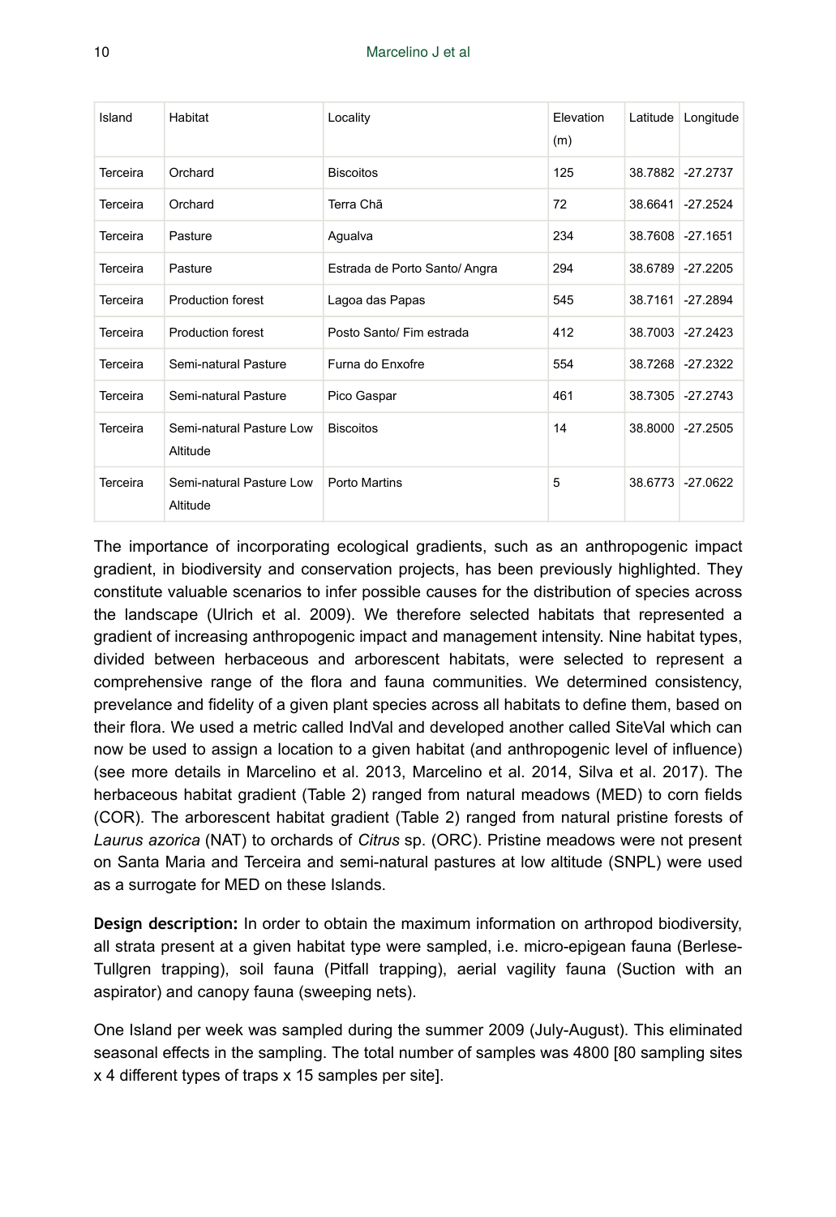| Island | Habitat | Locality | Elevation (m) | Latitude | Longitude |
| --- | --- | --- | --- | --- | --- |
| Terceira | Orchard | Biscoitos | 125 | 38.7882 | -27.2737 |
| Terceira | Orchard | Terra Chã | 72 | 38.6641 | -27.2524 |
| Terceira | Pasture | Agualva | 234 | 38.7608 | -27.1651 |
| Terceira | Pasture | Estrada de Porto Santo/ Angra | 294 | 38.6789 | -27.2205 |
| Terceira | Production forest | Lagoa das Papas | 545 | 38.7161 | -27.2894 |
| Terceira | Production forest | Posto Santo/ Fim estrada | 412 | 38.7003 | -27.2423 |
| Terceira | Semi-natural Pasture | Furna do Enxofre | 554 | 38.7268 | -27.2322 |
| Terceira | Semi-natural Pasture | Pico Gaspar | 461 | 38.7305 | -27.2743 |
| Terceira | Semi-natural Pasture Low Altitude | Biscoitos | 14 | 38.8000 | -27.2505 |
| Terceira | Semi-natural Pasture Low Altitude | Porto Martins | 5 | 38.6773 | -27.0622 |

The importance of incorporating ecological gradients, such as an anthropogenic impact gradient, in biodiversity and conservation projects, has been previously highlighted. They constitute valuable scenarios to infer possible causes for the distribution of species across the landscape (Ulrich et al. 2009). We therefore selected habitats that represented a gradient of increasing anthropogenic impact and management intensity. Nine habitat types, divided between herbaceous and arborescent habitats, were selected to represent a comprehensive range of the flora and fauna communities. We determined consistency, prevelance and fidelity of a given plant species across all habitats to define them, based on their flora. We used a metric called IndVal and developed another called SiteVal which can now be used to assign a location to a given habitat (and anthropogenic level of influence) (see more details in Marcelino et al. 2013, Marcelino et al. 2014, Silva et al. 2017). The herbaceous habitat gradient (Table 2) ranged from natural meadows (MED) to corn fields (COR). The arborescent habitat gradient (Table 2) ranged from natural pristine forests of *Laurus azorica* (NAT) to orchards of *Citrus* sp. (ORC). Pristine meadows were not present on Santa Maria and Terceira and semi-natural pastures at low altitude (SNPL) were used as a surrogate for MED on these Islands.

**Design description:** In order to obtain the maximum information on arthropod biodiversity, all strata present at a given habitat type were sampled, i.e. micro-epigean fauna (Berlese-Tullgren trapping), soil fauna (Pitfall trapping), aerial vagility fauna (Suction with an aspirator) and canopy fauna (sweeping nets).

One Island per week was sampled during the summer 2009 (July-August). This eliminated seasonal effects in the sampling. The total number of samples was 4800 [80 sampling sites x 4 different types of traps x 15 samples per site].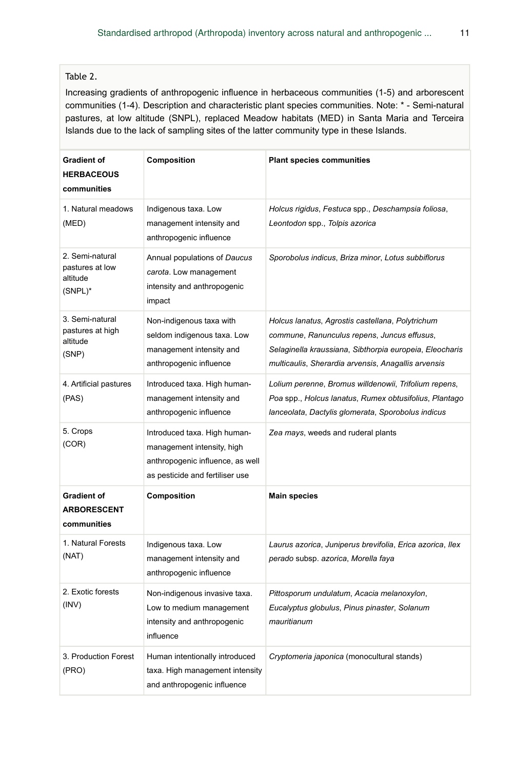Table 2.

Increasing gradients of anthropogenic influence in herbaceous communities (1-5) and arborescent communities (1-4). Description and characteristic plant species communities. Note: * - Semi-natural pastures, at low altitude (SNPL), replaced Meadow habitats (MED) in Santa Maria and Terceira Islands due to the lack of sampling sites of the latter community type in these Islands.

| **Gradient of HERBACEOUS communities** | **Composition** | **Plant species communities** |
|---|---|---|
| 1. Natural meadows (MED) | Indigenous taxa. Low management intensity and anthropogenic influence | *Holcus rigidus*, *Festuca* spp., *Deschampsia foliosa*, *Leontodon* spp., *Tolpis azorica* |
| 2. Semi-natural pastures at low altitude (SNPL)* | Annual populations of *Daucus carota*. Low management intensity and anthropogenic impact | *Sporobolus indicus*, *Briza minor*, *Lotus subbiflorus* |
| 3. Semi-natural pastures at high altitude (SNP) | Non-indigenous taxa with seldom indigenous taxa. Low management intensity and anthropogenic influence | *Holcus lanatus*, *Agrostis castellana*, *Polytrichum commune*, *Ranunculus repens*, *Juncus effusus*, *Selaginella kraussiana*, *Sibthorpia europeia*, *Eleocharis multicaulis*, *Sherardia arvensis*, *Anagallis arvensis* |
| 4. Artificial pastures (PAS) | Introduced taxa. High human-management intensity and anthropogenic influence | *Lolium perenne*, *Bromus willdenowii*, *Trifolium repens*, *Poa* spp., *Holcus lanatus*, *Rumex obtusifolius*, *Plantago lanceolata*, *Dactylis glomerata*, *Sporobolus indicus* |
| 5. Crops (COR) | Introduced taxa. High human-management intensity, high anthropogenic influence, as well as pesticide and fertiliser use | *Zea mays*, weeds and ruderal plants |
| **Gradient of ARBORESCENT communities** | **Composition** | **Main species** |
| 1. Natural Forests (NAT) | Indigenous taxa. Low management intensity and anthropogenic influence | *Laurus azorica*, *Juniperus brevifolia*, *Erica azorica*, *Ilex perado* subsp. *azorica*, *Morella faya* |
| 2. Exotic forests (INV) | Non-indigenous invasive taxa. Low to medium management intensity and anthropogenic influence | *Pittosporum undulatum*, *Acacia melanoxylon*, *Eucalyptus globulus*, *Pinus pinaster*, *Solanum mauritianum* |
| 3. Production Forest (PRO) | Human intentionally introduced taxa. High management intensity and anthropogenic influence | *Cryptomeria japonica* (monocultural stands) |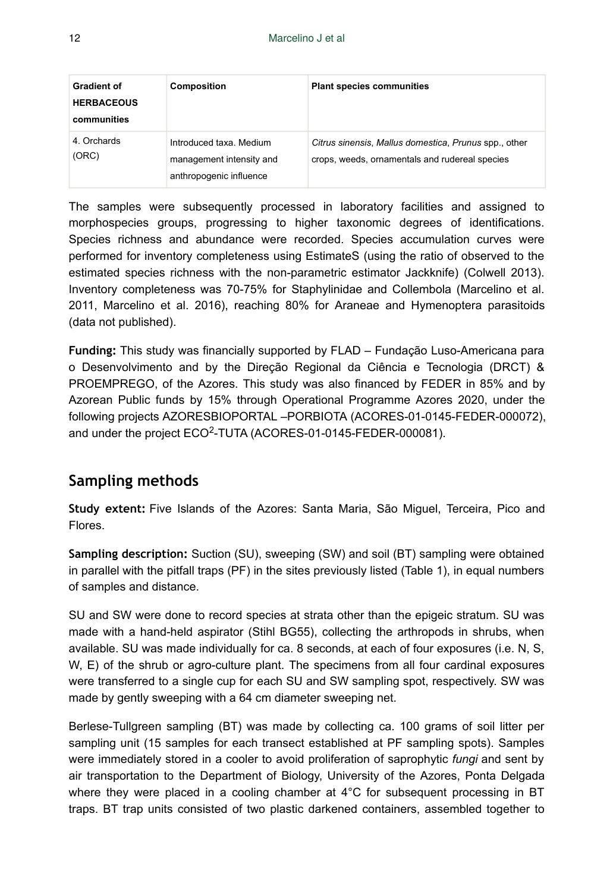| Gradient of HERBACEOUS communities | Composition | Plant species communities |
|---|---|---|
| 4. Orchards (ORC) | Introduced taxa. Medium management intensity and anthropogenic influence | *Citrus sinensis*, *Mallus domestica*, *Prunus* spp., other crops, weeds, ornamentals and rudereal species |

The samples were subsequently processed in laboratory facilities and assigned to morphospecies groups, progressing to higher taxonomic degrees of identifications. Species richness and abundance were recorded. Species accumulation curves were performed for inventory completeness using EstimateS (using the ratio of observed to the estimated species richness with the non-parametric estimator Jackknife) (Colwell 2013). Inventory completeness was 70-75% for Staphylinidae and Collembola (Marcelino et al. 2011, Marcelino et al. 2016), reaching 80% for Araneae and Hymenoptera parasitoids (data not published).

**Funding:** This study was financially supported by FLAD – Fundação Luso-Americana para o Desenvolvimento and by the Direção Regional da Ciência e Tecnologia (DRCT) & PROEMPREGO, of the Azores. This study was also financed by FEDER in 85% and by Azorean Public funds by 15% through Operational Programme Azores 2020, under the following projects AZORESBIOPORTAL –PORBIOTA (ACORES-01-0145-FEDER-000072), and under the project ECO$^2$-TUTA (ACORES-01-0145-FEDER-000081).

## Sampling methods

**Study extent:** Five Islands of the Azores: Santa Maria, São Miguel, Terceira, Pico and Flores.

**Sampling description:** Suction (SU), sweeping (SW) and soil (BT) sampling were obtained in parallel with the pitfall traps (PF) in the sites previously listed (Table 1), in equal numbers of samples and distance.

SU and SW were done to record species at strata other than the epigeic stratum. SU was made with a hand-held aspirator (Stihl BG55), collecting the arthropods in shrubs, when available. SU was made individually for ca. 8 seconds, at each of four exposures (i.e. N, S, W, E) of the shrub or agro-culture plant. The specimens from all four cardinal exposures were transferred to a single cup for each SU and SW sampling spot, respectively. SW was made by gently sweeping with a 64 cm diameter sweeping net.

Berlese-Tullgreen sampling (BT) was made by collecting ca. 100 grams of soil litter per sampling unit (15 samples for each transect established at PF sampling spots). Samples were immediately stored in a cooler to avoid proliferation of saprophytic *fungi* and sent by air transportation to the Department of Biology, University of the Azores, Ponta Delgada where they were placed in a cooling chamber at 4°C for subsequent processing in BT traps. BT trap units consisted of two plastic darkened containers, assembled together to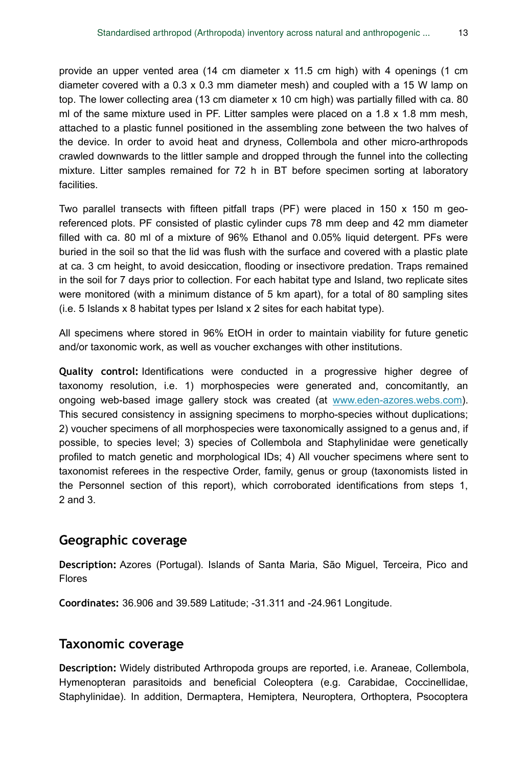provide an upper vented area (14 cm diameter x 11.5 cm high) with 4 openings (1 cm diameter covered with a 0.3 x 0.3 mm diameter mesh) and coupled with a 15 W lamp on top. The lower collecting area (13 cm diameter x 10 cm high) was partially filled with ca. 80 ml of the same mixture used in PF. Litter samples were placed on a 1.8 x 1.8 mm mesh, attached to a plastic funnel positioned in the assembling zone between the two halves of the device. In order to avoid heat and dryness, Collembola and other micro-arthropods crawled downwards to the littler sample and dropped through the funnel into the collecting mixture. Litter samples remained for 72 h in BT before specimen sorting at laboratory facilities.

Two parallel transects with fifteen pitfall traps (PF) were placed in 150 x 150 m geo-referenced plots. PF consisted of plastic cylinder cups 78 mm deep and 42 mm diameter filled with ca. 80 ml of a mixture of 96% Ethanol and 0.05% liquid detergent. PFs were buried in the soil so that the lid was flush with the surface and covered with a plastic plate at ca. 3 cm height, to avoid desiccation, flooding or insectivore predation. Traps remained in the soil for 7 days prior to collection. For each habitat type and Island, two replicate sites were monitored (with a minimum distance of 5 km apart), for a total of 80 sampling sites (i.e. 5 Islands x 8 habitat types per Island x 2 sites for each habitat type).

All specimens where stored in 96% EtOH in order to maintain viability for future genetic and/or taxonomic work, as well as voucher exchanges with other institutions.

**Quality control:** Identifications were conducted in a progressive higher degree of taxonomy resolution, i.e. 1) morphospecies were generated and, concomitantly, an ongoing web-based image gallery stock was created (at www.eden-azores.webs.com). This secured consistency in assigning specimens to morpho-species without duplications; 2) voucher specimens of all morphospecies were taxonomically assigned to a genus and, if possible, to species level; 3) species of Collembola and Staphylinidae were genetically profiled to match genetic and morphological IDs; 4) All voucher specimens where sent to taxonomist referees in the respective Order, family, genus or group (taxonomists listed in the Personnel section of this report), which corroborated identifications from steps 1, 2 and 3.

## Geographic coverage

**Description:** Azores (Portugal). Islands of Santa Maria, São Miguel, Terceira, Pico and Flores

**Coordinates:** 36.906 and 39.589 Latitude; -31.311 and -24.961 Longitude.

## Taxonomic coverage

**Description:** Widely distributed Arthropoda groups are reported, i.e. Araneae, Collembola, Hymenopteran parasitoids and beneficial Coleoptera (e.g. Carabidae, Coccinellidae, Staphylinidae). In addition, Dermaptera, Hemiptera, Neuroptera, Orthoptera, Psocoptera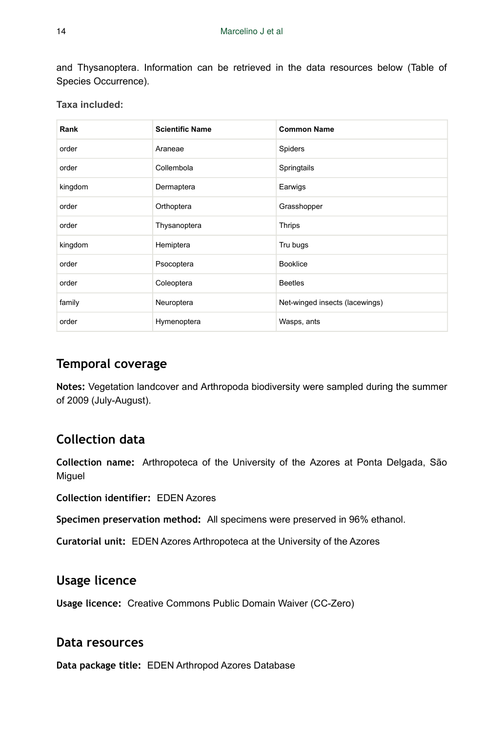and Thysanoptera. Information can be retrieved in the data resources below (Table of Species Occurrence).

**Taxa included:**

| Rank | Scientific Name | Common Name |
| --- | --- | --- |
| order | Araneae | Spiders |
| order | Collembola | Springtails |
| kingdom | Dermaptera | Earwigs |
| order | Orthoptera | Grasshopper |
| order | Thysanoptera | Thrips |
| kingdom | Hemiptera | Tru bugs |
| order | Psocoptera | Booklice |
| order | Coleoptera | Beetles |
| family | Neuroptera | Net-winged insects (lacewings) |
| order | Hymenoptera | Wasps, ants |

## Temporal coverage

**Notes:** Vegetation landcover and Arthropoda biodiversity were sampled during the summer of 2009 (July-August).

## Collection data

**Collection name:** Arthropoteca of the University of the Azores at Ponta Delgada, São Miguel

**Collection identifier:** EDEN Azores

**Specimen preservation method:** All specimens were preserved in 96% ethanol.

**Curatorial unit:** EDEN Azores Arthropoteca at the University of the Azores

## Usage licence

**Usage licence:** Creative Commons Public Domain Waiver (CC-Zero)

## Data resources

**Data package title:** EDEN Arthropod Azores Database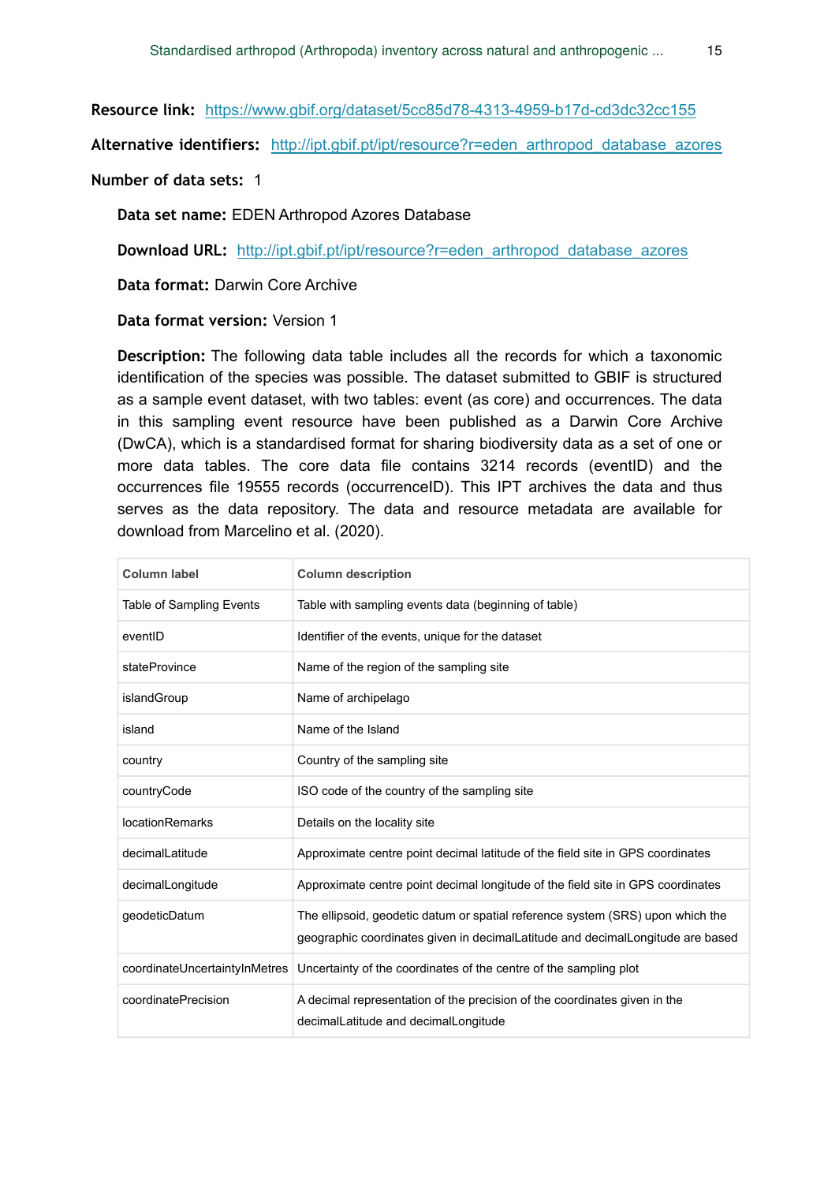**Resource link:** https://www.gbif.org/dataset/5cc85d78-4313-4959-b17d-cd3dc32cc155

**Alternative identifiers:** http://ipt.gbif.pt/ipt/resource?r=eden_arthropod_database_azores

**Number of data sets:** 1

**Data set name:** EDEN Arthropod Azores Database

**Download URL:** http://ipt.gbif.pt/ipt/resource?r=eden_arthropod_database_azores

**Data format:** Darwin Core Archive

**Data format version:** Version 1

**Description:** The following data table includes all the records for which a taxonomic identification of the species was possible. The dataset submitted to GBIF is structured as a sample event dataset, with two tables: event (as core) and occurrences. The data in this sampling event resource have been published as a Darwin Core Archive (DwCA), which is a standardised format for sharing biodiversity data as a set of one or more data tables. The core data file contains 3214 records (eventID) and the occurrences file 19555 records (occurrenceID). This IPT archives the data and thus serves as the data repository. The data and resource metadata are available for download from Marcelino et al. (2020).

| Column label | Column description |
|---|---|
| Table of Sampling Events | Table with sampling events data (beginning of table) |
| eventID | Identifier of the events, unique for the dataset |
| stateProvince | Name of the region of the sampling site |
| islandGroup | Name of archipelago |
| island | Name of the Island |
| country | Country of the sampling site |
| countryCode | ISO code of the country of the sampling site |
| locationRemarks | Details on the locality site |
| decimalLatitude | Approximate centre point decimal latitude of the field site in GPS coordinates |
| decimalLongitude | Approximate centre point decimal longitude of the field site in GPS coordinates |
| geodeticDatum | The ellipsoid, geodetic datum or spatial reference system (SRS) upon which the geographic coordinates given in decimalLatitude and decimalLongitude are based |
| coordinateUncertaintyInMetres | Uncertainty of the coordinates of the centre of the sampling plot |
| coordinatePrecision | A decimal representation of the precision of the coordinates given in the decimalLatitude and decimalLongitude |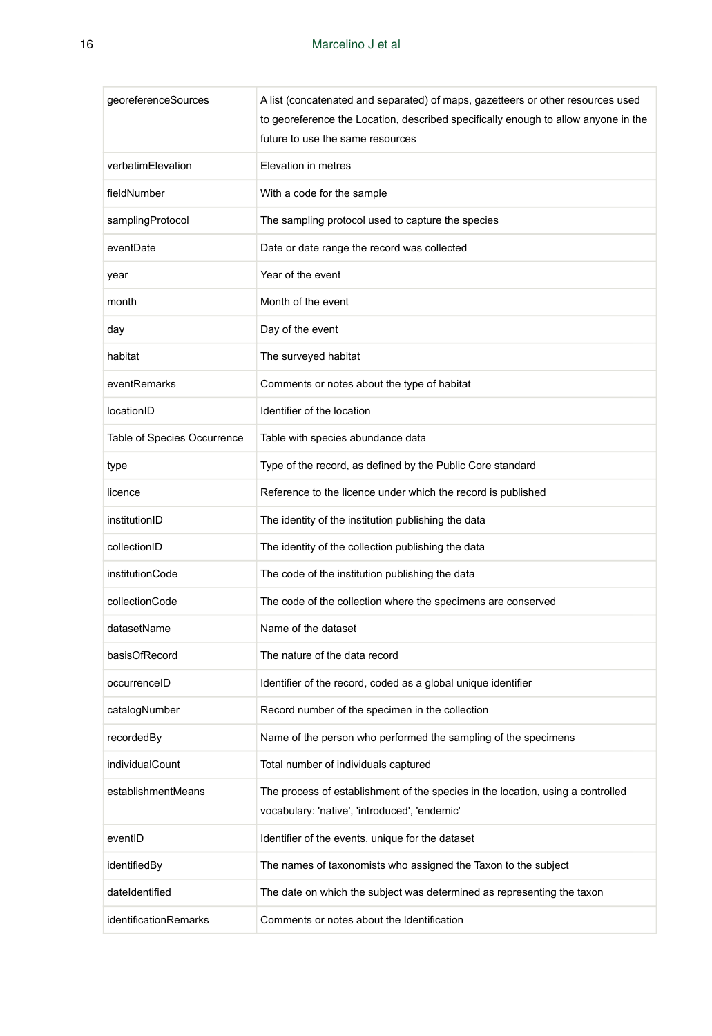| | |
|---|---|
| georeferenceSources | A list (concatenated and separated) of maps, gazetteers or other resources used to georeference the Location, described specifically enough to allow anyone in the future to use the same resources |
| verbatimElevation | Elevation in metres |
| fieldNumber | With a code for the sample |
| samplingProtocol | The sampling protocol used to capture the species |
| eventDate | Date or date range the record was collected |
| year | Year of the event |
| month | Month of the event |
| day | Day of the event |
| habitat | The surveyed habitat |
| eventRemarks | Comments or notes about the type of habitat |
| locationID | Identifier of the location |
| Table of Species Occurrence | Table with species abundance data |
| type | Type of the record, as defined by the Public Core standard |
| licence | Reference to the licence under which the record is published |
| institutionID | The identity of the institution publishing the data |
| collectionID | The identity of the collection publishing the data |
| institutionCode | The code of the institution publishing the data |
| collectionCode | The code of the collection where the specimens are conserved |
| datasetName | Name of the dataset |
| basisOfRecord | The nature of the data record |
| occurrenceID | Identifier of the record, coded as a global unique identifier |
| catalogNumber | Record number of the specimen in the collection |
| recordedBy | Name of the person who performed the sampling of the specimens |
| individualCount | Total number of individuals captured |
| establishmentMeans | The process of establishment of the species in the location, using a controlled vocabulary: 'native', 'introduced', 'endemic' |
| eventID | Identifier of the events, unique for the dataset |
| identifiedBy | The names of taxonomists who assigned the Taxon to the subject |
| dateIdentified | The date on which the subject was determined as representing the taxon |
| identificationRemarks | Comments or notes about the Identification |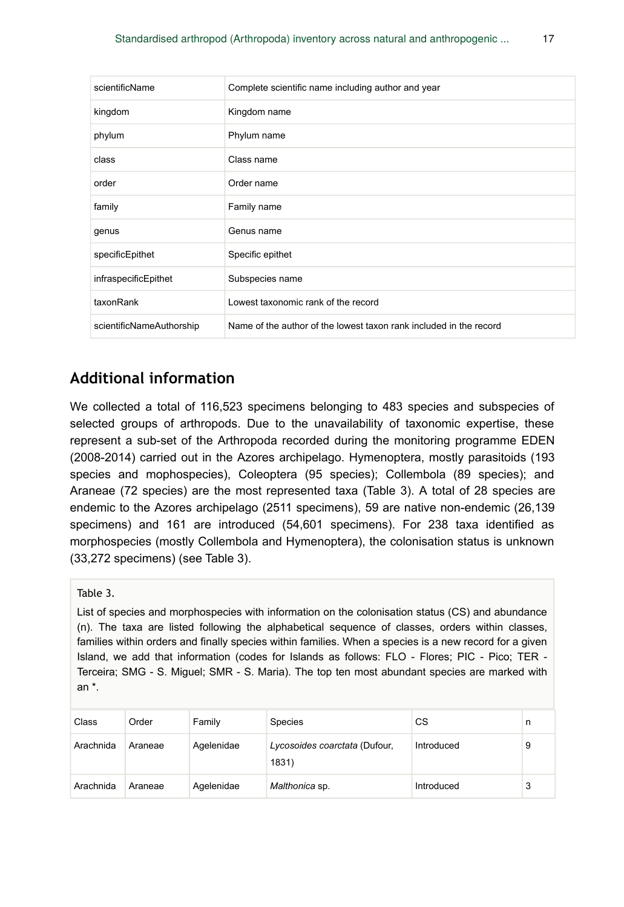| | |
|---|---|
| scientificName | Complete scientific name including author and year |
| kingdom | Kingdom name |
| phylum | Phylum name |
| class | Class name |
| order | Order name |
| family | Family name |
| genus | Genus name |
| specificEpithet | Specific epithet |
| infraspecificEpithet | Subspecies name |
| taxonRank | Lowest taxonomic rank of the record |
| scientificNameAuthorship | Name of the author of the lowest taxon rank included in the record |

## Additional information

We collected a total of 116,523 specimens belonging to 483 species and subspecies of selected groups of arthropods. Due to the unavailability of taxonomic expertise, these represent a sub-set of the Arthropoda recorded during the monitoring programme EDEN (2008-2014) carried out in the Azores archipelago. Hymenoptera, mostly parasitoids (193 species and mophospecies), Coleoptera (95 species); Collembola (89 species); and Araneae (72 species) are the most represented taxa (Table 3). A total of 28 species are endemic to the Azores archipelago (2511 specimens), 59 are native non-endemic (26,139 specimens) and 161 are introduced (54,601 specimens). For 238 taxa identified as morphospecies (mostly Collembola and Hymenoptera), the colonisation status is unknown (33,272 specimens) (see Table 3).

Table 3.

List of species and morphospecies with information on the colonisation status (CS) and abundance (n). The taxa are listed following the alphabetical sequence of classes, orders within classes, families within orders and finally species within families. When a species is a new record for a given Island, we add that information (codes for Islands as follows: FLO - Flores; PIC - Pico; TER - Terceira; SMG - S. Miguel; SMR - S. Maria). The top ten most abundant species are marked with an *.

| Class | Order | Family | Species | CS | n |
|---|---|---|---|---|---|
| Arachnida | Araneae | Agelenidae | *Lycosoides coarctata* (Dufour, 1831) | Introduced | 9 |
| Arachnida | Araneae | Agelenidae | *Malthonica* sp. | Introduced | 3 |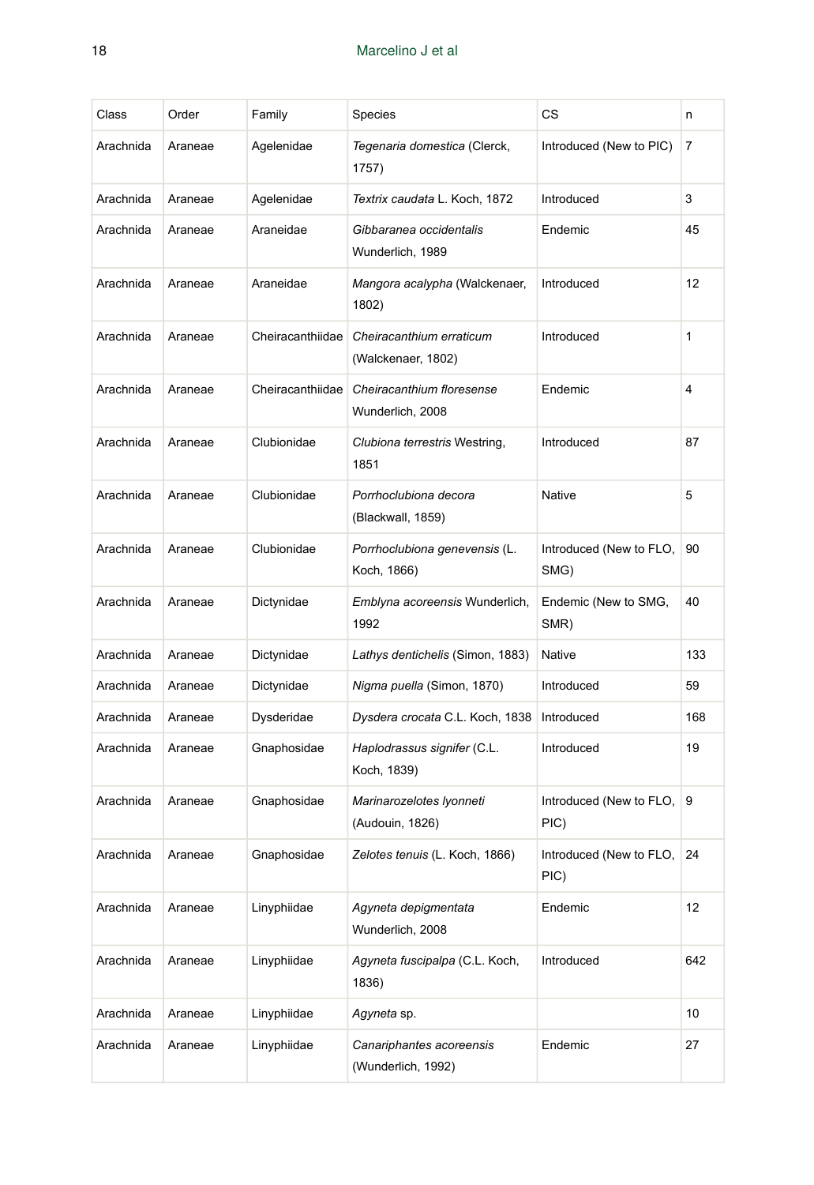| Class | Order | Family | Species | CS | n |
| --- | --- | --- | --- | --- | --- |
| Arachnida | Araneae | Agelenidae | *Tegenaria domestica* (Clerck, 1757) | Introduced (New to PIC) | 7 |
| Arachnida | Araneae | Agelenidae | *Textrix caudata* L. Koch, 1872 | Introduced | 3 |
| Arachnida | Araneae | Araneidae | *Gibbaranea occidentalis* Wunderlich, 1989 | Endemic | 45 |
| Arachnida | Araneae | Araneidae | *Mangora acalypha* (Walckenaer, 1802) | Introduced | 12 |
| Arachnida | Araneae | Cheiracanthiidae | *Cheiracanthium erraticum* (Walckenaer, 1802) | Introduced | 1 |
| Arachnida | Araneae | Cheiracanthiidae | *Cheiracanthium floresense* Wunderlich, 2008 | Endemic | 4 |
| Arachnida | Araneae | Clubionidae | *Clubiona terrestris* Westring, 1851 | Introduced | 87 |
| Arachnida | Araneae | Clubionidae | *Porrhoclubiona decora* (Blackwall, 1859) | Native | 5 |
| Arachnida | Araneae | Clubionidae | *Porrhoclubiona genevensis* (L. Koch, 1866) | Introduced (New to FLO, SMG) | 90 |
| Arachnida | Araneae | Dictynidae | *Emblyna acoreensis* Wunderlich, 1992 | Endemic (New to SMG, SMR) | 40 |
| Arachnida | Araneae | Dictynidae | *Lathys dentichelis* (Simon, 1883) | Native | 133 |
| Arachnida | Araneae | Dictynidae | *Nigma puella* (Simon, 1870) | Introduced | 59 |
| Arachnida | Araneae | Dysderidae | *Dysdera crocata* C.L. Koch, 1838 | Introduced | 168 |
| Arachnida | Araneae | Gnaphosidae | *Haplodrassus signifer* (C.L. Koch, 1839) | Introduced | 19 |
| Arachnida | Araneae | Gnaphosidae | *Marinarozelotes lyonneti* (Audouin, 1826) | Introduced (New to FLO, PIC) | 9 |
| Arachnida | Araneae | Gnaphosidae | *Zelotes tenuis* (L. Koch, 1866) | Introduced (New to FLO, PIC) | 24 |
| Arachnida | Araneae | Linyphiidae | *Agyneta depigmentata* Wunderlich, 2008 | Endemic | 12 |
| Arachnida | Araneae | Linyphiidae | *Agyneta fuscipalpa* (C.L. Koch, 1836) | Introduced | 642 |
| Arachnida | Araneae | Linyphiidae | *Agyneta* sp. | | 10 |
| Arachnida | Araneae | Linyphiidae | *Canariphantes acoreensis* (Wunderlich, 1992) | Endemic | 27 |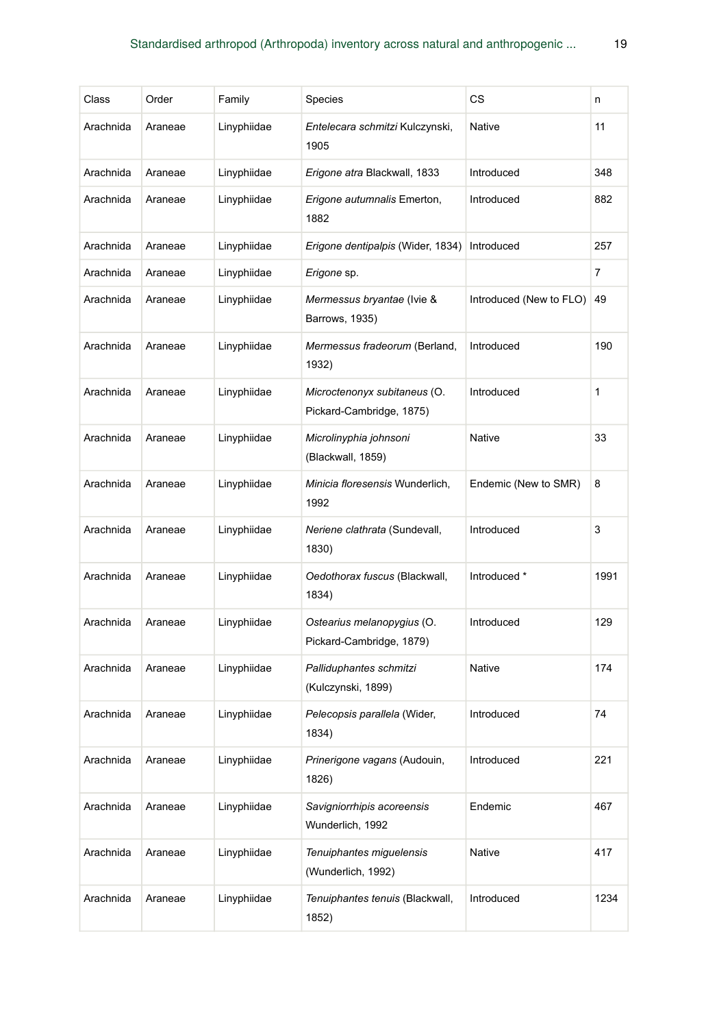| Class | Order | Family | Species | CS | n |
|---|---|---|---|---|---|
| Arachnida | Araneae | Linyphiidae | *Entelecara schmitzi* Kulczynski, 1905 | Native | 11 |
| Arachnida | Araneae | Linyphiidae | *Erigone atra* Blackwall, 1833 | Introduced | 348 |
| Arachnida | Araneae | Linyphiidae | *Erigone autumnalis* Emerton, 1882 | Introduced | 882 |
| Arachnida | Araneae | Linyphiidae | *Erigone dentipalpis* (Wider, 1834) | Introduced | 257 |
| Arachnida | Araneae | Linyphiidae | *Erigone* sp. | | 7 |
| Arachnida | Araneae | Linyphiidae | *Mermessus bryantae* (Ivie & Barrows, 1935) | Introduced (New to FLO) | 49 |
| Arachnida | Araneae | Linyphiidae | *Mermessus fradeorum* (Berland, 1932) | Introduced | 190 |
| Arachnida | Araneae | Linyphiidae | *Microctenonyx subitaneus* (O. Pickard-Cambridge, 1875) | Introduced | 1 |
| Arachnida | Araneae | Linyphiidae | *Microlinyphia johnsoni* (Blackwall, 1859) | Native | 33 |
| Arachnida | Araneae | Linyphiidae | *Minicia floresensis* Wunderlich, 1992 | Endemic (New to SMR) | 8 |
| Arachnida | Araneae | Linyphiidae | *Neriene clathrata* (Sundevall, 1830) | Introduced | 3 |
| Arachnida | Araneae | Linyphiidae | *Oedothorax fuscus* (Blackwall, 1834) | Introduced * | 1991 |
| Arachnida | Araneae | Linyphiidae | *Ostearius melanopygius* (O. Pickard-Cambridge, 1879) | Introduced | 129 |
| Arachnida | Araneae | Linyphiidae | *Palliduphantes schmitzi* (Kulczynski, 1899) | Native | 174 |
| Arachnida | Araneae | Linyphiidae | *Pelecopsis parallela* (Wider, 1834) | Introduced | 74 |
| Arachnida | Araneae | Linyphiidae | *Prinerigone vagans* (Audouin, 1826) | Introduced | 221 |
| Arachnida | Araneae | Linyphiidae | *Savigniorrhipis acoreensis* Wunderlich, 1992 | Endemic | 467 |
| Arachnida | Araneae | Linyphiidae | *Tenuiphantes miguelensis* (Wunderlich, 1992) | Native | 417 |
| Arachnida | Araneae | Linyphiidae | *Tenuiphantes tenuis* (Blackwall, 1852) | Introduced | 1234 |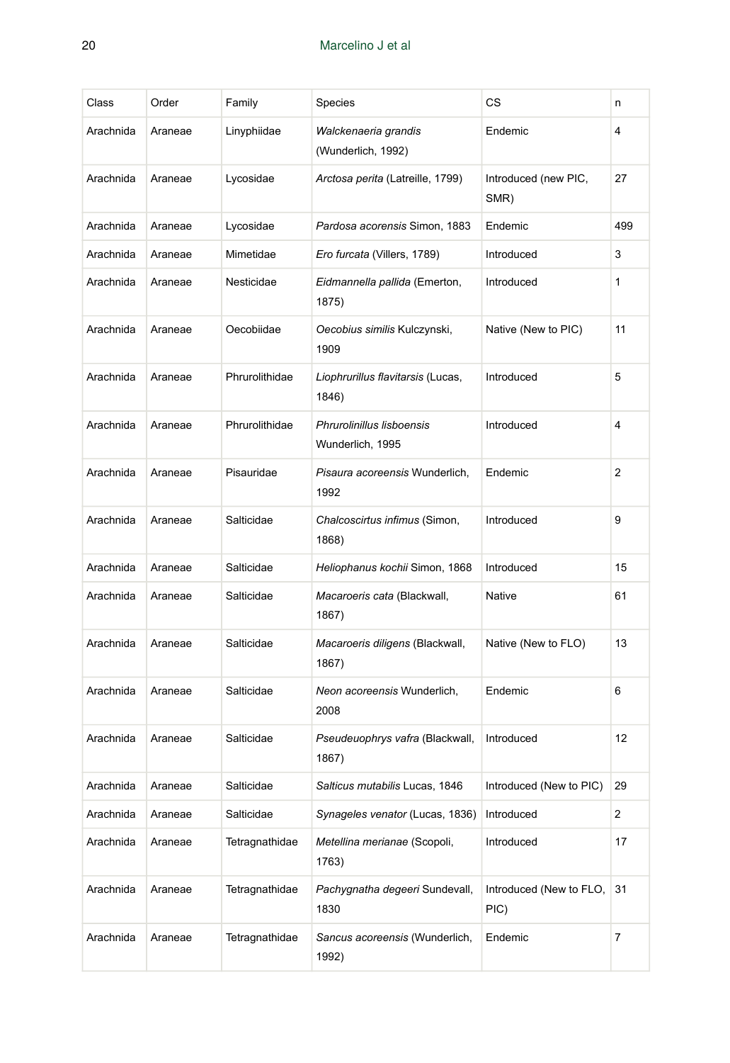| Class | Order | Family | Species | CS | n |
|---|---|---|---|---|---|
| Arachnida | Araneae | Linyphiidae | *Walckenaeria grandis* (Wunderlich, 1992) | Endemic | 4 |
| Arachnida | Araneae | Lycosidae | *Arctosa perita* (Latreille, 1799) | Introduced (new PIC, SMR) | 27 |
| Arachnida | Araneae | Lycosidae | *Pardosa acorensis* Simon, 1883 | Endemic | 499 |
| Arachnida | Araneae | Mimetidae | *Ero furcata* (Villers, 1789) | Introduced | 3 |
| Arachnida | Araneae | Nesticidae | *Eidmannella pallida* (Emerton, 1875) | Introduced | 1 |
| Arachnida | Araneae | Oecobiidae | *Oecobius similis* Kulczynski, 1909 | Native (New to PIC) | 11 |
| Arachnida | Araneae | Phrurolithidae | *Liophrurillus flavitarsis* (Lucas, 1846) | Introduced | 5 |
| Arachnida | Araneae | Phrurolithidae | *Phrurolinillus lisboensis* Wunderlich, 1995 | Introduced | 4 |
| Arachnida | Araneae | Pisauridae | *Pisaura acoreensis* Wunderlich, 1992 | Endemic | 2 |
| Arachnida | Araneae | Salticidae | *Chalcoscirtus infimus* (Simon, 1868) | Introduced | 9 |
| Arachnida | Araneae | Salticidae | *Heliophanus kochii* Simon, 1868 | Introduced | 15 |
| Arachnida | Araneae | Salticidae | *Macaroeris cata* (Blackwall, 1867) | Native | 61 |
| Arachnida | Araneae | Salticidae | *Macaroeris diligens* (Blackwall, 1867) | Native (New to FLO) | 13 |
| Arachnida | Araneae | Salticidae | *Neon acoreensis* Wunderlich, 2008 | Endemic | 6 |
| Arachnida | Araneae | Salticidae | *Pseudeuophrys vafra* (Blackwall, 1867) | Introduced | 12 |
| Arachnida | Araneae | Salticidae | *Salticus mutabilis* Lucas, 1846 | Introduced (New to PIC) | 29 |
| Arachnida | Araneae | Salticidae | *Synageles venator* (Lucas, 1836) | Introduced | 2 |
| Arachnida | Araneae | Tetragnathidae | *Metellina merianae* (Scopoli, 1763) | Introduced | 17 |
| Arachnida | Araneae | Tetragnathidae | *Pachygnatha degeeri* Sundevall, 1830 | Introduced (New to FLO, PIC) | 31 |
| Arachnida | Araneae | Tetragnathidae | *Sancus acoreensis* (Wunderlich, 1992) | Endemic | 7 |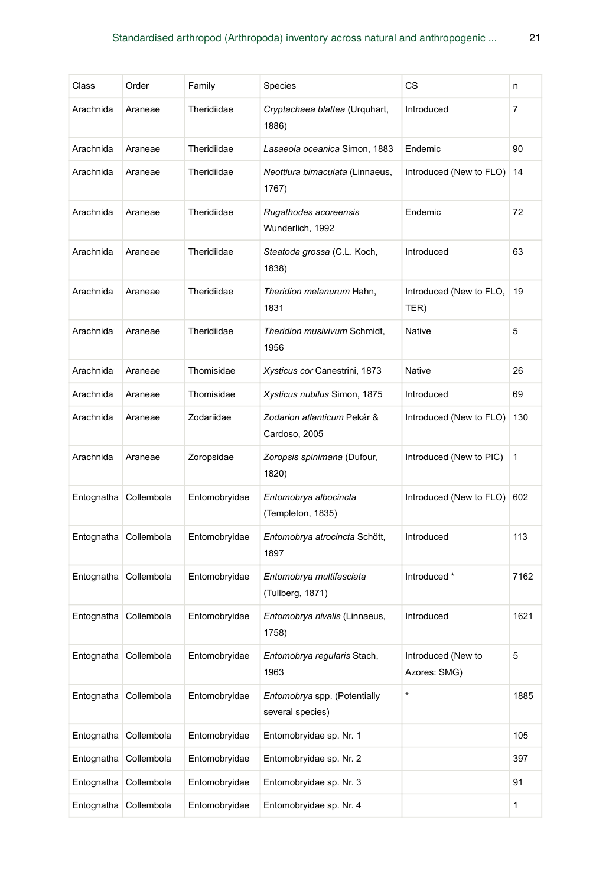| Class | Order | Family | Species | CS | n |
|---|---|---|---|---|---|
| Arachnida | Araneae | Theridiidae | *Cryptachaea blattea* (Urquhart, 1886) | Introduced | 7 |
| Arachnida | Araneae | Theridiidae | *Lasaeola oceanica* Simon, 1883 | Endemic | 90 |
| Arachnida | Araneae | Theridiidae | *Neottiura bimaculata* (Linnaeus, 1767) | Introduced (New to FLO) | 14 |
| Arachnida | Araneae | Theridiidae | *Rugathodes acoreensis* Wunderlich, 1992 | Endemic | 72 |
| Arachnida | Araneae | Theridiidae | *Steatoda grossa* (C.L. Koch, 1838) | Introduced | 63 |
| Arachnida | Araneae | Theridiidae | *Theridion melanurum* Hahn, 1831 | Introduced (New to FLO, TER) | 19 |
| Arachnida | Araneae | Theridiidae | *Theridion musivivum* Schmidt, 1956 | Native | 5 |
| Arachnida | Araneae | Thomisidae | *Xysticus cor* Canestrini, 1873 | Native | 26 |
| Arachnida | Araneae | Thomisidae | *Xysticus nubilus* Simon, 1875 | Introduced | 69 |
| Arachnida | Araneae | Zodariidae | *Zodarion atlanticum* Pekár & Cardoso, 2005 | Introduced (New to FLO) | 130 |
| Arachnida | Araneae | Zoropsidae | *Zoropsis spinimana* (Dufour, 1820) | Introduced (New to PIC) | 1 |
| Entognatha | Collembola | Entomobryidae | *Entomobrya albocincta* (Templeton, 1835) | Introduced (New to FLO) | 602 |
| Entognatha | Collembola | Entomobryidae | *Entomobrya atrocincta* Schött, 1897 | Introduced | 113 |
| Entognatha | Collembola | Entomobryidae | *Entomobrya multifasciata* (Tullberg, 1871) | Introduced * | 7162 |
| Entognatha | Collembola | Entomobryidae | *Entomobrya nivalis* (Linnaeus, 1758) | Introduced | 1621 |
| Entognatha | Collembola | Entomobryidae | *Entomobrya regularis* Stach, 1963 | Introduced (New to Azores: SMG) | 5 |
| Entognatha | Collembola | Entomobryidae | *Entomobrya* spp. (Potentially several species) | * | 1885 |
| Entognatha | Collembola | Entomobryidae | Entomobryidae sp. Nr. 1 | | 105 |
| Entognatha | Collembola | Entomobryidae | Entomobryidae sp. Nr. 2 | | 397 |
| Entognatha | Collembola | Entomobryidae | Entomobryidae sp. Nr. 3 | | 91 |
| Entognatha | Collembola | Entomobryidae | Entomobryidae sp. Nr. 4 | | 1 |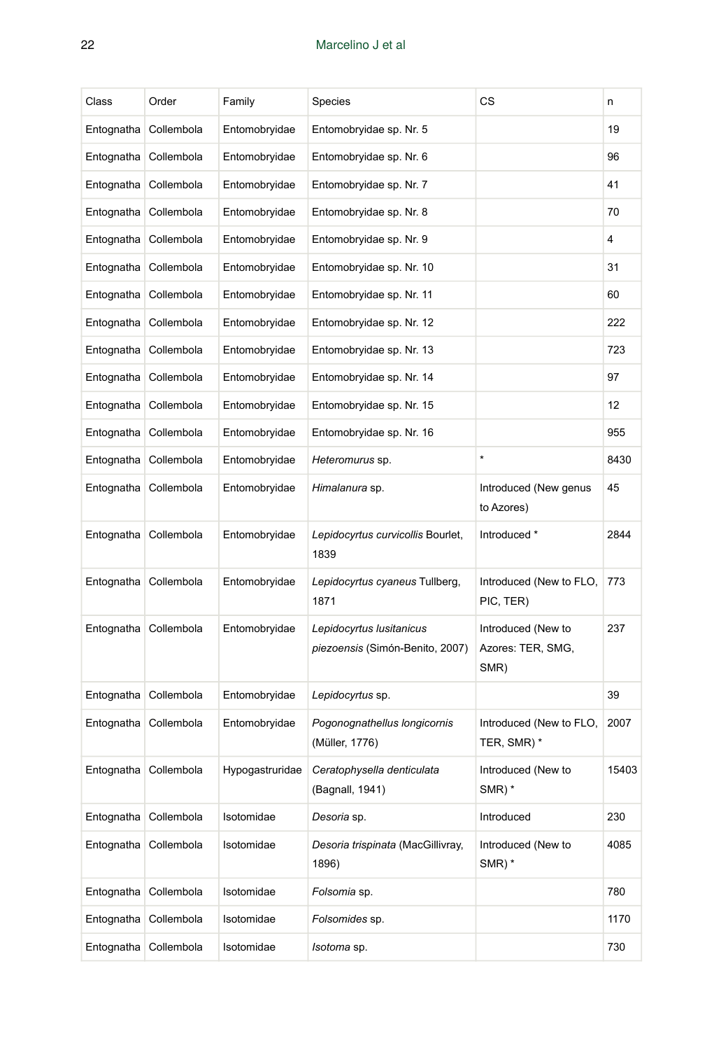| Class | Order | Family | Species | CS | n |
|---|---|---|---|---|---|
| Entognatha | Collembola | Entomobryidae | Entomobryidae sp. Nr. 5 | | 19 |
| Entognatha | Collembola | Entomobryidae | Entomobryidae sp. Nr. 6 | | 96 |
| Entognatha | Collembola | Entomobryidae | Entomobryidae sp. Nr. 7 | | 41 |
| Entognatha | Collembola | Entomobryidae | Entomobryidae sp. Nr. 8 | | 70 |
| Entognatha | Collembola | Entomobryidae | Entomobryidae sp. Nr. 9 | | 4 |
| Entognatha | Collembola | Entomobryidae | Entomobryidae sp. Nr. 10 | | 31 |
| Entognatha | Collembola | Entomobryidae | Entomobryidae sp. Nr. 11 | | 60 |
| Entognatha | Collembola | Entomobryidae | Entomobryidae sp. Nr. 12 | | 222 |
| Entognatha | Collembola | Entomobryidae | Entomobryidae sp. Nr. 13 | | 723 |
| Entognatha | Collembola | Entomobryidae | Entomobryidae sp. Nr. 14 | | 97 |
| Entognatha | Collembola | Entomobryidae | Entomobryidae sp. Nr. 15 | | 12 |
| Entognatha | Collembola | Entomobryidae | Entomobryidae sp. Nr. 16 | | 955 |
| Entognatha | Collembola | Entomobryidae | *Heteromurus* sp. | * | 8430 |
| Entognatha | Collembola | Entomobryidae | *Himalanura* sp. | Introduced (New genus to Azores) | 45 |
| Entognatha | Collembola | Entomobryidae | *Lepidocyrtus curvicollis* Bourlet, 1839 | Introduced * | 2844 |
| Entognatha | Collembola | Entomobryidae | *Lepidocyrtus cyaneus* Tullberg, 1871 | Introduced (New to FLO, PIC, TER) | 773 |
| Entognatha | Collembola | Entomobryidae | *Lepidocyrtus lusitanicus piezoensis* (Simón-Benito, 2007) | Introduced (New to Azores: TER, SMG, SMR) | 237 |
| Entognatha | Collembola | Entomobryidae | *Lepidocyrtus* sp. | | 39 |
| Entognatha | Collembola | Entomobryidae | *Pogonognathellus longicornis* (Müller, 1776) | Introduced (New to FLO, TER, SMR) * | 2007 |
| Entognatha | Collembola | Hypogastruridae | *Ceratophysella denticulata* (Bagnall, 1941) | Introduced (New to SMR) * | 15403 |
| Entognatha | Collembola | Isotomidae | *Desoria* sp. | Introduced | 230 |
| Entognatha | Collembola | Isotomidae | *Desoria trispinata* (MacGillivray, 1896) | Introduced (New to SMR) * | 4085 |
| Entognatha | Collembola | Isotomidae | *Folsomia* sp. | | 780 |
| Entognatha | Collembola | Isotomidae | *Folsomides* sp. | | 1170 |
| Entognatha | Collembola | Isotomidae | *Isotoma* sp. | | 730 |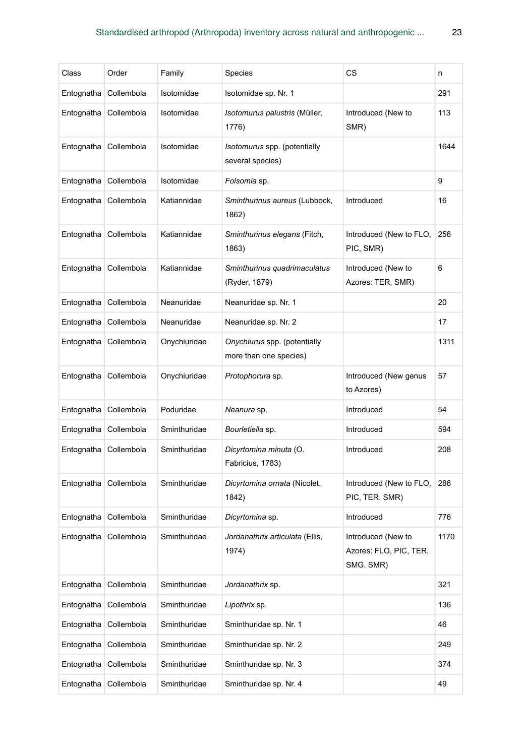| Class | Order | Family | Species | CS | n |
| --- | --- | --- | --- | --- | --- |
| Entognatha | Collembola | Isotomidae | Isotomidae sp. Nr. 1 | | 291 |
| Entognatha | Collembola | Isotomidae | *Isotomurus palustris* (Müller, 1776) | Introduced (New to SMR) | 113 |
| Entognatha | Collembola | Isotomidae | *Isotomurus* spp. (potentially several species) | | 1644 |
| Entognatha | Collembola | Isotomidae | *Folsomia* sp. | | 9 |
| Entognatha | Collembola | Katiannidae | *Sminthurinus aureus* (Lubbock, 1862) | Introduced | 16 |
| Entognatha | Collembola | Katiannidae | *Sminthurinus elegans* (Fitch, 1863) | Introduced (New to FLO, PIC, SMR) | 256 |
| Entognatha | Collembola | Katiannidae | *Sminthurinus quadrimaculatus* (Ryder, 1879) | Introduced (New to Azores: TER, SMR) | 6 |
| Entognatha | Collembola | Neanuridae | Neanuridae sp. Nr. 1 | | 20 |
| Entognatha | Collembola | Neanuridae | Neanuridae sp. Nr. 2 | | 17 |
| Entognatha | Collembola | Onychiuridae | *Onychiurus* spp. (potentially more than one species) | | 1311 |
| Entognatha | Collembola | Onychiuridae | *Protophorura* sp. | Introduced (New genus to Azores) | 57 |
| Entognatha | Collembola | Poduridae | *Neanura* sp. | Introduced | 54 |
| Entognatha | Collembola | Sminthuridae | *Bourletiella* sp. | Introduced | 594 |
| Entognatha | Collembola | Sminthuridae | *Dicyrtomina minuta* (O. Fabricius, 1783) | Introduced | 208 |
| Entognatha | Collembola | Sminthuridae | *Dicyrtomina ornata* (Nicolet, 1842) | Introduced (New to FLO, PIC, TER. SMR) | 286 |
| Entognatha | Collembola | Sminthuridae | *Dicyrtomina* sp. | Introduced | 776 |
| Entognatha | Collembola | Sminthuridae | *Jordanathrix articulata* (Ellis, 1974) | Introduced (New to Azores: FLO, PIC, TER, SMG, SMR) | 1170 |
| Entognatha | Collembola | Sminthuridae | *Jordanathrix* sp. | | 321 |
| Entognatha | Collembola | Sminthuridae | *Lipothrix* sp. | | 136 |
| Entognatha | Collembola | Sminthuridae | Sminthuridae sp. Nr. 1 | | 46 |
| Entognatha | Collembola | Sminthuridae | Sminthuridae sp. Nr. 2 | | 249 |
| Entognatha | Collembola | Sminthuridae | Sminthuridae sp. Nr. 3 | | 374 |
| Entognatha | Collembola | Sminthuridae | Sminthuridae sp. Nr. 4 | | 49 |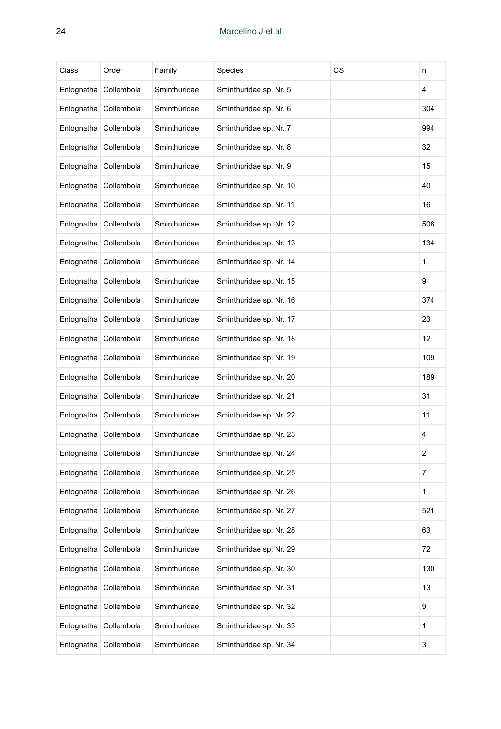| Class | Order | Family | Species | CS | n |
|---|---|---|---|---|---|
| Entognatha | Collembola | Sminthuridae | Sminthuridae sp. Nr. 5 | | 4 |
| Entognatha | Collembola | Sminthuridae | Sminthuridae sp. Nr. 6 | | 304 |
| Entognatha | Collembola | Sminthuridae | Sminthuridae sp. Nr. 7 | | 994 |
| Entognatha | Collembola | Sminthuridae | Sminthuridae sp. Nr. 8 | | 32 |
| Entognatha | Collembola | Sminthuridae | Sminthuridae sp. Nr. 9 | | 15 |
| Entognatha | Collembola | Sminthuridae | Sminthuridae sp. Nr. 10 | | 40 |
| Entognatha | Collembola | Sminthuridae | Sminthuridae sp. Nr. 11 | | 16 |
| Entognatha | Collembola | Sminthuridae | Sminthuridae sp. Nr. 12 | | 508 |
| Entognatha | Collembola | Sminthuridae | Sminthuridae sp. Nr. 13 | | 134 |
| Entognatha | Collembola | Sminthuridae | Sminthuridae sp. Nr. 14 | | 1 |
| Entognatha | Collembola | Sminthuridae | Sminthuridae sp. Nr. 15 | | 9 |
| Entognatha | Collembola | Sminthuridae | Sminthuridae sp. Nr. 16 | | 374 |
| Entognatha | Collembola | Sminthuridae | Sminthuridae sp. Nr. 17 | | 23 |
| Entognatha | Collembola | Sminthuridae | Sminthuridae sp. Nr. 18 | | 12 |
| Entognatha | Collembola | Sminthuridae | Sminthuridae sp. Nr. 19 | | 109 |
| Entognatha | Collembola | Sminthuridae | Sminthuridae sp. Nr. 20 | | 189 |
| Entognatha | Collembola | Sminthuridae | Sminthuridae sp. Nr. 21 | | 31 |
| Entognatha | Collembola | Sminthuridae | Sminthuridae sp. Nr. 22 | | 11 |
| Entognatha | Collembola | Sminthuridae | Sminthuridae sp. Nr. 23 | | 4 |
| Entognatha | Collembola | Sminthuridae | Sminthuridae sp. Nr. 24 | | 2 |
| Entognatha | Collembola | Sminthuridae | Sminthuridae sp. Nr. 25 | | 7 |
| Entognatha | Collembola | Sminthuridae | Sminthuridae sp. Nr. 26 | | 1 |
| Entognatha | Collembola | Sminthuridae | Sminthuridae sp. Nr. 27 | | 521 |
| Entognatha | Collembola | Sminthuridae | Sminthuridae sp. Nr. 28 | | 63 |
| Entognatha | Collembola | Sminthuridae | Sminthuridae sp. Nr. 29 | | 72 |
| Entognatha | Collembola | Sminthuridae | Sminthuridae sp. Nr. 30 | | 130 |
| Entognatha | Collembola | Sminthuridae | Sminthuridae sp. Nr. 31 | | 13 |
| Entognatha | Collembola | Sminthuridae | Sminthuridae sp. Nr. 32 | | 9 |
| Entognatha | Collembola | Sminthuridae | Sminthuridae sp. Nr. 33 | | 1 |
| Entognatha | Collembola | Sminthuridae | Sminthuridae sp. Nr. 34 | | 3 |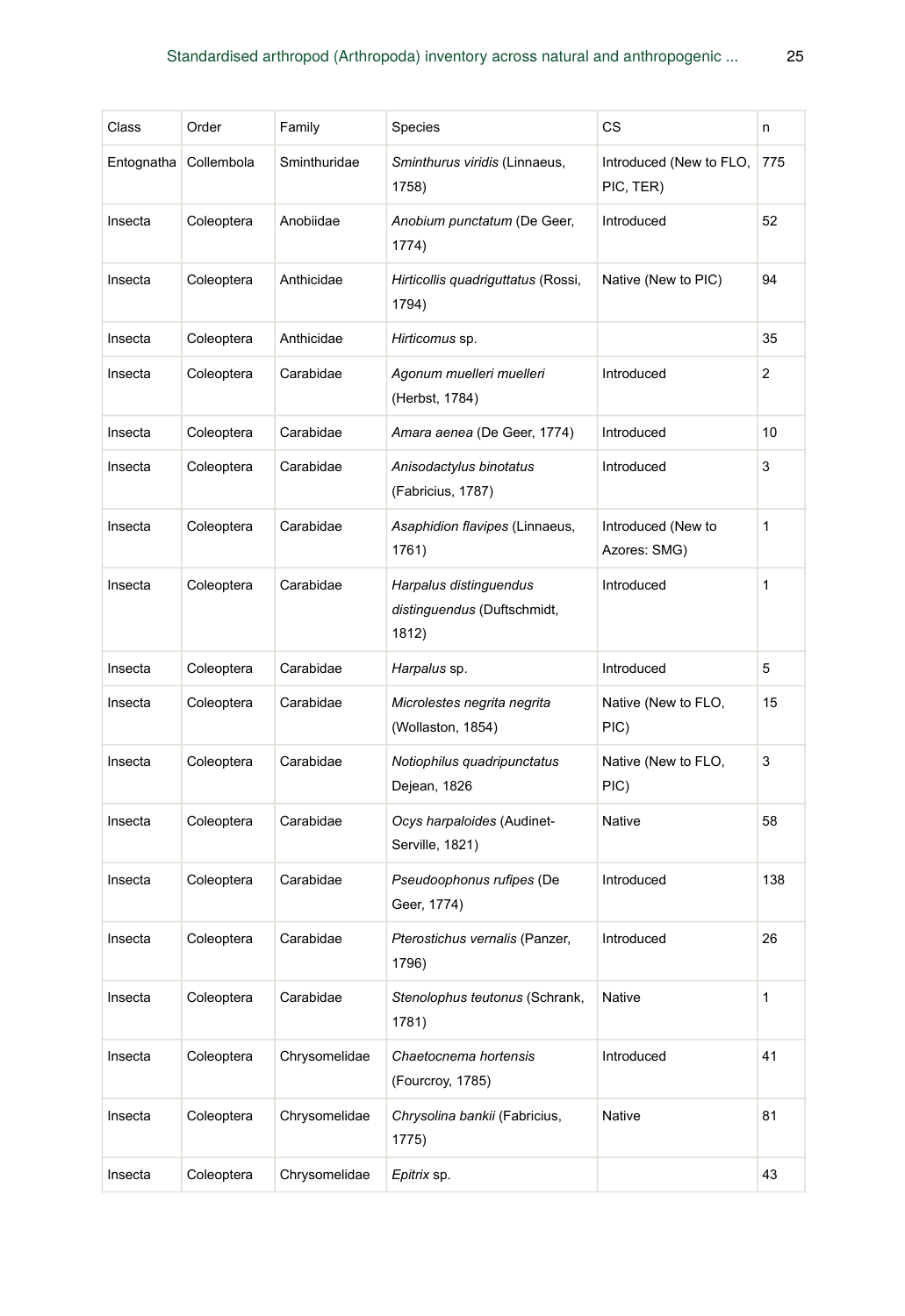| Class | Order | Family | Species | CS | n |
|---|---|---|---|---|---|
| Entognatha | Collembola | Sminthuridae | *Sminthurus viridis* (Linnaeus, 1758) | Introduced (New to FLO, PIC, TER) | 775 |
| Insecta | Coleoptera | Anobiidae | *Anobium punctatum* (De Geer, 1774) | Introduced | 52 |
| Insecta | Coleoptera | Anthicidae | *Hirticollis quadriguttatus* (Rossi, 1794) | Native (New to PIC) | 94 |
| Insecta | Coleoptera | Anthicidae | *Hirticomus* sp. | | 35 |
| Insecta | Coleoptera | Carabidae | *Agonum muelleri muelleri* (Herbst, 1784) | Introduced | 2 |
| Insecta | Coleoptera | Carabidae | *Amara aenea* (De Geer, 1774) | Introduced | 10 |
| Insecta | Coleoptera | Carabidae | *Anisodactylus binotatus* (Fabricius, 1787) | Introduced | 3 |
| Insecta | Coleoptera | Carabidae | *Asaphidion flavipes* (Linnaeus, 1761) | Introduced (New to Azores: SMG) | 1 |
| Insecta | Coleoptera | Carabidae | *Harpalus distinguendus distinguendus* (Duftschmidt, 1812) | Introduced | 1 |
| Insecta | Coleoptera | Carabidae | *Harpalus* sp. | Introduced | 5 |
| Insecta | Coleoptera | Carabidae | *Microlestes negrita negrita* (Wollaston, 1854) | Native (New to FLO, PIC) | 15 |
| Insecta | Coleoptera | Carabidae | *Notiophilus quadripunctatus* Dejean, 1826 | Native (New to FLO, PIC) | 3 |
| Insecta | Coleoptera | Carabidae | *Ocys harpaloides* (Audinet-Serville, 1821) | Native | 58 |
| Insecta | Coleoptera | Carabidae | *Pseudoophonus rufipes* (De Geer, 1774) | Introduced | 138 |
| Insecta | Coleoptera | Carabidae | *Pterostichus vernalis* (Panzer, 1796) | Introduced | 26 |
| Insecta | Coleoptera | Carabidae | *Stenolophus teutonus* (Schrank, 1781) | Native | 1 |
| Insecta | Coleoptera | Chrysomelidae | *Chaetocnema hortensis* (Fourcroy, 1785) | Introduced | 41 |
| Insecta | Coleoptera | Chrysomelidae | *Chrysolina bankii* (Fabricius, 1775) | Native | 81 |
| Insecta | Coleoptera | Chrysomelidae | *Epitrix* sp. | | 43 |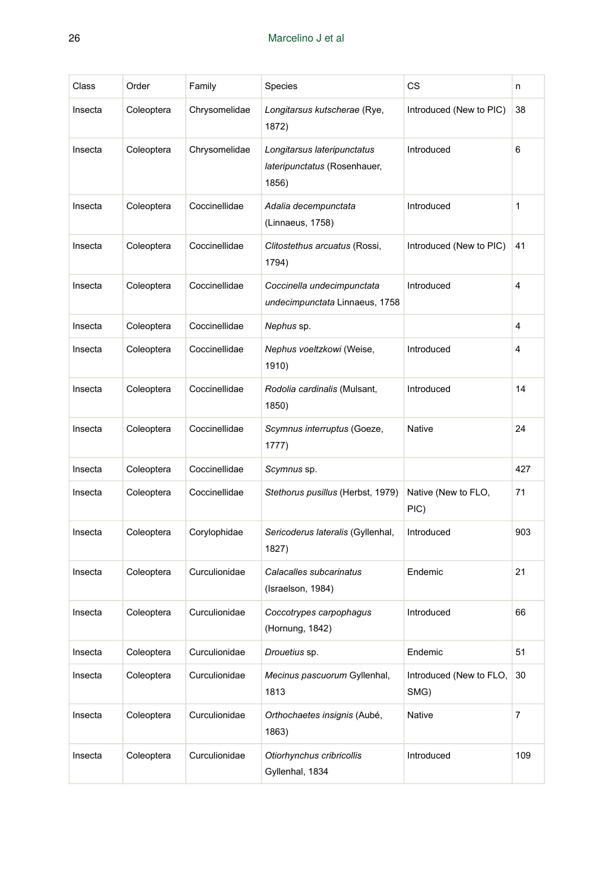| Class | Order | Family | Species | CS | n |
|---|---|---|---|---|---|
| Insecta | Coleoptera | Chrysomelidae | *Longitarsus kutscherae* (Rye, 1872) | Introduced (New to PIC) | 38 |
| Insecta | Coleoptera | Chrysomelidae | *Longitarsus lateripunctatus lateripunctatus* (Rosenhauer, 1856) | Introduced | 6 |
| Insecta | Coleoptera | Coccinellidae | *Adalia decempunctata* (Linnaeus, 1758) | Introduced | 1 |
| Insecta | Coleoptera | Coccinellidae | *Clitostethus arcuatus* (Rossi, 1794) | Introduced (New to PIC) | 41 |
| Insecta | Coleoptera | Coccinellidae | *Coccinella undecimpunctata undecimpunctata* Linnaeus, 1758 | Introduced | 4 |
| Insecta | Coleoptera | Coccinellidae | *Nephus* sp. | | 4 |
| Insecta | Coleoptera | Coccinellidae | *Nephus voeltzkowi* (Weise, 1910) | Introduced | 4 |
| Insecta | Coleoptera | Coccinellidae | *Rodolia cardinalis* (Mulsant, 1850) | Introduced | 14 |
| Insecta | Coleoptera | Coccinellidae | *Scymnus interruptus* (Goeze, 1777) | Native | 24 |
| Insecta | Coleoptera | Coccinellidae | *Scymnus* sp. | | 427 |
| Insecta | Coleoptera | Coccinellidae | *Stethorus pusillus* (Herbst, 1979) | Native (New to FLO, PIC) | 71 |
| Insecta | Coleoptera | Corylophidae | *Sericoderus lateralis* (Gyllenhal, 1827) | Introduced | 903 |
| Insecta | Coleoptera | Curculionidae | *Calacalles subcarinatus* (Israelson, 1984) | Endemic | 21 |
| Insecta | Coleoptera | Curculionidae | *Coccotrypes carpophagus* (Hornung, 1842) | Introduced | 66 |
| Insecta | Coleoptera | Curculionidae | *Drouetius* sp. | Endemic | 51 |
| Insecta | Coleoptera | Curculionidae | *Mecinus pascuorum* Gyllenhal, 1813 | Introduced (New to FLO, SMG) | 30 |
| Insecta | Coleoptera | Curculionidae | *Orthochaetes insignis* (Aubé, 1863) | Native | 7 |
| Insecta | Coleoptera | Curculionidae | *Otiorhynchus cribricollis* Gyllenhal, 1834 | Introduced | 109 |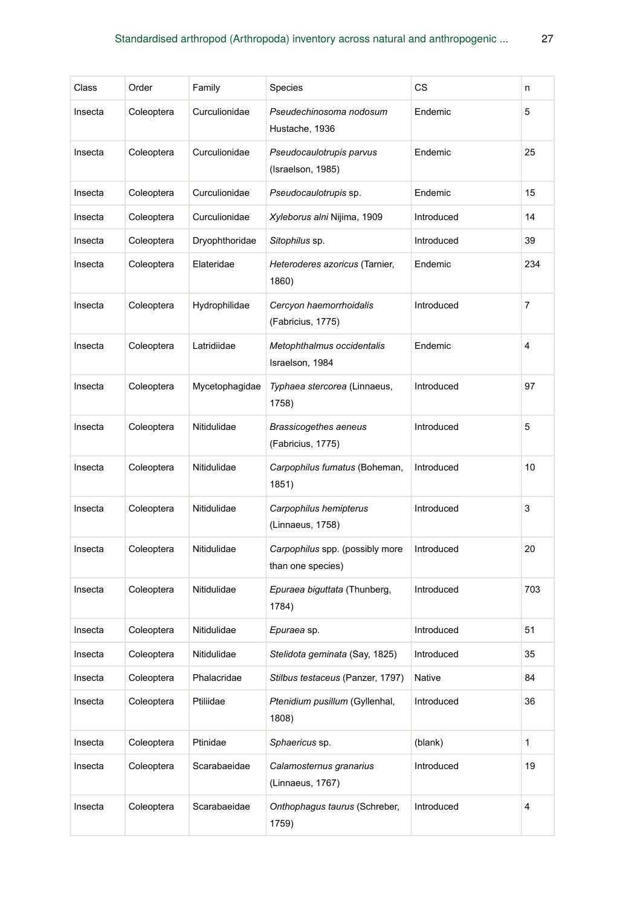| Class | Order | Family | Species | CS | n |
|---|---|---|---|---|---|
| Insecta | Coleoptera | Curculionidae | *Pseudechinosoma nodosum* Hustache, 1936 | Endemic | 5 |
| Insecta | Coleoptera | Curculionidae | *Pseudocaulotrupis parvus* (Israelson, 1985) | Endemic | 25 |
| Insecta | Coleoptera | Curculionidae | *Pseudocaulotrupis* sp. | Endemic | 15 |
| Insecta | Coleoptera | Curculionidae | *Xyleborus alni* Nijima, 1909 | Introduced | 14 |
| Insecta | Coleoptera | Dryophthoridae | *Sitophilus* sp. | Introduced | 39 |
| Insecta | Coleoptera | Elateridae | *Heteroderes azoricus* (Tarnier, 1860) | Endemic | 234 |
| Insecta | Coleoptera | Hydrophilidae | *Cercyon haemorrhoidalis* (Fabricius, 1775) | Introduced | 7 |
| Insecta | Coleoptera | Latridiidae | *Metophthalmus occidentalis* Israelson, 1984 | Endemic | 4 |
| Insecta | Coleoptera | Mycetophagidae | *Typhaea stercorea* (Linnaeus, 1758) | Introduced | 97 |
| Insecta | Coleoptera | Nitidulidae | *Brassicogethes aeneus* (Fabricius, 1775) | Introduced | 5 |
| Insecta | Coleoptera | Nitidulidae | *Carpophilus fumatus* (Boheman, 1851) | Introduced | 10 |
| Insecta | Coleoptera | Nitidulidae | *Carpophilus hemipterus* (Linnaeus, 1758) | Introduced | 3 |
| Insecta | Coleoptera | Nitidulidae | *Carpophilus* spp. (possibly more than one species) | Introduced | 20 |
| Insecta | Coleoptera | Nitidulidae | *Epuraea biguttata* (Thunberg, 1784) | Introduced | 703 |
| Insecta | Coleoptera | Nitidulidae | *Epuraea* sp. | Introduced | 51 |
| Insecta | Coleoptera | Nitidulidae | *Stelidota geminata* (Say, 1825) | Introduced | 35 |
| Insecta | Coleoptera | Phalacridae | *Stilbus testaceus* (Panzer, 1797) | Native | 84 |
| Insecta | Coleoptera | Ptiliidae | *Ptenidium pusillum* (Gyllenhal, 1808) | Introduced | 36 |
| Insecta | Coleoptera | Ptinidae | *Sphaericus* sp. | (blank) | 1 |
| Insecta | Coleoptera | Scarabaeidae | *Calamosternus granarius* (Linnaeus, 1767) | Introduced | 19 |
| Insecta | Coleoptera | Scarabaeidae | *Onthophagus taurus* (Schreber, 1759) | Introduced | 4 |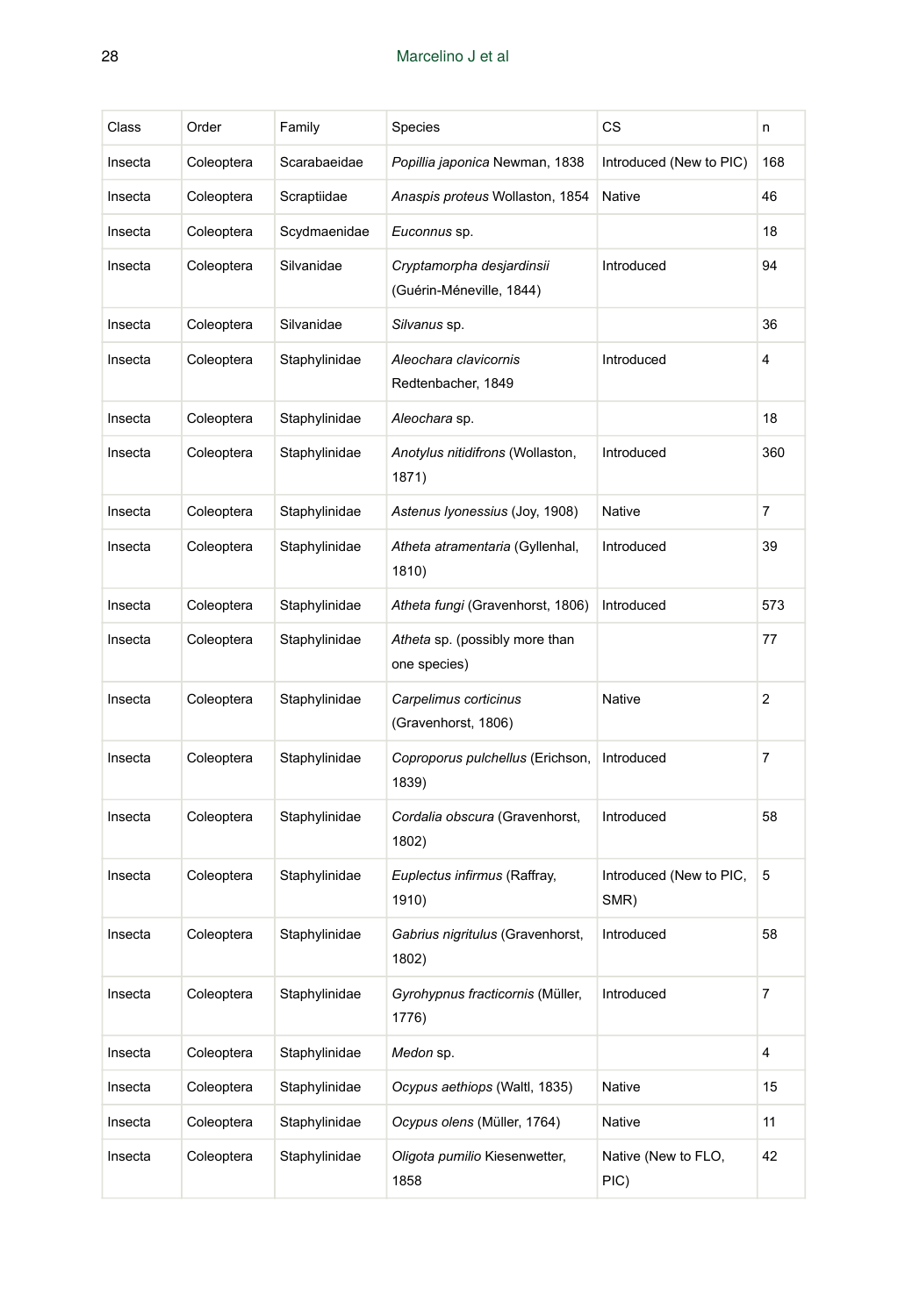| Class | Order | Family | Species | CS | n |
|---|---|---|---|---|---|
| Insecta | Coleoptera | Scarabaeidae | *Popillia japonica* Newman, 1838 | Introduced (New to PIC) | 168 |
| Insecta | Coleoptera | Scraptiidae | *Anaspis proteus* Wollaston, 1854 | Native | 46 |
| Insecta | Coleoptera | Scydmaenidae | *Euconnus* sp. | | 18 |
| Insecta | Coleoptera | Silvanidae | *Cryptamorpha desjardinsii* (Guérin-Méneville, 1844) | Introduced | 94 |
| Insecta | Coleoptera | Silvanidae | *Silvanus* sp. | | 36 |
| Insecta | Coleoptera | Staphylinidae | *Aleochara clavicornis* Redtenbacher, 1849 | Introduced | 4 |
| Insecta | Coleoptera | Staphylinidae | *Aleochara* sp. | | 18 |
| Insecta | Coleoptera | Staphylinidae | *Anotylus nitidifrons* (Wollaston, 1871) | Introduced | 360 |
| Insecta | Coleoptera | Staphylinidae | *Astenus lyonessius* (Joy, 1908) | Native | 7 |
| Insecta | Coleoptera | Staphylinidae | *Atheta atramentaria* (Gyllenhal, 1810) | Introduced | 39 |
| Insecta | Coleoptera | Staphylinidae | *Atheta fungi* (Gravenhorst, 1806) | Introduced | 573 |
| Insecta | Coleoptera | Staphylinidae | *Atheta* sp. (possibly more than one species) | | 77 |
| Insecta | Coleoptera | Staphylinidae | *Carpelimus corticinus* (Gravenhorst, 1806) | Native | 2 |
| Insecta | Coleoptera | Staphylinidae | *Coproporus pulchellus* (Erichson, 1839) | Introduced | 7 |
| Insecta | Coleoptera | Staphylinidae | *Cordalia obscura* (Gravenhorst, 1802) | Introduced | 58 |
| Insecta | Coleoptera | Staphylinidae | *Euplectus infirmus* (Raffray, 1910) | Introduced (New to PIC, SMR) | 5 |
| Insecta | Coleoptera | Staphylinidae | *Gabrius nigritulus* (Gravenhorst, 1802) | Introduced | 58 |
| Insecta | Coleoptera | Staphylinidae | *Gyrohypnus fracticornis* (Müller, 1776) | Introduced | 7 |
| Insecta | Coleoptera | Staphylinidae | *Medon* sp. | | 4 |
| Insecta | Coleoptera | Staphylinidae | *Ocypus aethiops* (Waltl, 1835) | Native | 15 |
| Insecta | Coleoptera | Staphylinidae | *Ocypus olens* (Müller, 1764) | Native | 11 |
| Insecta | Coleoptera | Staphylinidae | *Oligota pumilio* Kiesenwetter, 1858 | Native (New to FLO, PIC) | 42 |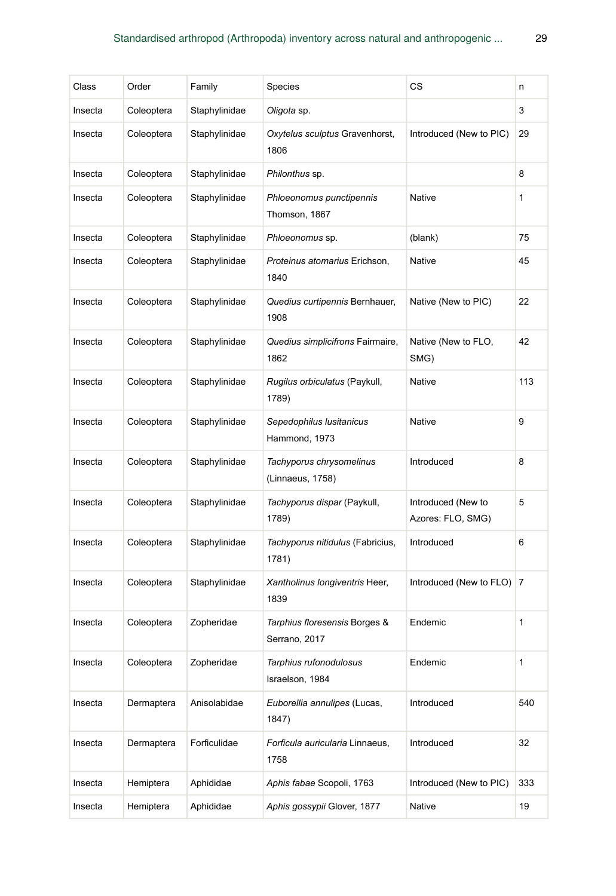| Class | Order | Family | Species | CS | n |
|---|---|---|---|---|---|
| Insecta | Coleoptera | Staphylinidae | *Oligota* sp. | | 3 |
| Insecta | Coleoptera | Staphylinidae | *Oxytelus sculptus* Gravenhorst, 1806 | Introduced (New to PIC) | 29 |
| Insecta | Coleoptera | Staphylinidae | *Philonthus* sp. | | 8 |
| Insecta | Coleoptera | Staphylinidae | *Phloeonomus punctipennis* Thomson, 1867 | Native | 1 |
| Insecta | Coleoptera | Staphylinidae | *Phloeonomus* sp. | (blank) | 75 |
| Insecta | Coleoptera | Staphylinidae | *Proteinus atomarius* Erichson, 1840 | Native | 45 |
| Insecta | Coleoptera | Staphylinidae | *Quedius curtipennis* Bernhauer, 1908 | Native (New to PIC) | 22 |
| Insecta | Coleoptera | Staphylinidae | *Quedius simplicifrons* Fairmaire, 1862 | Native (New to FLO, SMG) | 42 |
| Insecta | Coleoptera | Staphylinidae | *Rugilus orbiculatus* (Paykull, 1789) | Native | 113 |
| Insecta | Coleoptera | Staphylinidae | *Sepedophilus lusitanicus* Hammond, 1973 | Native | 9 |
| Insecta | Coleoptera | Staphylinidae | *Tachyporus chrysomelinus* (Linnaeus, 1758) | Introduced | 8 |
| Insecta | Coleoptera | Staphylinidae | *Tachyporus dispar* (Paykull, 1789) | Introduced (New to Azores: FLO, SMG) | 5 |
| Insecta | Coleoptera | Staphylinidae | *Tachyporus nitidulus* (Fabricius, 1781) | Introduced | 6 |
| Insecta | Coleoptera | Staphylinidae | *Xantholinus longiventris* Heer, 1839 | Introduced (New to FLO) | 7 |
| Insecta | Coleoptera | Zopheridae | *Tarphius floresensis* Borges & Serrano, 2017 | Endemic | 1 |
| Insecta | Coleoptera | Zopheridae | *Tarphius rufonodulosus* Israelson, 1984 | Endemic | 1 |
| Insecta | Dermaptera | Anisolabidae | *Euborellia annulipes* (Lucas, 1847) | Introduced | 540 |
| Insecta | Dermaptera | Forficulidae | *Forficula auricularia* Linnaeus, 1758 | Introduced | 32 |
| Insecta | Hemiptera | Aphididae | *Aphis fabae* Scopoli, 1763 | Introduced (New to PIC) | 333 |
| Insecta | Hemiptera | Aphididae | *Aphis gossypii* Glover, 1877 | Native | 19 |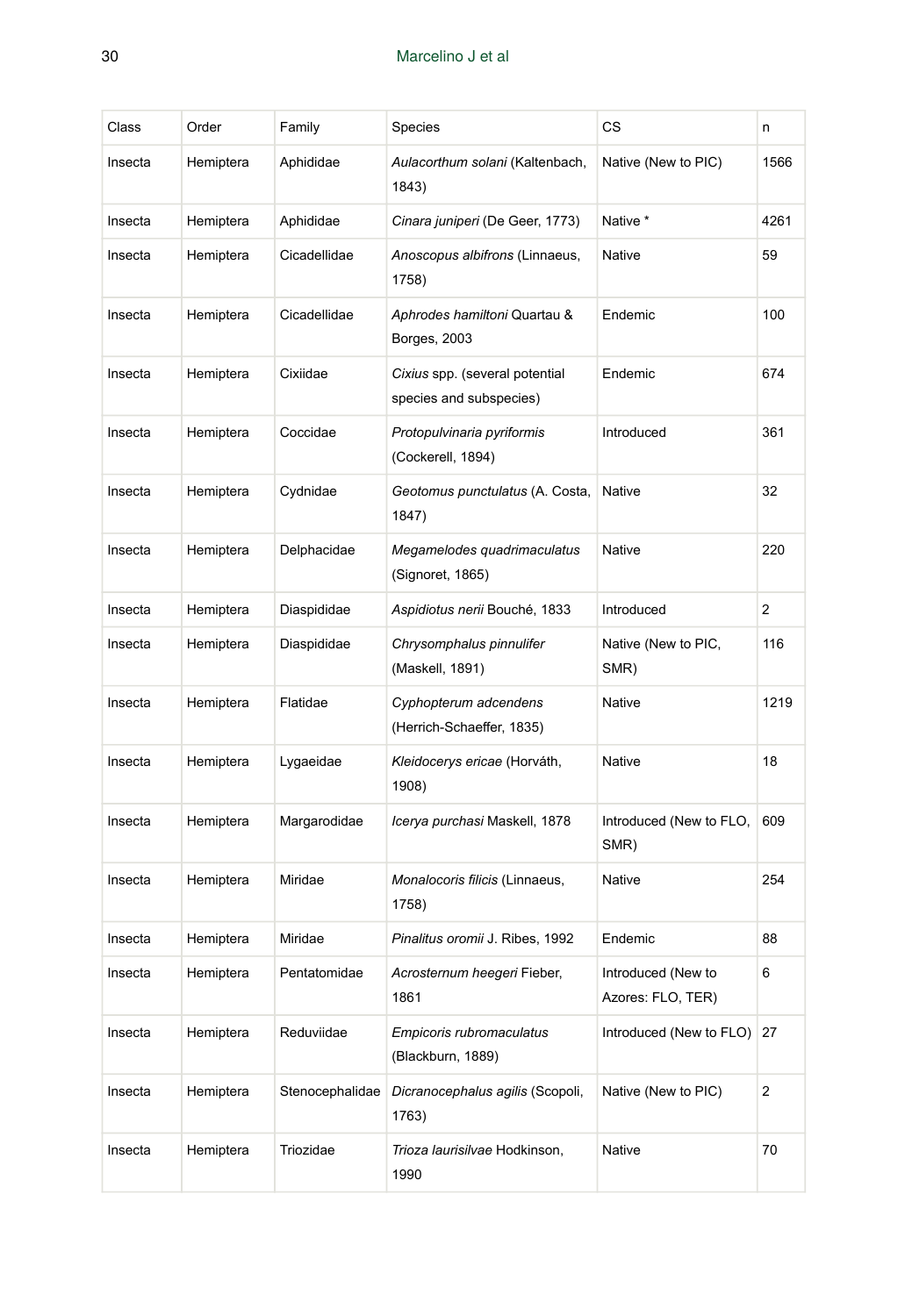| Class | Order | Family | Species | CS | n |
|---|---|---|---|---|---|
| Insecta | Hemiptera | Aphididae | *Aulacorthum solani* (Kaltenbach, 1843) | Native (New to PIC) | 1566 |
| Insecta | Hemiptera | Aphididae | *Cinara juniperi* (De Geer, 1773) | Native * | 4261 |
| Insecta | Hemiptera | Cicadellidae | *Anoscopus albifrons* (Linnaeus, 1758) | Native | 59 |
| Insecta | Hemiptera | Cicadellidae | *Aphrodes hamiltoni* Quartau & Borges, 2003 | Endemic | 100 |
| Insecta | Hemiptera | Cixiidae | *Cixius* spp. (several potential species and subspecies) | Endemic | 674 |
| Insecta | Hemiptera | Coccidae | *Protopulvinaria pyriformis* (Cockerell, 1894) | Introduced | 361 |
| Insecta | Hemiptera | Cydnidae | *Geotomus punctulatus* (A. Costa, 1847) | Native | 32 |
| Insecta | Hemiptera | Delphacidae | *Megamelodes quadrimaculatus* (Signoret, 1865) | Native | 220 |
| Insecta | Hemiptera | Diaspididae | *Aspidiotus nerii* Bouché, 1833 | Introduced | 2 |
| Insecta | Hemiptera | Diaspididae | *Chrysomphalus pinnulifer* (Maskell, 1891) | Native (New to PIC, SMR) | 116 |
| Insecta | Hemiptera | Flatidae | *Cyphopterum adcendens* (Herrich-Schaeffer, 1835) | Native | 1219 |
| Insecta | Hemiptera | Lygaeidae | *Kleidocerys ericae* (Horváth, 1908) | Native | 18 |
| Insecta | Hemiptera | Margarodidae | *Icerya purchasi* Maskell, 1878 | Introduced (New to FLO, SMR) | 609 |
| Insecta | Hemiptera | Miridae | *Monalocoris filicis* (Linnaeus, 1758) | Native | 254 |
| Insecta | Hemiptera | Miridae | *Pinalitus oromii* J. Ribes, 1992 | Endemic | 88 |
| Insecta | Hemiptera | Pentatomidae | *Acrosternum heegeri* Fieber, 1861 | Introduced (New to Azores: FLO, TER) | 6 |
| Insecta | Hemiptera | Reduviidae | *Empicoris rubromaculatus* (Blackburn, 1889) | Introduced (New to FLO) | 27 |
| Insecta | Hemiptera | Stenocephalidae | *Dicranocephalus agilis* (Scopoli, 1763) | Native (New to PIC) | 2 |
| Insecta | Hemiptera | Triozidae | *Trioza laurisilvae* Hodkinson, 1990 | Native | 70 |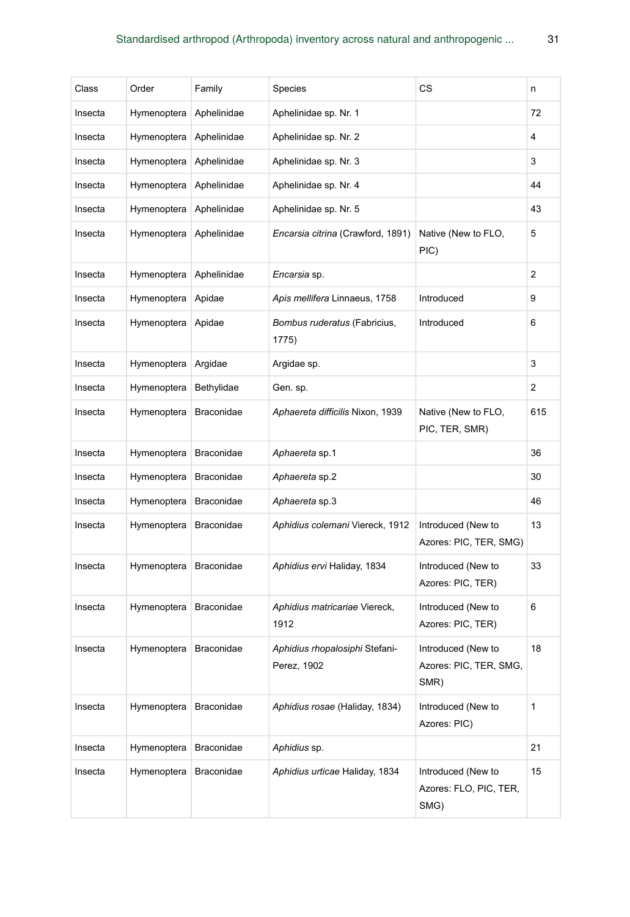| Class | Order | Family | Species | CS | n |
|---|---|---|---|---|---|
| Insecta | Hymenoptera | Aphelinidae | Aphelinidae sp. Nr. 1 | | 72 |
| Insecta | Hymenoptera | Aphelinidae | Aphelinidae sp. Nr. 2 | | 4 |
| Insecta | Hymenoptera | Aphelinidae | Aphelinidae sp. Nr. 3 | | 3 |
| Insecta | Hymenoptera | Aphelinidae | Aphelinidae sp. Nr. 4 | | 44 |
| Insecta | Hymenoptera | Aphelinidae | Aphelinidae sp. Nr. 5 | | 43 |
| Insecta | Hymenoptera | Aphelinidae | *Encarsia citrina* (Crawford, 1891) | Native (New to FLO, PIC) | 5 |
| Insecta | Hymenoptera | Aphelinidae | *Encarsia* sp. | | 2 |
| Insecta | Hymenoptera | Apidae | *Apis mellifera* Linnaeus, 1758 | Introduced | 9 |
| Insecta | Hymenoptera | Apidae | *Bombus ruderatus* (Fabricius, 1775) | Introduced | 6 |
| Insecta | Hymenoptera | Argidae | Argidae sp. | | 3 |
| Insecta | Hymenoptera | Bethylidae | Gen. sp. | | 2 |
| Insecta | Hymenoptera | Braconidae | *Aphaereta difficilis* Nixon, 1939 | Native (New to FLO, PIC, TER, SMR) | 615 |
| Insecta | Hymenoptera | Braconidae | *Aphaereta* sp.1 | | 36 |
| Insecta | Hymenoptera | Braconidae | *Aphaereta* sp.2 | | 30 |
| Insecta | Hymenoptera | Braconidae | *Aphaereta* sp.3 | | 46 |
| Insecta | Hymenoptera | Braconidae | *Aphidius colemani* Viereck, 1912 | Introduced (New to Azores: PIC, TER, SMG) | 13 |
| Insecta | Hymenoptera | Braconidae | *Aphidius ervi* Haliday, 1834 | Introduced (New to Azores: PIC, TER) | 33 |
| Insecta | Hymenoptera | Braconidae | *Aphidius matricariae* Viereck, 1912 | Introduced (New to Azores: PIC, TER) | 6 |
| Insecta | Hymenoptera | Braconidae | *Aphidius rhopalosiphi* Stefani-Perez, 1902 | Introduced (New to Azores: PIC, TER, SMG, SMR) | 18 |
| Insecta | Hymenoptera | Braconidae | *Aphidius rosae* (Haliday, 1834) | Introduced (New to Azores: PIC) | 1 |
| Insecta | Hymenoptera | Braconidae | *Aphidius* sp. | | 21 |
| Insecta | Hymenoptera | Braconidae | *Aphidius urticae* Haliday, 1834 | Introduced (New to Azores: FLO, PIC, TER, SMG) | 15 |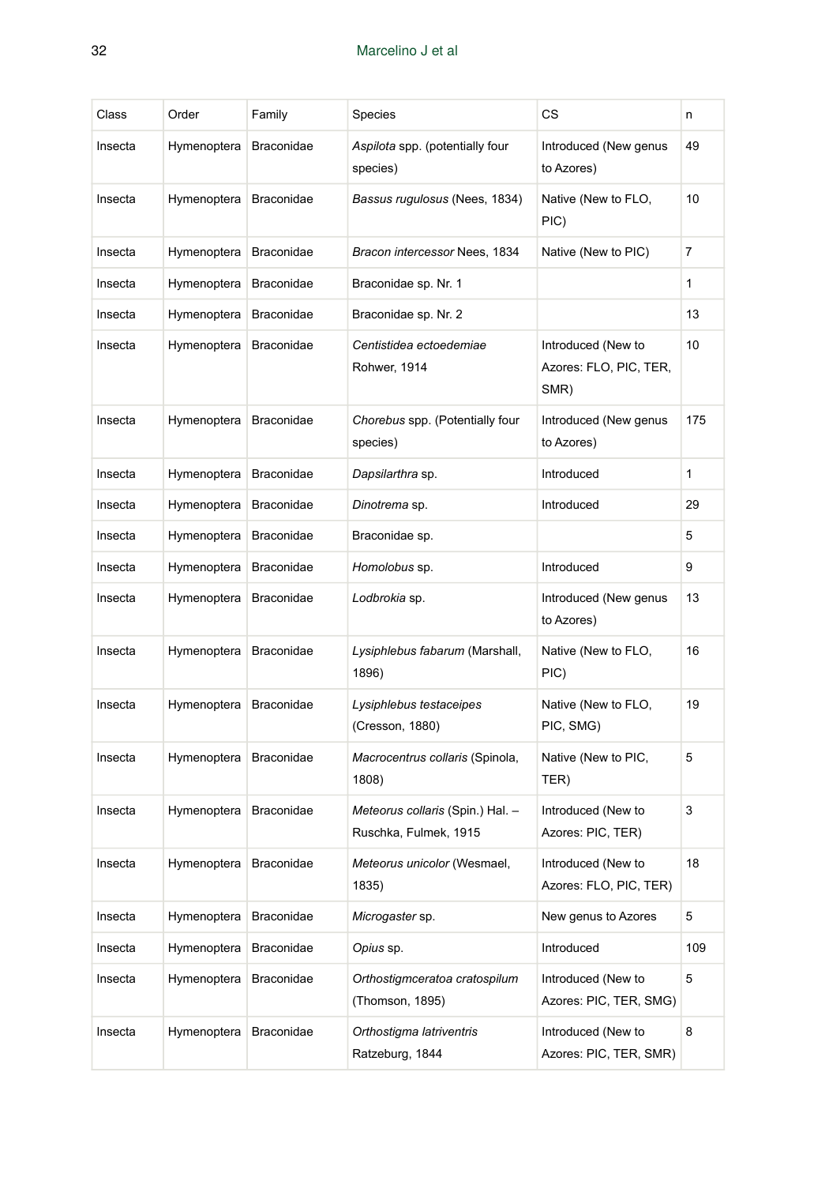| Class | Order | Family | Species | CS | n |
| --- | --- | --- | --- | --- | --- |
| Insecta | Hymenoptera | Braconidae | *Aspilota* spp. (potentially four species) | Introduced (New genus to Azores) | 49 |
| Insecta | Hymenoptera | Braconidae | *Bassus rugulosus* (Nees, 1834) | Native (New to FLO, PIC) | 10 |
| Insecta | Hymenoptera | Braconidae | *Bracon intercessor* Nees, 1834 | Native (New to PIC) | 7 |
| Insecta | Hymenoptera | Braconidae | Braconidae sp. Nr. 1 | | 1 |
| Insecta | Hymenoptera | Braconidae | Braconidae sp. Nr. 2 | | 13 |
| Insecta | Hymenoptera | Braconidae | *Centistidea ectoedemiae* Rohwer, 1914 | Introduced (New to Azores: FLO, PIC, TER, SMR) | 10 |
| Insecta | Hymenoptera | Braconidae | *Chorebus* spp. (Potentially four species) | Introduced (New genus to Azores) | 175 |
| Insecta | Hymenoptera | Braconidae | *Dapsilarthra* sp. | Introduced | 1 |
| Insecta | Hymenoptera | Braconidae | *Dinotrema* sp. | Introduced | 29 |
| Insecta | Hymenoptera | Braconidae | Braconidae sp. | | 5 |
| Insecta | Hymenoptera | Braconidae | *Homolobus* sp. | Introduced | 9 |
| Insecta | Hymenoptera | Braconidae | *Lodbrokia* sp. | Introduced (New genus to Azores) | 13 |
| Insecta | Hymenoptera | Braconidae | *Lysiphlebus fabarum* (Marshall, 1896) | Native (New to FLO, PIC) | 16 |
| Insecta | Hymenoptera | Braconidae | *Lysiphlebus testaceipes* (Cresson, 1880) | Native (New to FLO, PIC, SMG) | 19 |
| Insecta | Hymenoptera | Braconidae | *Macrocentrus collaris* (Spinola, 1808) | Native (New to PIC, TER) | 5 |
| Insecta | Hymenoptera | Braconidae | *Meteorus collaris* (Spin.) Hal. – Ruschka, Fulmek, 1915 | Introduced (New to Azores: PIC, TER) | 3 |
| Insecta | Hymenoptera | Braconidae | *Meteorus unicolor* (Wesmael, 1835) | Introduced (New to Azores: FLO, PIC, TER) | 18 |
| Insecta | Hymenoptera | Braconidae | *Microgaster* sp. | New genus to Azores | 5 |
| Insecta | Hymenoptera | Braconidae | *Opius* sp. | Introduced | 109 |
| Insecta | Hymenoptera | Braconidae | *Orthostigmceratoa cratospilum* (Thomson, 1895) | Introduced (New to Azores: PIC, TER, SMG) | 5 |
| Insecta | Hymenoptera | Braconidae | *Orthostigma latriventris* Ratzeburg, 1844 | Introduced (New to Azores: PIC, TER, SMR) | 8 |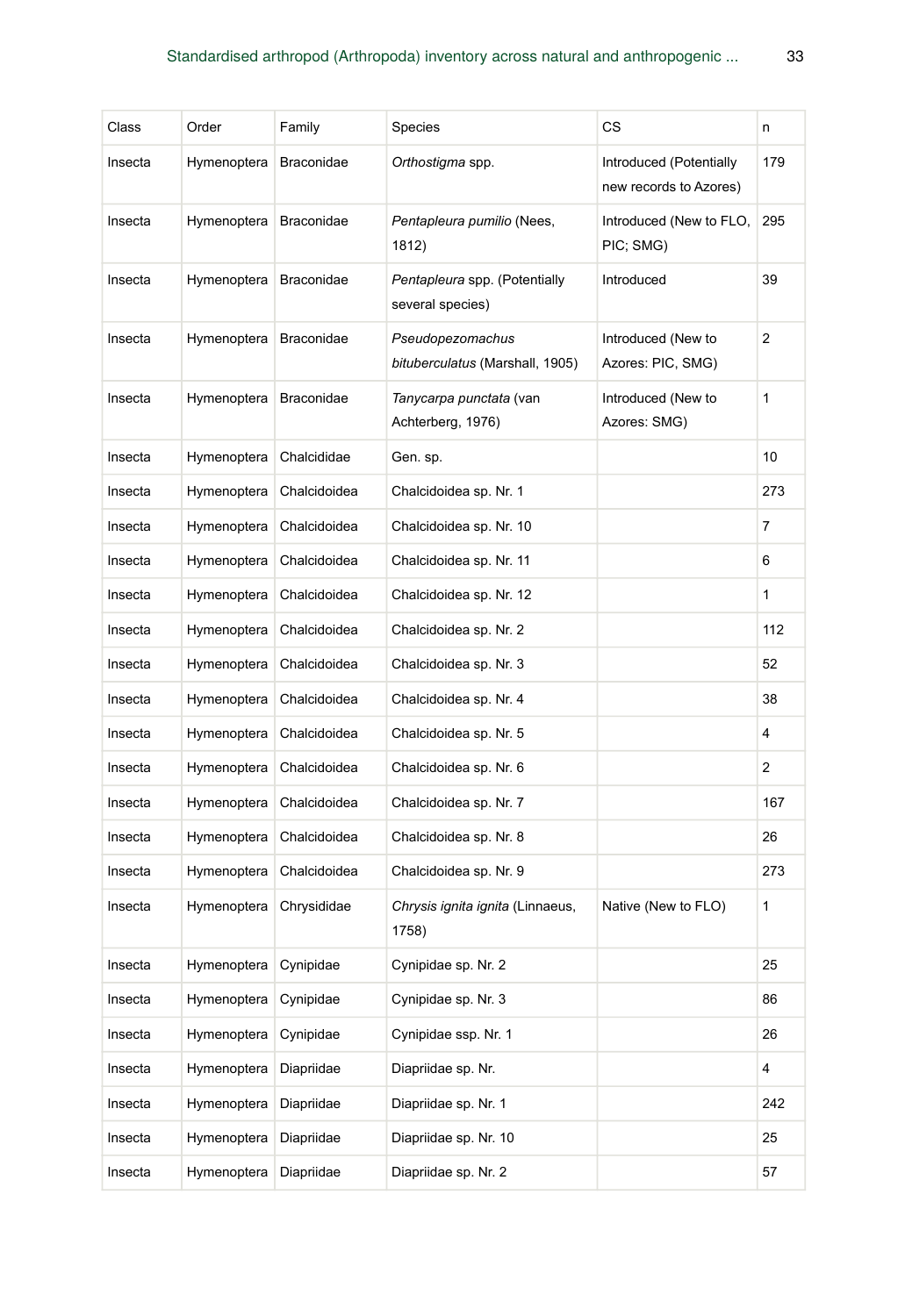| Class | Order | Family | Species | CS | n |
|---|---|---|---|---|---|
| Insecta | Hymenoptera | Braconidae | *Orthostigma* spp. | Introduced (Potentially new records to Azores) | 179 |
| Insecta | Hymenoptera | Braconidae | *Pentapleura pumilio* (Nees, 1812) | Introduced (New to FLO, PIC; SMG) | 295 |
| Insecta | Hymenoptera | Braconidae | *Pentapleura* spp. (Potentially several species) | Introduced | 39 |
| Insecta | Hymenoptera | Braconidae | *Pseudopezomachus bituberculatus* (Marshall, 1905) | Introduced (New to Azores: PIC, SMG) | 2 |
| Insecta | Hymenoptera | Braconidae | *Tanycarpa punctata* (van Achterberg, 1976) | Introduced (New to Azores: SMG) | 1 |
| Insecta | Hymenoptera | Chalcididae | Gen. sp. | | 10 |
| Insecta | Hymenoptera | Chalcidoidea | Chalcidoidea sp. Nr. 1 | | 273 |
| Insecta | Hymenoptera | Chalcidoidea | Chalcidoidea sp. Nr. 10 | | 7 |
| Insecta | Hymenoptera | Chalcidoidea | Chalcidoidea sp. Nr. 11 | | 6 |
| Insecta | Hymenoptera | Chalcidoidea | Chalcidoidea sp. Nr. 12 | | 1 |
| Insecta | Hymenoptera | Chalcidoidea | Chalcidoidea sp. Nr. 2 | | 112 |
| Insecta | Hymenoptera | Chalcidoidea | Chalcidoidea sp. Nr. 3 | | 52 |
| Insecta | Hymenoptera | Chalcidoidea | Chalcidoidea sp. Nr. 4 | | 38 |
| Insecta | Hymenoptera | Chalcidoidea | Chalcidoidea sp. Nr. 5 | | 4 |
| Insecta | Hymenoptera | Chalcidoidea | Chalcidoidea sp. Nr. 6 | | 2 |
| Insecta | Hymenoptera | Chalcidoidea | Chalcidoidea sp. Nr. 7 | | 167 |
| Insecta | Hymenoptera | Chalcidoidea | Chalcidoidea sp. Nr. 8 | | 26 |
| Insecta | Hymenoptera | Chalcidoidea | Chalcidoidea sp. Nr. 9 | | 273 |
| Insecta | Hymenoptera | Chrysididae | *Chrysis ignita ignita* (Linnaeus, 1758) | Native (New to FLO) | 1 |
| Insecta | Hymenoptera | Cynipidae | Cynipidae sp. Nr. 2 | | 25 |
| Insecta | Hymenoptera | Cynipidae | Cynipidae sp. Nr. 3 | | 86 |
| Insecta | Hymenoptera | Cynipidae | Cynipidae ssp. Nr. 1 | | 26 |
| Insecta | Hymenoptera | Diapriidae | Diapriidae sp. Nr. | | 4 |
| Insecta | Hymenoptera | Diapriidae | Diapriidae sp. Nr. 1 | | 242 |
| Insecta | Hymenoptera | Diapriidae | Diapriidae sp. Nr. 10 | | 25 |
| Insecta | Hymenoptera | Diapriidae | Diapriidae sp. Nr. 2 | | 57 |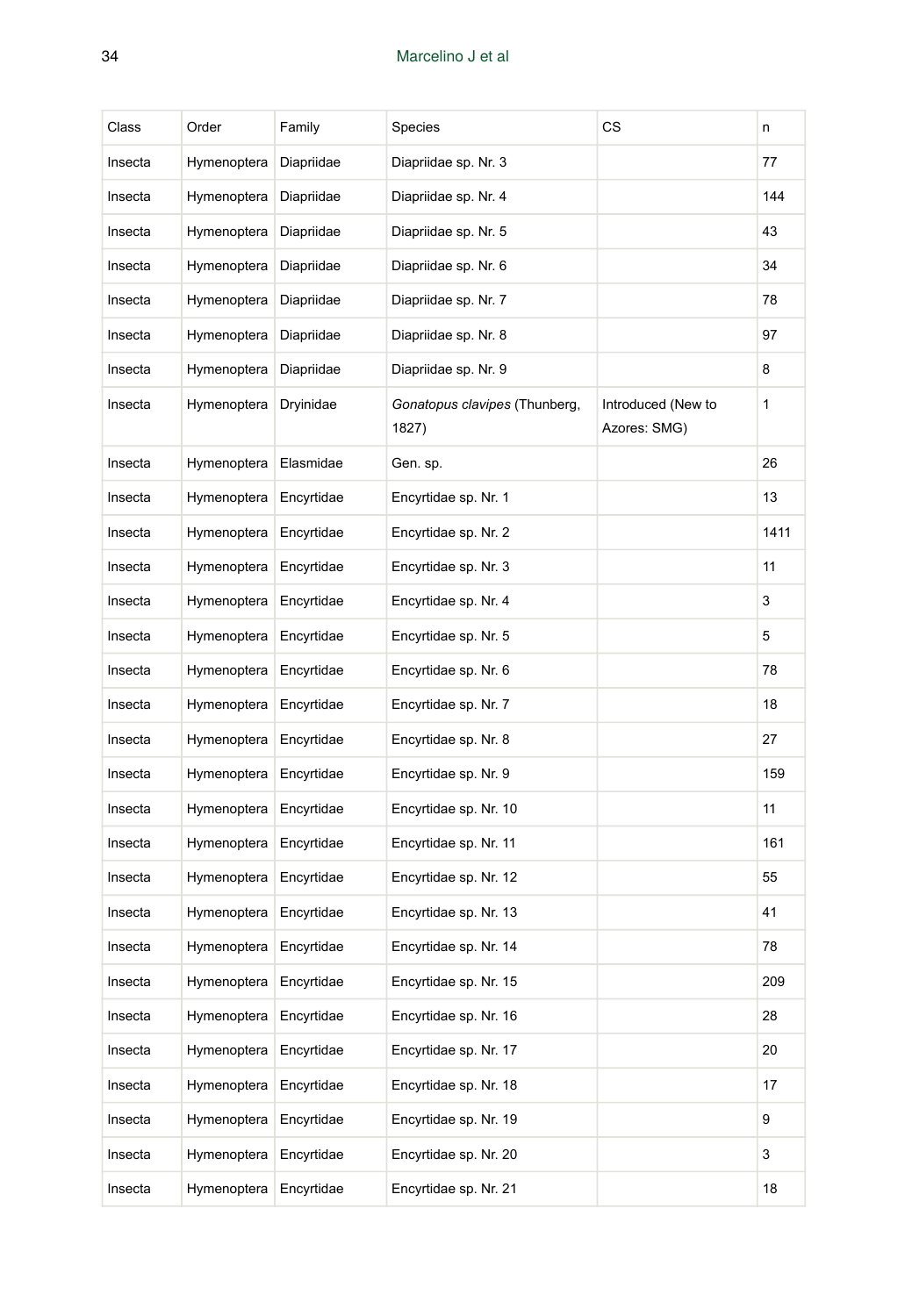| Class | Order | Family | Species | CS | n |
|---|---|---|---|---|---|
| Insecta | Hymenoptera | Diapriidae | Diapriidae sp. Nr. 3 | | 77 |
| Insecta | Hymenoptera | Diapriidae | Diapriidae sp. Nr. 4 | | 144 |
| Insecta | Hymenoptera | Diapriidae | Diapriidae sp. Nr. 5 | | 43 |
| Insecta | Hymenoptera | Diapriidae | Diapriidae sp. Nr. 6 | | 34 |
| Insecta | Hymenoptera | Diapriidae | Diapriidae sp. Nr. 7 | | 78 |
| Insecta | Hymenoptera | Diapriidae | Diapriidae sp. Nr. 8 | | 97 |
| Insecta | Hymenoptera | Diapriidae | Diapriidae sp. Nr. 9 | | 8 |
| Insecta | Hymenoptera | Dryinidae | *Gonatopus clavipes* (Thunberg, 1827) | Introduced (New to Azores: SMG) | 1 |
| Insecta | Hymenoptera | Elasmidae | Gen. sp. | | 26 |
| Insecta | Hymenoptera | Encyrtidae | Encyrtidae sp. Nr. 1 | | 13 |
| Insecta | Hymenoptera | Encyrtidae | Encyrtidae sp. Nr. 2 | | 1411 |
| Insecta | Hymenoptera | Encyrtidae | Encyrtidae sp. Nr. 3 | | 11 |
| Insecta | Hymenoptera | Encyrtidae | Encyrtidae sp. Nr. 4 | | 3 |
| Insecta | Hymenoptera | Encyrtidae | Encyrtidae sp. Nr. 5 | | 5 |
| Insecta | Hymenoptera | Encyrtidae | Encyrtidae sp. Nr. 6 | | 78 |
| Insecta | Hymenoptera | Encyrtidae | Encyrtidae sp. Nr. 7 | | 18 |
| Insecta | Hymenoptera | Encyrtidae | Encyrtidae sp. Nr. 8 | | 27 |
| Insecta | Hymenoptera | Encyrtidae | Encyrtidae sp. Nr. 9 | | 159 |
| Insecta | Hymenoptera | Encyrtidae | Encyrtidae sp. Nr. 10 | | 11 |
| Insecta | Hymenoptera | Encyrtidae | Encyrtidae sp. Nr. 11 | | 161 |
| Insecta | Hymenoptera | Encyrtidae | Encyrtidae sp. Nr. 12 | | 55 |
| Insecta | Hymenoptera | Encyrtidae | Encyrtidae sp. Nr. 13 | | 41 |
| Insecta | Hymenoptera | Encyrtidae | Encyrtidae sp. Nr. 14 | | 78 |
| Insecta | Hymenoptera | Encyrtidae | Encyrtidae sp. Nr. 15 | | 209 |
| Insecta | Hymenoptera | Encyrtidae | Encyrtidae sp. Nr. 16 | | 28 |
| Insecta | Hymenoptera | Encyrtidae | Encyrtidae sp. Nr. 17 | | 20 |
| Insecta | Hymenoptera | Encyrtidae | Encyrtidae sp. Nr. 18 | | 17 |
| Insecta | Hymenoptera | Encyrtidae | Encyrtidae sp. Nr. 19 | | 9 |
| Insecta | Hymenoptera | Encyrtidae | Encyrtidae sp. Nr. 20 | | 3 |
| Insecta | Hymenoptera | Encyrtidae | Encyrtidae sp. Nr. 21 | | 18 |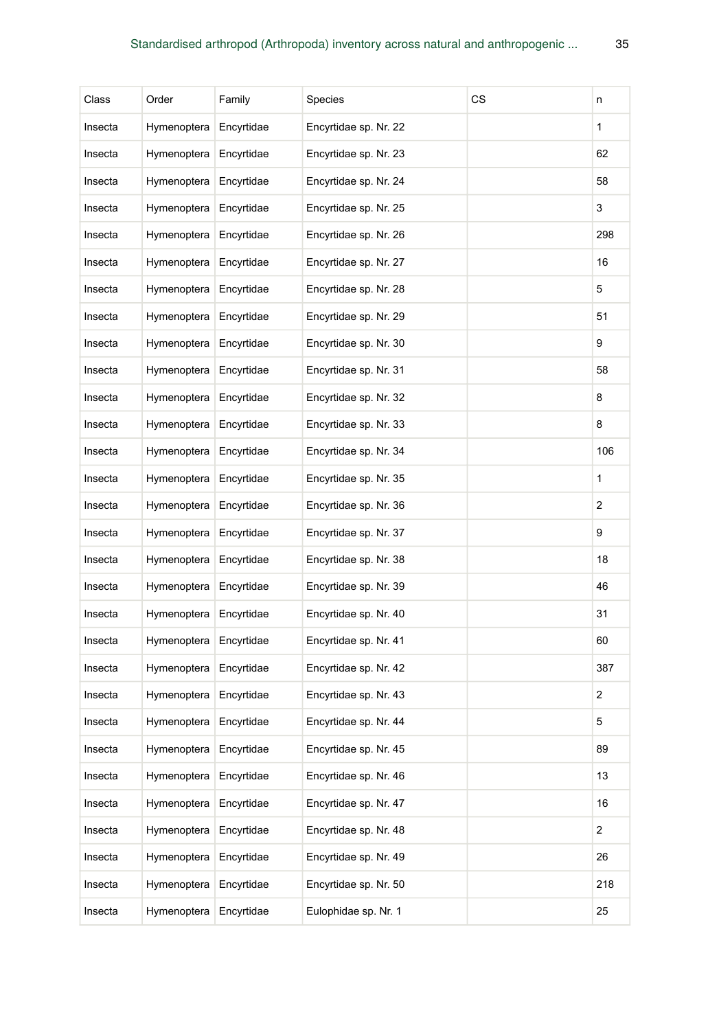| Class | Order | Family | Species | CS | n |
|---|---|---|---|---|---|
| Insecta | Hymenoptera | Encyrtidae | Encyrtidae sp. Nr. 22 | | 1 |
| Insecta | Hymenoptera | Encyrtidae | Encyrtidae sp. Nr. 23 | | 62 |
| Insecta | Hymenoptera | Encyrtidae | Encyrtidae sp. Nr. 24 | | 58 |
| Insecta | Hymenoptera | Encyrtidae | Encyrtidae sp. Nr. 25 | | 3 |
| Insecta | Hymenoptera | Encyrtidae | Encyrtidae sp. Nr. 26 | | 298 |
| Insecta | Hymenoptera | Encyrtidae | Encyrtidae sp. Nr. 27 | | 16 |
| Insecta | Hymenoptera | Encyrtidae | Encyrtidae sp. Nr. 28 | | 5 |
| Insecta | Hymenoptera | Encyrtidae | Encyrtidae sp. Nr. 29 | | 51 |
| Insecta | Hymenoptera | Encyrtidae | Encyrtidae sp. Nr. 30 | | 9 |
| Insecta | Hymenoptera | Encyrtidae | Encyrtidae sp. Nr. 31 | | 58 |
| Insecta | Hymenoptera | Encyrtidae | Encyrtidae sp. Nr. 32 | | 8 |
| Insecta | Hymenoptera | Encyrtidae | Encyrtidae sp. Nr. 33 | | 8 |
| Insecta | Hymenoptera | Encyrtidae | Encyrtidae sp. Nr. 34 | | 106 |
| Insecta | Hymenoptera | Encyrtidae | Encyrtidae sp. Nr. 35 | | 1 |
| Insecta | Hymenoptera | Encyrtidae | Encyrtidae sp. Nr. 36 | | 2 |
| Insecta | Hymenoptera | Encyrtidae | Encyrtidae sp. Nr. 37 | | 9 |
| Insecta | Hymenoptera | Encyrtidae | Encyrtidae sp. Nr. 38 | | 18 |
| Insecta | Hymenoptera | Encyrtidae | Encyrtidae sp. Nr. 39 | | 46 |
| Insecta | Hymenoptera | Encyrtidae | Encyrtidae sp. Nr. 40 | | 31 |
| Insecta | Hymenoptera | Encyrtidae | Encyrtidae sp. Nr. 41 | | 60 |
| Insecta | Hymenoptera | Encyrtidae | Encyrtidae sp. Nr. 42 | | 387 |
| Insecta | Hymenoptera | Encyrtidae | Encyrtidae sp. Nr. 43 | | 2 |
| Insecta | Hymenoptera | Encyrtidae | Encyrtidae sp. Nr. 44 | | 5 |
| Insecta | Hymenoptera | Encyrtidae | Encyrtidae sp. Nr. 45 | | 89 |
| Insecta | Hymenoptera | Encyrtidae | Encyrtidae sp. Nr. 46 | | 13 |
| Insecta | Hymenoptera | Encyrtidae | Encyrtidae sp. Nr. 47 | | 16 |
| Insecta | Hymenoptera | Encyrtidae | Encyrtidae sp. Nr. 48 | | 2 |
| Insecta | Hymenoptera | Encyrtidae | Encyrtidae sp. Nr. 49 | | 26 |
| Insecta | Hymenoptera | Encyrtidae | Encyrtidae sp. Nr. 50 | | 218 |
| Insecta | Hymenoptera | Encyrtidae | Eulophidae sp. Nr. 1 | | 25 |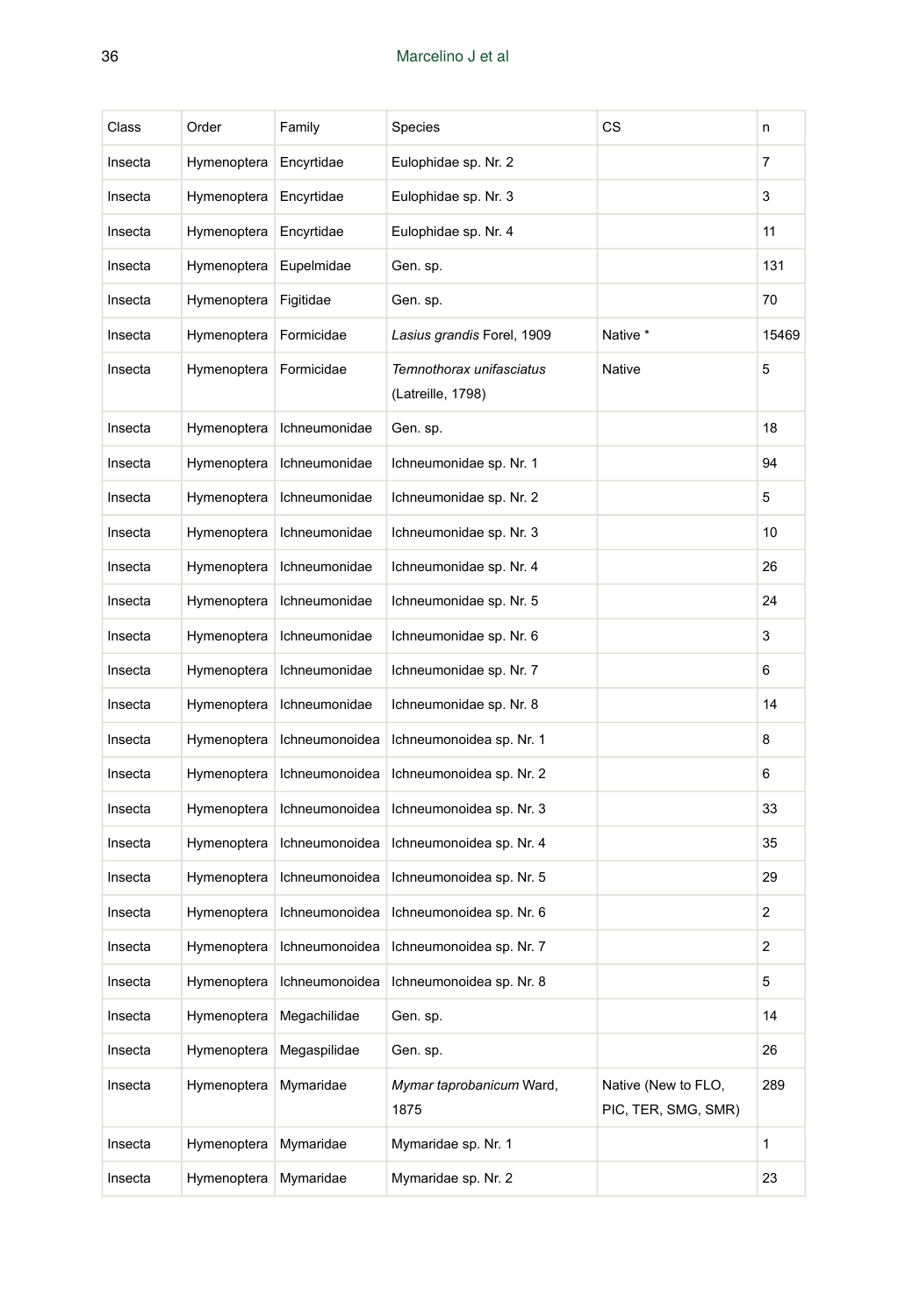| Class | Order | Family | Species | CS | n |
|---|---|---|---|---|---|
| Insecta | Hymenoptera | Encyrtidae | Eulophidae sp. Nr. 2 | | 7 |
| Insecta | Hymenoptera | Encyrtidae | Eulophidae sp. Nr. 3 | | 3 |
| Insecta | Hymenoptera | Encyrtidae | Eulophidae sp. Nr. 4 | | 11 |
| Insecta | Hymenoptera | Eupelmidae | Gen. sp. | | 131 |
| Insecta | Hymenoptera | Figitidae | Gen. sp. | | 70 |
| Insecta | Hymenoptera | Formicidae | *Lasius grandis* Forel, 1909 | Native * | 15469 |
| Insecta | Hymenoptera | Formicidae | *Temnothorax unifasciatus* (Latreille, 1798) | Native | 5 |
| Insecta | Hymenoptera | Ichneumonidae | Gen. sp. | | 18 |
| Insecta | Hymenoptera | Ichneumonidae | Ichneumonidae sp. Nr. 1 | | 94 |
| Insecta | Hymenoptera | Ichneumonidae | Ichneumonidae sp. Nr. 2 | | 5 |
| Insecta | Hymenoptera | Ichneumonidae | Ichneumonidae sp. Nr. 3 | | 10 |
| Insecta | Hymenoptera | Ichneumonidae | Ichneumonidae sp. Nr. 4 | | 26 |
| Insecta | Hymenoptera | Ichneumonidae | Ichneumonidae sp. Nr. 5 | | 24 |
| Insecta | Hymenoptera | Ichneumonidae | Ichneumonidae sp. Nr. 6 | | 3 |
| Insecta | Hymenoptera | Ichneumonidae | Ichneumonidae sp. Nr. 7 | | 6 |
| Insecta | Hymenoptera | Ichneumonidae | Ichneumonidae sp. Nr. 8 | | 14 |
| Insecta | Hymenoptera | Ichneumonoidea | Ichneumonoidea sp. Nr. 1 | | 8 |
| Insecta | Hymenoptera | Ichneumonoidea | Ichneumonoidea sp. Nr. 2 | | 6 |
| Insecta | Hymenoptera | Ichneumonoidea | Ichneumonoidea sp. Nr. 3 | | 33 |
| Insecta | Hymenoptera | Ichneumonoidea | Ichneumonoidea sp. Nr. 4 | | 35 |
| Insecta | Hymenoptera | Ichneumonoidea | Ichneumonoidea sp. Nr. 5 | | 29 |
| Insecta | Hymenoptera | Ichneumonoidea | Ichneumonoidea sp. Nr. 6 | | 2 |
| Insecta | Hymenoptera | Ichneumonoidea | Ichneumonoidea sp. Nr. 7 | | 2 |
| Insecta | Hymenoptera | Ichneumonoidea | Ichneumonoidea sp. Nr. 8 | | 5 |
| Insecta | Hymenoptera | Megachilidae | Gen. sp. | | 14 |
| Insecta | Hymenoptera | Megaspilidae | Gen. sp. | | 26 |
| Insecta | Hymenoptera | Mymaridae | *Mymar taprobanicum* Ward, 1875 | Native (New to FLO, PIC, TER, SMG, SMR) | 289 |
| Insecta | Hymenoptera | Mymaridae | Mymaridae sp. Nr. 1 | | 1 |
| Insecta | Hymenoptera | Mymaridae | Mymaridae sp. Nr. 2 | | 23 |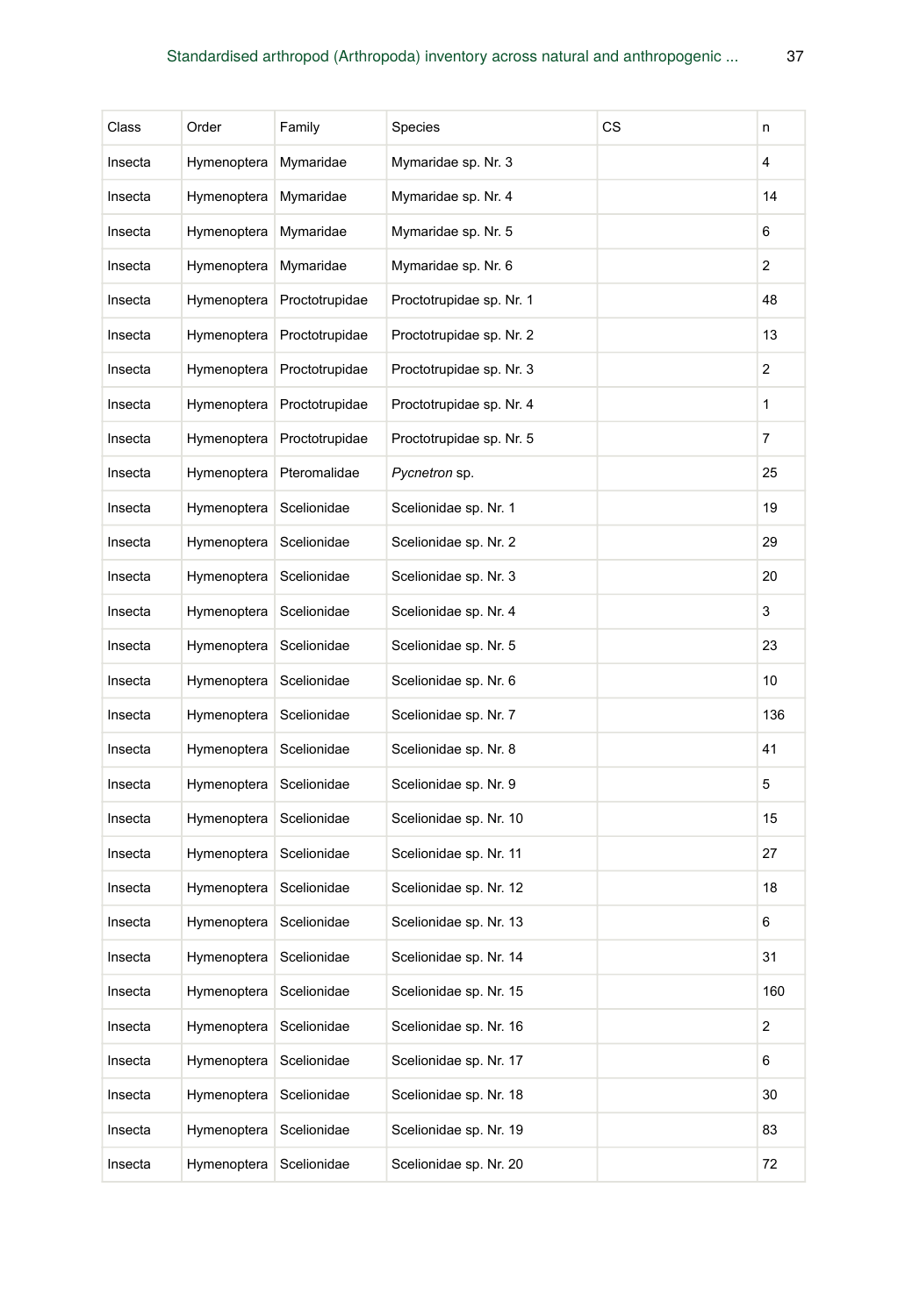| Class | Order | Family | Species | CS | n |
|---|---|---|---|---|---|
| Insecta | Hymenoptera | Mymaridae | Mymaridae sp. Nr. 3 | | 4 |
| Insecta | Hymenoptera | Mymaridae | Mymaridae sp. Nr. 4 | | 14 |
| Insecta | Hymenoptera | Mymaridae | Mymaridae sp. Nr. 5 | | 6 |
| Insecta | Hymenoptera | Mymaridae | Mymaridae sp. Nr. 6 | | 2 |
| Insecta | Hymenoptera | Proctotrupidae | Proctotrupidae sp. Nr. 1 | | 48 |
| Insecta | Hymenoptera | Proctotrupidae | Proctotrupidae sp. Nr. 2 | | 13 |
| Insecta | Hymenoptera | Proctotrupidae | Proctotrupidae sp. Nr. 3 | | 2 |
| Insecta | Hymenoptera | Proctotrupidae | Proctotrupidae sp. Nr. 4 | | 1 |
| Insecta | Hymenoptera | Proctotrupidae | Proctotrupidae sp. Nr. 5 | | 7 |
| Insecta | Hymenoptera | Pteromalidae | *Pycnetron* sp. | | 25 |
| Insecta | Hymenoptera | Scelionidae | Scelionidae sp. Nr. 1 | | 19 |
| Insecta | Hymenoptera | Scelionidae | Scelionidae sp. Nr. 2 | | 29 |
| Insecta | Hymenoptera | Scelionidae | Scelionidae sp. Nr. 3 | | 20 |
| Insecta | Hymenoptera | Scelionidae | Scelionidae sp. Nr. 4 | | 3 |
| Insecta | Hymenoptera | Scelionidae | Scelionidae sp. Nr. 5 | | 23 |
| Insecta | Hymenoptera | Scelionidae | Scelionidae sp. Nr. 6 | | 10 |
| Insecta | Hymenoptera | Scelionidae | Scelionidae sp. Nr. 7 | | 136 |
| Insecta | Hymenoptera | Scelionidae | Scelionidae sp. Nr. 8 | | 41 |
| Insecta | Hymenoptera | Scelionidae | Scelionidae sp. Nr. 9 | | 5 |
| Insecta | Hymenoptera | Scelionidae | Scelionidae sp. Nr. 10 | | 15 |
| Insecta | Hymenoptera | Scelionidae | Scelionidae sp. Nr. 11 | | 27 |
| Insecta | Hymenoptera | Scelionidae | Scelionidae sp. Nr. 12 | | 18 |
| Insecta | Hymenoptera | Scelionidae | Scelionidae sp. Nr. 13 | | 6 |
| Insecta | Hymenoptera | Scelionidae | Scelionidae sp. Nr. 14 | | 31 |
| Insecta | Hymenoptera | Scelionidae | Scelionidae sp. Nr. 15 | | 160 |
| Insecta | Hymenoptera | Scelionidae | Scelionidae sp. Nr. 16 | | 2 |
| Insecta | Hymenoptera | Scelionidae | Scelionidae sp. Nr. 17 | | 6 |
| Insecta | Hymenoptera | Scelionidae | Scelionidae sp. Nr. 18 | | 30 |
| Insecta | Hymenoptera | Scelionidae | Scelionidae sp. Nr. 19 | | 83 |
| Insecta | Hymenoptera | Scelionidae | Scelionidae sp. Nr. 20 | | 72 |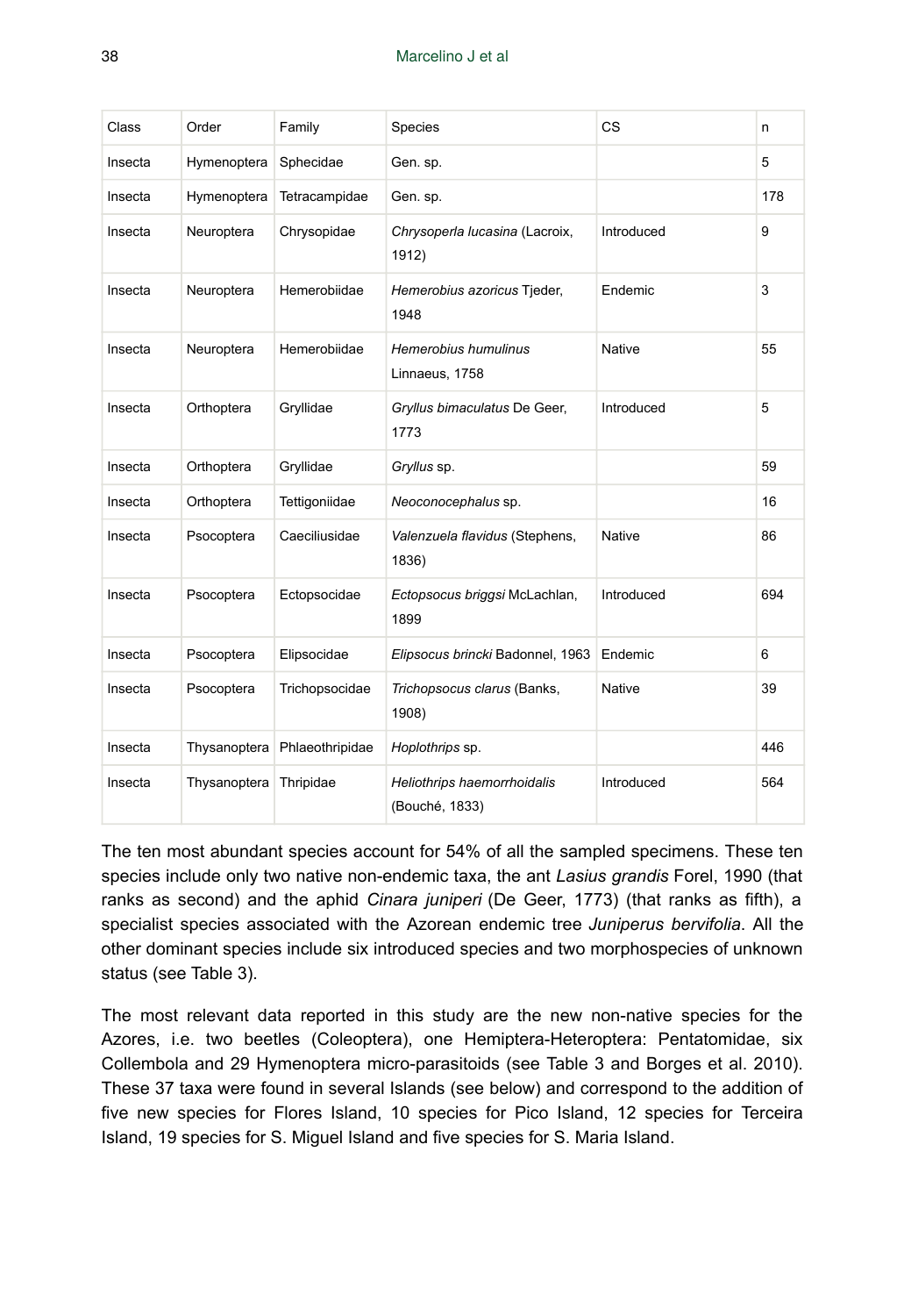| Class | Order | Family | Species | CS | n |
| --- | --- | --- | --- | --- | --- |
| Insecta | Hymenoptera | Sphecidae | Gen. sp. | | 5 |
| Insecta | Hymenoptera | Tetracampidae | Gen. sp. | | 178 |
| Insecta | Neuroptera | Chrysopidae | *Chrysoperla lucasina* (Lacroix, 1912) | Introduced | 9 |
| Insecta | Neuroptera | Hemerobiidae | *Hemerobius azoricus* Tjeder, 1948 | Endemic | 3 |
| Insecta | Neuroptera | Hemerobiidae | *Hemerobius humulinus* Linnaeus, 1758 | Native | 55 |
| Insecta | Orthoptera | Gryllidae | *Gryllus bimaculatus* De Geer, 1773 | Introduced | 5 |
| Insecta | Orthoptera | Gryllidae | *Gryllus* sp. | | 59 |
| Insecta | Orthoptera | Tettigoniidae | *Neoconocephalus* sp. | | 16 |
| Insecta | Psocoptera | Caeciliusidae | *Valenzuela flavidus* (Stephens, 1836) | Native | 86 |
| Insecta | Psocoptera | Ectopsocidae | *Ectopsocus briggsi* McLachlan, 1899 | Introduced | 694 |
| Insecta | Psocoptera | Elipsocidae | *Elipsocus brincki* Badonnel, 1963 | Endemic | 6 |
| Insecta | Psocoptera | Trichopsocidae | *Trichopsocus clarus* (Banks, 1908) | Native | 39 |
| Insecta | Thysanoptera | Phlaeothripidae | *Hoplothrips* sp. | | 446 |
| Insecta | Thysanoptera | Thripidae | *Heliothrips haemorrhoidalis* (Bouché, 1833) | Introduced | 564 |

The ten most abundant species account for 54% of all the sampled specimens. These ten species include only two native non-endemic taxa, the ant *Lasius grandis* Forel, 1990 (that ranks as second) and the aphid *Cinara juniperi* (De Geer, 1773) (that ranks as fifth), a specialist species associated with the Azorean endemic tree *Juniperus bervifolia*. All the other dominant species include six introduced species and two morphospecies of unknown status (see Table 3).

The most relevant data reported in this study are the new non-native species for the Azores, i.e. two beetles (Coleoptera), one Hemiptera-Heteroptera: Pentatomidae, six Collembola and 29 Hymenoptera micro-parasitoids (see Table 3 and Borges et al. 2010). These 37 taxa were found in several Islands (see below) and correspond to the addition of five new species for Flores Island, 10 species for Pico Island, 12 species for Terceira Island, 19 species for S. Miguel Island and five species for S. Maria Island.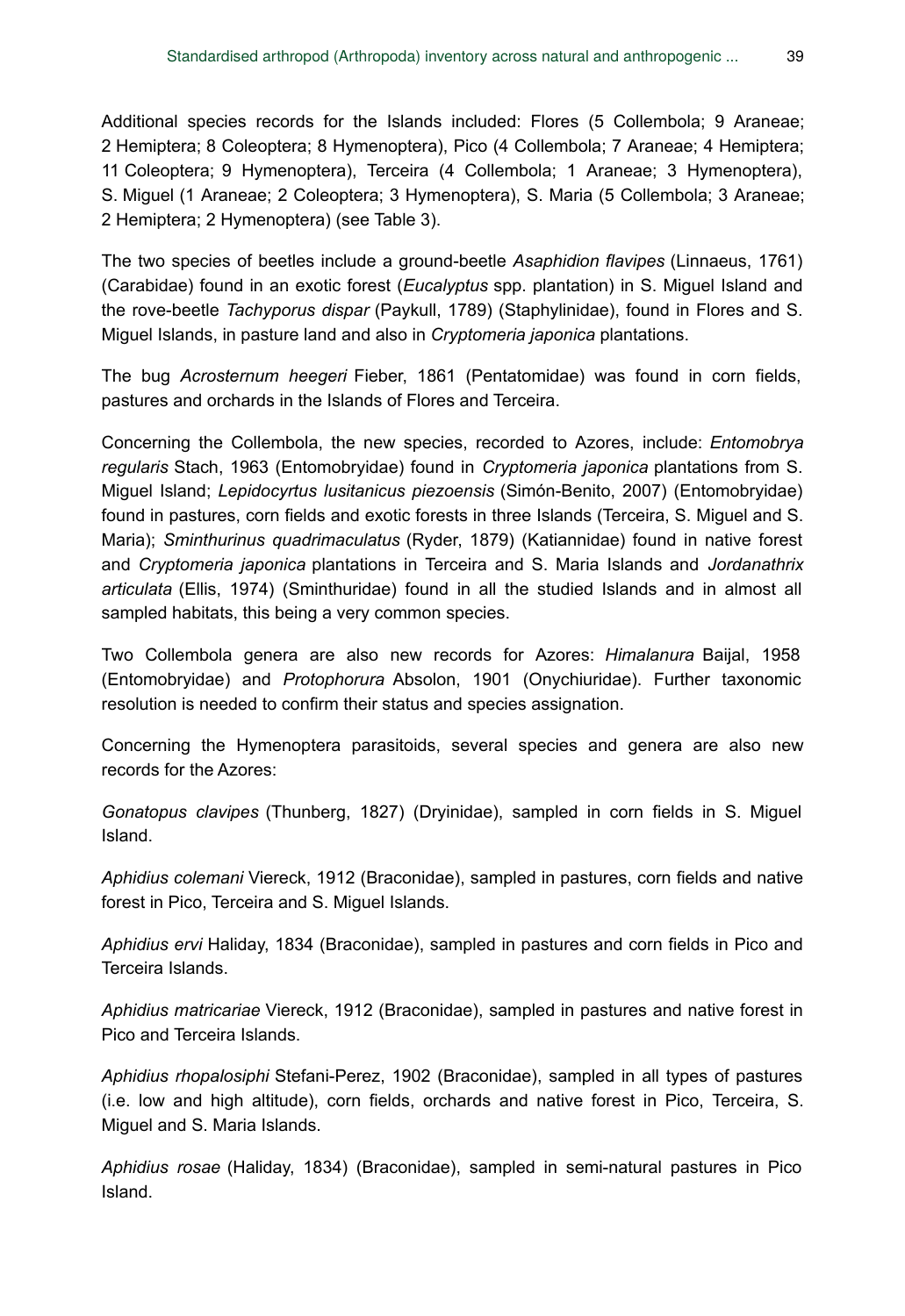Additional species records for the Islands included: Flores (5 Collembola; 9 Araneae; 2 Hemiptera; 8 Coleoptera; 8 Hymenoptera), Pico (4 Collembola; 7 Araneae; 4 Hemiptera; 11 Coleoptera; 9 Hymenoptera), Terceira (4 Collembola; 1 Araneae; 3 Hymenoptera), S. Miguel (1 Araneae; 2 Coleoptera; 3 Hymenoptera), S. Maria (5 Collembola; 3 Araneae; 2 Hemiptera; 2 Hymenoptera) (see Table 3).

The two species of beetles include a ground-beetle *Asaphidion flavipes* (Linnaeus, 1761) (Carabidae) found in an exotic forest (*Eucalyptus* spp. plantation) in S. Miguel Island and the rove-beetle *Tachyporus dispar* (Paykull, 1789) (Staphylinidae), found in Flores and S. Miguel Islands, in pasture land and also in *Cryptomeria japonica* plantations.

The bug *Acrosternum heegeri* Fieber, 1861 (Pentatomidae) was found in corn fields, pastures and orchards in the Islands of Flores and Terceira.

Concerning the Collembola, the new species, recorded to Azores, include: *Entomobrya regularis* Stach, 1963 (Entomobryidae) found in *Cryptomeria japonica* plantations from S. Miguel Island; *Lepidocyrtus lusitanicus piezoensis* (Simón-Benito, 2007) (Entomobryidae) found in pastures, corn fields and exotic forests in three Islands (Terceira, S. Miguel and S. Maria); *Sminthurinus quadrimaculatus* (Ryder, 1879) (Katiannidae) found in native forest and *Cryptomeria japonica* plantations in Terceira and S. Maria Islands and *Jordanathrix articulata* (Ellis, 1974) (Sminthuridae) found in all the studied Islands and in almost all sampled habitats, this being a very common species.

Two Collembola genera are also new records for Azores: *Himalanura* Baijal, 1958 (Entomobryidae) and *Protophorura* Absolon, 1901 (Onychiuridae). Further taxonomic resolution is needed to confirm their status and species assignation.

Concerning the Hymenoptera parasitoids, several species and genera are also new records for the Azores:

*Gonatopus clavipes* (Thunberg, 1827) (Dryinidae), sampled in corn fields in S. Miguel Island.

*Aphidius colemani* Viereck, 1912 (Braconidae), sampled in pastures, corn fields and native forest in Pico, Terceira and S. Miguel Islands.

*Aphidius ervi* Haliday, 1834 (Braconidae), sampled in pastures and corn fields in Pico and Terceira Islands.

*Aphidius matricariae* Viereck, 1912 (Braconidae), sampled in pastures and native forest in Pico and Terceira Islands.

*Aphidius rhopalosiphi* Stefani-Perez, 1902 (Braconidae), sampled in all types of pastures (i.e. low and high altitude), corn fields, orchards and native forest in Pico, Terceira, S. Miguel and S. Maria Islands.

*Aphidius rosae* (Haliday, 1834) (Braconidae), sampled in semi-natural pastures in Pico Island.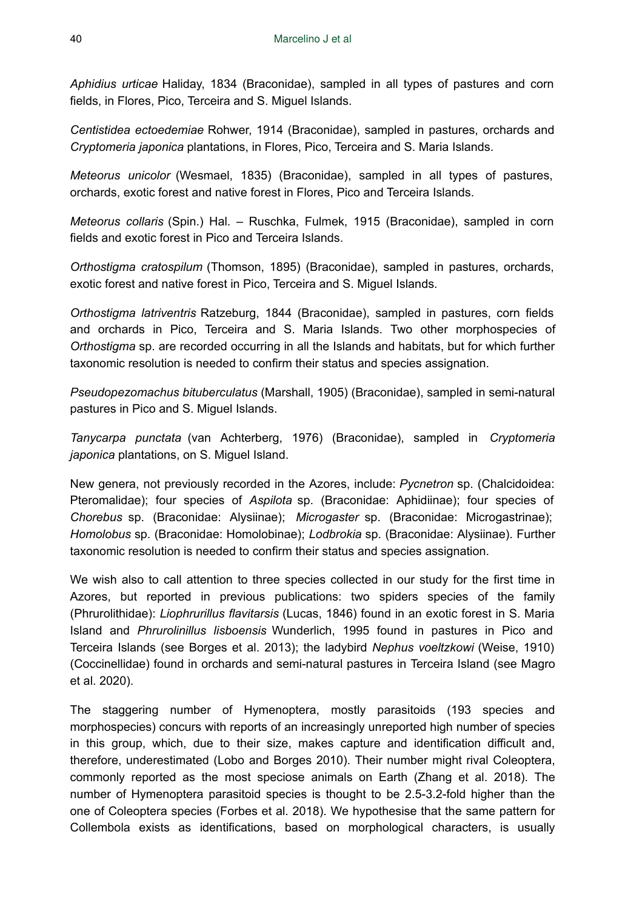*Aphidius urticae* Haliday, 1834 (Braconidae), sampled in all types of pastures and corn fields, in Flores, Pico, Terceira and S. Miguel Islands.

*Centistidea ectoedemiae* Rohwer, 1914 (Braconidae), sampled in pastures, orchards and *Cryptomeria japonica* plantations, in Flores, Pico, Terceira and S. Maria Islands.

*Meteorus unicolor* (Wesmael, 1835) (Braconidae), sampled in all types of pastures, orchards, exotic forest and native forest in Flores, Pico and Terceira Islands.

*Meteorus collaris* (Spin.) Hal. – Ruschka, Fulmek, 1915 (Braconidae), sampled in corn fields and exotic forest in Pico and Terceira Islands.

*Orthostigma cratospilum* (Thomson, 1895) (Braconidae), sampled in pastures, orchards, exotic forest and native forest in Pico, Terceira and S. Miguel Islands.

*Orthostigma latriventris* Ratzeburg, 1844 (Braconidae), sampled in pastures, corn fields and orchards in Pico, Terceira and S. Maria Islands. Two other morphospecies of *Orthostigma* sp. are recorded occurring in all the Islands and habitats, but for which further taxonomic resolution is needed to confirm their status and species assignation.

*Pseudopezomachus bituberculatus* (Marshall, 1905) (Braconidae), sampled in semi-natural pastures in Pico and S. Miguel Islands.

*Tanycarpa punctata* (van Achterberg, 1976) (Braconidae), sampled in *Cryptomeria japonica* plantations, on S. Miguel Island.

New genera, not previously recorded in the Azores, include: *Pycnetron* sp. (Chalcidoidea: Pteromalidae); four species of *Aspilota* sp. (Braconidae: Aphidiinae); four species of *Chorebus* sp. (Braconidae: Alysiinae); *Microgaster* sp. (Braconidae: Microgastrinae); *Homolobus* sp. (Braconidae: Homolobinae); *Lodbrokia* sp. (Braconidae: Alysiinae). Further taxonomic resolution is needed to confirm their status and species assignation.

We wish also to call attention to three species collected in our study for the first time in Azores, but reported in previous publications: two spiders species of the family (Phrurolithidae): *Liophrurillus flavitarsis* (Lucas, 1846) found in an exotic forest in S. Maria Island and *Phrurolinillus lisboensis* Wunderlich, 1995 found in pastures in Pico and Terceira Islands (see Borges et al. 2013); the ladybird *Nephus voeltzkowi* (Weise, 1910) (Coccinellidae) found in orchards and semi-natural pastures in Terceira Island (see Magro et al. 2020).

The staggering number of Hymenoptera, mostly parasitoids (193 species and morphospecies) concurs with reports of an increasingly unreported high number of species in this group, which, due to their size, makes capture and identification difficult and, therefore, underestimated (Lobo and Borges 2010). Their number might rival Coleoptera, commonly reported as the most speciose animals on Earth (Zhang et al. 2018). The number of Hymenoptera parasitoid species is thought to be 2.5-3.2-fold higher than the one of Coleoptera species (Forbes et al. 2018). We hypothesise that the same pattern for Collembola exists as identifications, based on morphological characters, is usually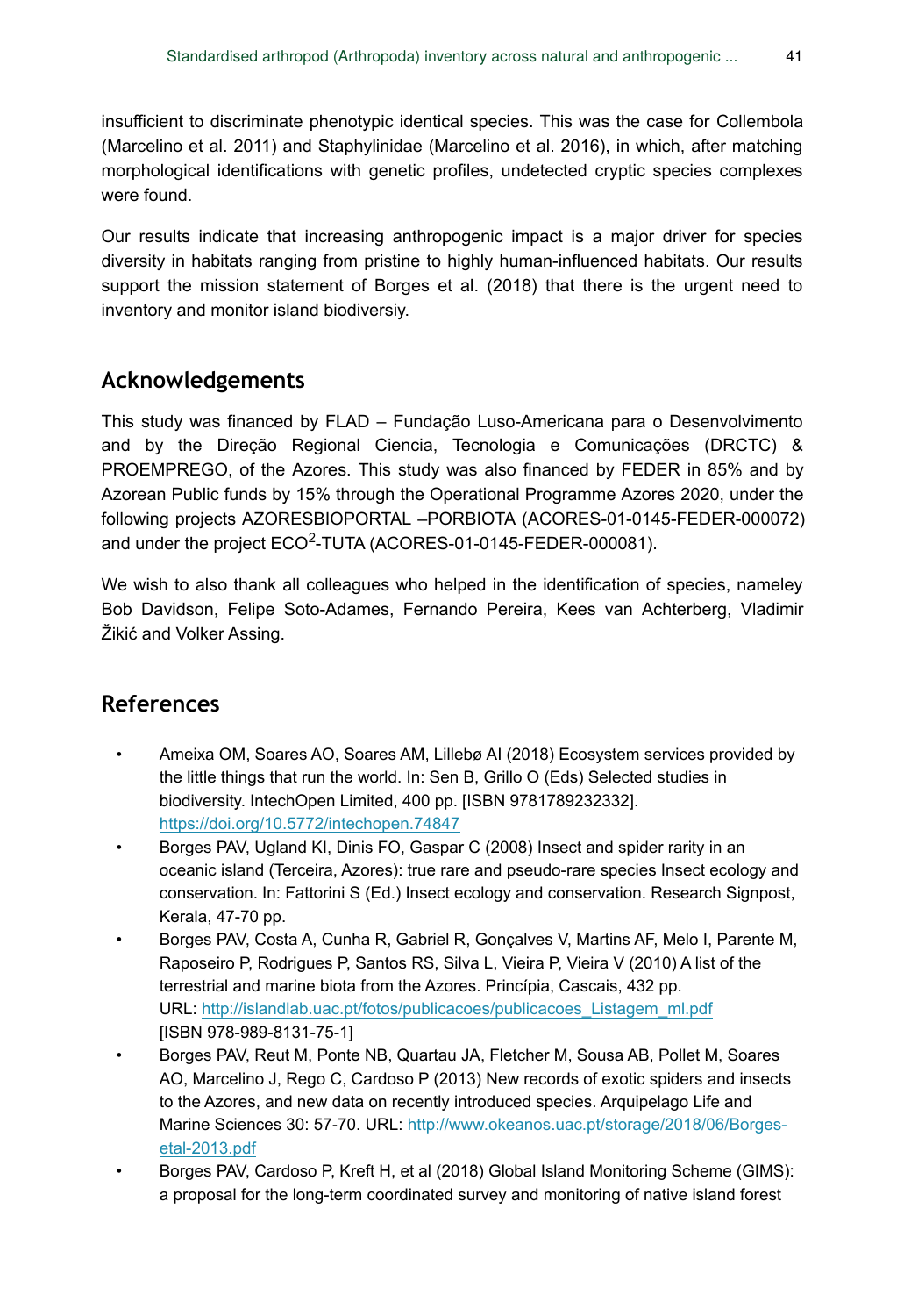insufficient to discriminate phenotypic identical species. This was the case for Collembola (Marcelino et al. 2011) and Staphylinidae (Marcelino et al. 2016), in which, after matching morphological identifications with genetic profiles, undetected cryptic species complexes were found.

Our results indicate that increasing anthropogenic impact is a major driver for species diversity in habitats ranging from pristine to highly human-influenced habitats. Our results support the mission statement of Borges et al. (2018) that there is the urgent need to inventory and monitor island biodiversiy.

## Acknowledgements

This study was financed by FLAD – Fundação Luso-Americana para o Desenvolvimento and by the Direção Regional Ciencia, Tecnologia e Comunicações (DRCTC) & PROEMPREGO, of the Azores. This study was also financed by FEDER in 85% and by Azorean Public funds by 15% through the Operational Programme Azores 2020, under the following projects AZORESBIOPORTAL –PORBIOTA (ACORES-01-0145-FEDER-000072) and under the project $ECO^2$-TUTA (ACORES-01-0145-FEDER-000081).

We wish to also thank all colleagues who helped in the identification of species, nameley Bob Davidson, Felipe Soto-Adames, Fernando Pereira, Kees van Achterberg, Vladimir Žikić and Volker Assing.

## References

- Ameixa OM, Soares AO, Soares AM, Lillebø AI (2018) Ecosystem services provided by the little things that run the world. In: Sen B, Grillo O (Eds) Selected studies in biodiversity. IntechOpen Limited, 400 pp. [ISBN 9781789232332]. https://doi.org/10.5772/intechopen.74847
- Borges PAV, Ugland KI, Dinis FO, Gaspar C (2008) Insect and spider rarity in an oceanic island (Terceira, Azores): true rare and pseudo-rare species Insect ecology and conservation. In: Fattorini S (Ed.) Insect ecology and conservation. Research Signpost, Kerala, 47-70 pp.
- Borges PAV, Costa A, Cunha R, Gabriel R, Gonçalves V, Martins AF, Melo I, Parente M, Raposeiro P, Rodrigues P, Santos RS, Silva L, Vieira P, Vieira V (2010) A list of the terrestrial and marine biota from the Azores. Princípia, Cascais, 432 pp. URL: http://islandlab.uac.pt/fotos/publicacoes/publicacoes_Listagem_ml.pdf [ISBN 978-989-8131-75-1]
- Borges PAV, Reut M, Ponte NB, Quartau JA, Fletcher M, Sousa AB, Pollet M, Soares AO, Marcelino J, Rego C, Cardoso P (2013) New records of exotic spiders and insects to the Azores, and new data on recently introduced species. Arquipelago Life and Marine Sciences 30: 57-70. URL: http://www.okeanos.uac.pt/storage/2018/06/Borges-etal-2013.pdf
- Borges PAV, Cardoso P, Kreft H, et al (2018) Global Island Monitoring Scheme (GIMS): a proposal for the long-term coordinated survey and monitoring of native island forest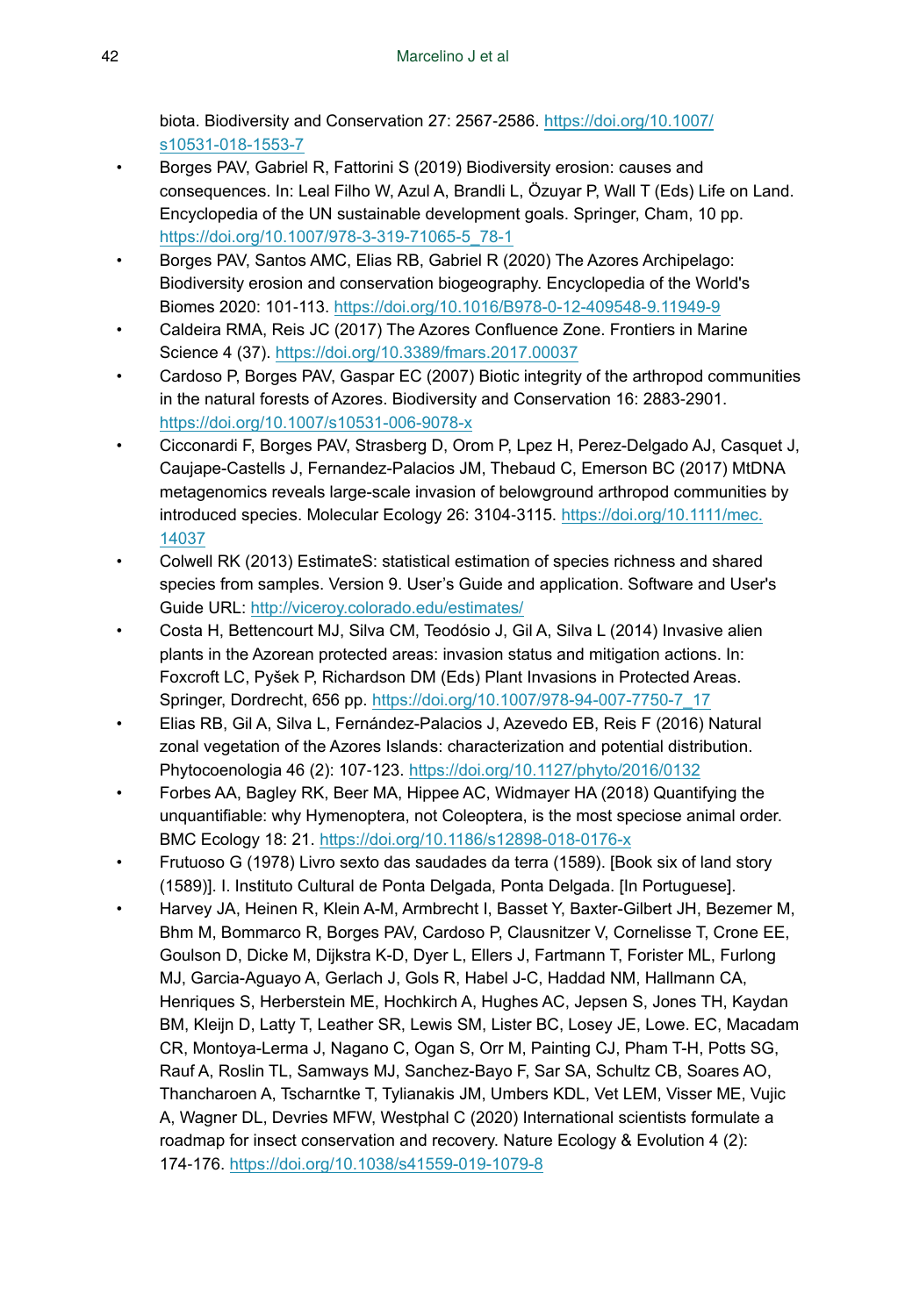biota. Biodiversity and Conservation 27: 2567-2586. https://doi.org/10.1007/s10531-018-1553-7

- Borges PAV, Gabriel R, Fattorini S (2019) Biodiversity erosion: causes and consequences. In: Leal Filho W, Azul A, Brandli L, Özuyar P, Wall T (Eds) Life on Land. Encyclopedia of the UN sustainable development goals. Springer, Cham, 10 pp. https://doi.org/10.1007/978-3-319-71065-5_78-1
- Borges PAV, Santos AMC, Elias RB, Gabriel R (2020) The Azores Archipelago: Biodiversity erosion and conservation biogeography. Encyclopedia of the World's Biomes 2020: 101-113. https://doi.org/10.1016/B978-0-12-409548-9.11949-9
- Caldeira RMA, Reis JC (2017) The Azores Confluence Zone. Frontiers in Marine Science 4 (37). https://doi.org/10.3389/fmars.2017.00037
- Cardoso P, Borges PAV, Gaspar EC (2007) Biotic integrity of the arthropod communities in the natural forests of Azores. Biodiversity and Conservation 16: 2883-2901. https://doi.org/10.1007/s10531-006-9078-x
- Cicconardi F, Borges PAV, Strasberg D, Orom P, Lpez H, Perez-Delgado AJ, Casquet J, Caujape-Castells J, Fernandez-Palacios JM, Thebaud C, Emerson BC (2017) MtDNA metagenomics reveals large-scale invasion of belowground arthropod communities by introduced species. Molecular Ecology 26: 3104-3115. https://doi.org/10.1111/mec.14037
- Colwell RK (2013) EstimateS: statistical estimation of species richness and shared species from samples. Version 9. User's Guide and application. Software and User's Guide URL: http://viceroy.colorado.edu/estimates/
- Costa H, Bettencourt MJ, Silva CM, Teodósio J, Gil A, Silva L (2014) Invasive alien plants in the Azorean protected areas: invasion status and mitigation actions. In: Foxcroft LC, Pyšek P, Richardson DM (Eds) Plant Invasions in Protected Areas. Springer, Dordrecht, 656 pp. https://doi.org/10.1007/978-94-007-7750-7_17
- Elias RB, Gil A, Silva L, Fernández-Palacios J, Azevedo EB, Reis F (2016) Natural zonal vegetation of the Azores Islands: characterization and potential distribution. Phytocoenologia 46 (2): 107-123. https://doi.org/10.1127/phyto/2016/0132
- Forbes AA, Bagley RK, Beer MA, Hippee AC, Widmayer HA (2018) Quantifying the unquantifiable: why Hymenoptera, not Coleoptera, is the most speciose animal order. BMC Ecology 18: 21. https://doi.org/10.1186/s12898-018-0176-x
- Frutuoso G (1978) Livro sexto das saudades da terra (1589). [Book six of land story (1589)]. I. Instituto Cultural de Ponta Delgada, Ponta Delgada. [In Portuguese].
- Harvey JA, Heinen R, Klein A-M, Armbrecht I, Basset Y, Baxter-Gilbert JH, Bezemer M, Bhm M, Bommarco R, Borges PAV, Cardoso P, Clausnitzer V, Cornelisse T, Crone EE, Goulson D, Dicke M, Dijkstra K-D, Dyer L, Ellers J, Fartmann T, Forister ML, Furlong MJ, Garcia-Aguayo A, Gerlach J, Gols R, Habel J-C, Haddad NM, Hallmann CA, Henriques S, Herberstein ME, Hochkirch A, Hughes AC, Jepsen S, Jones TH, Kaydan BM, Kleijn D, Latty T, Leather SR, Lewis SM, Lister BC, Losey JE, Lowe. EC, Macadam CR, Montoya-Lerma J, Nagano C, Ogan S, Orr M, Painting CJ, Pham T-H, Potts SG, Rauf A, Roslin TL, Samways MJ, Sanchez-Bayo F, Sar SA, Schultz CB, Soares AO, Thancharoen A, Tscharntke T, Tylianakis JM, Umbers KDL, Vet LEM, Visser ME, Vujic A, Wagner DL, Devries MFW, Westphal C (2020) International scientists formulate a roadmap for insect conservation and recovery. Nature Ecology & Evolution 4 (2): 174-176. https://doi.org/10.1038/s41559-019-1079-8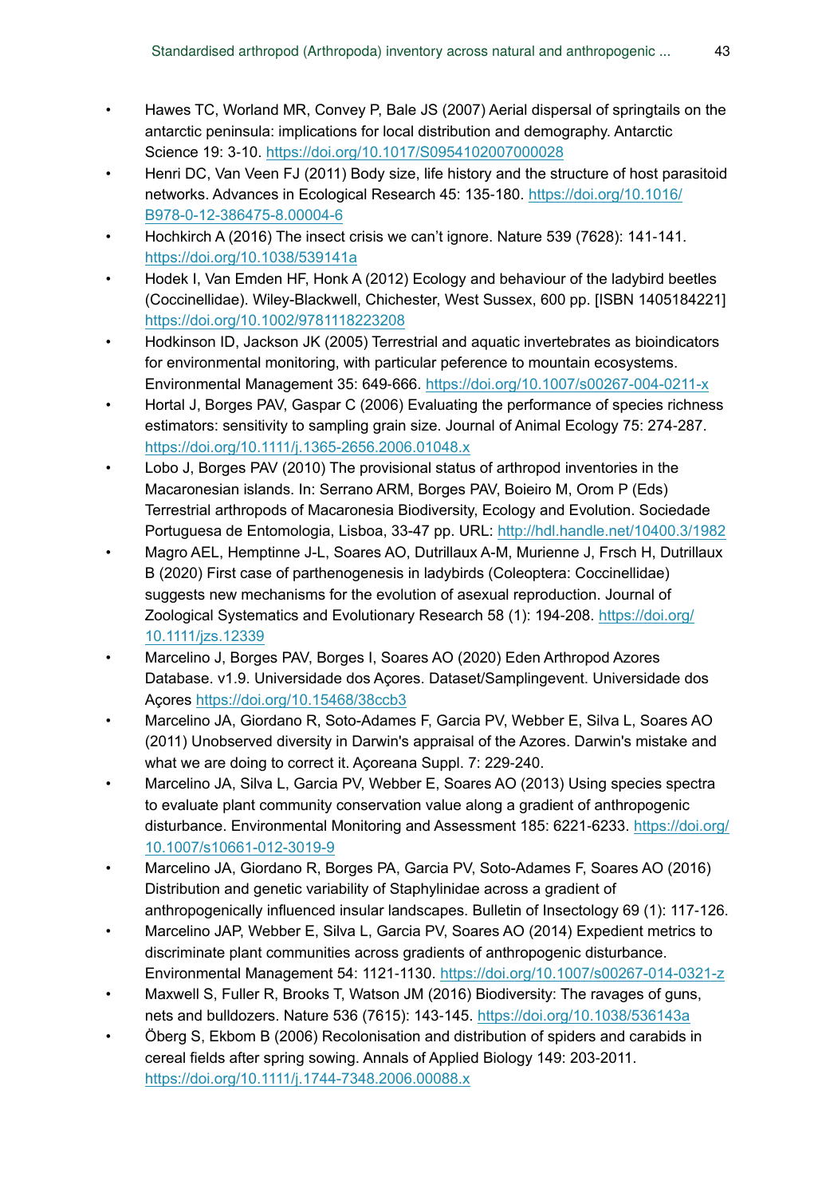- Hawes TC, Worland MR, Convey P, Bale JS (2007) Aerial dispersal of springtails on the antarctic peninsula: implications for local distribution and demography. Antarctic Science 19: 3-10. https://doi.org/10.1017/S0954102007000028
- Henri DC, Van Veen FJ (2011) Body size, life history and the structure of host parasitoid networks. Advances in Ecological Research 45: 135-180. https://doi.org/10.1016/B978-0-12-386475-8.00004-6
- Hochkirch A (2016) The insect crisis we can't ignore. Nature 539 (7628): 141-141. https://doi.org/10.1038/539141a
- Hodek I, Van Emden HF, Honk A (2012) Ecology and behaviour of the ladybird beetles (Coccinellidae). Wiley-Blackwell, Chichester, West Sussex, 600 pp. [ISBN 1405184221] https://doi.org/10.1002/9781118223208
- Hodkinson ID, Jackson JK (2005) Terrestrial and aquatic invertebrates as bioindicators for environmental monitoring, with particular peference to mountain ecosystems. Environmental Management 35: 649-666. https://doi.org/10.1007/s00267-004-0211-x
- Hortal J, Borges PAV, Gaspar C (2006) Evaluating the performance of species richness estimators: sensitivity to sampling grain size. Journal of Animal Ecology 75: 274-287. https://doi.org/10.1111/j.1365-2656.2006.01048.x
- Lobo J, Borges PAV (2010) The provisional status of arthropod inventories in the Macaronesian islands. In: Serrano ARM, Borges PAV, Boieiro M, Orom P (Eds) Terrestrial arthropods of Macaronesia Biodiversity, Ecology and Evolution. Sociedade Portuguesa de Entomologia, Lisboa, 33-47 pp. URL: http://hdl.handle.net/10400.3/1982
- Magro AEL, Hemptinne J-L, Soares AO, Dutrillaux A-M, Murienne J, Frsch H, Dutrillaux B (2020) First case of parthenogenesis in ladybirds (Coleoptera: Coccinellidae) suggests new mechanisms for the evolution of asexual reproduction. Journal of Zoological Systematics and Evolutionary Research 58 (1): 194-208. https://doi.org/10.1111/jzs.12339
- Marcelino J, Borges PAV, Borges I, Soares AO (2020) Eden Arthropod Azores Database. v1.9. Universidade dos Açores. Dataset/Samplingevent. Universidade dos Açores https://doi.org/10.15468/38ccb3
- Marcelino JA, Giordano R, Soto-Adames F, Garcia PV, Webber E, Silva L, Soares AO (2011) Unobserved diversity in Darwin's appraisal of the Azores. Darwin's mistake and what we are doing to correct it. Açoreana Suppl. 7: 229-240.
- Marcelino JA, Silva L, Garcia PV, Webber E, Soares AO (2013) Using species spectra to evaluate plant community conservation value along a gradient of anthropogenic disturbance. Environmental Monitoring and Assessment 185: 6221-6233. https://doi.org/10.1007/s10661-012-3019-9
- Marcelino JA, Giordano R, Borges PA, Garcia PV, Soto-Adames F, Soares AO (2016) Distribution and genetic variability of Staphylinidae across a gradient of anthropogenically influenced insular landscapes. Bulletin of Insectology 69 (1): 117-126.
- Marcelino JAP, Webber E, Silva L, Garcia PV, Soares AO (2014) Expedient metrics to discriminate plant communities across gradients of anthropogenic disturbance. Environmental Management 54: 1121-1130. https://doi.org/10.1007/s00267-014-0321-z
- Maxwell S, Fuller R, Brooks T, Watson JM (2016) Biodiversity: The ravages of guns, nets and bulldozers. Nature 536 (7615): 143-145. https://doi.org/10.1038/536143a
- Öberg S, Ekbom B (2006) Recolonisation and distribution of spiders and carabids in cereal fields after spring sowing. Annals of Applied Biology 149: 203-2011. https://doi.org/10.1111/j.1744-7348.2006.00088.x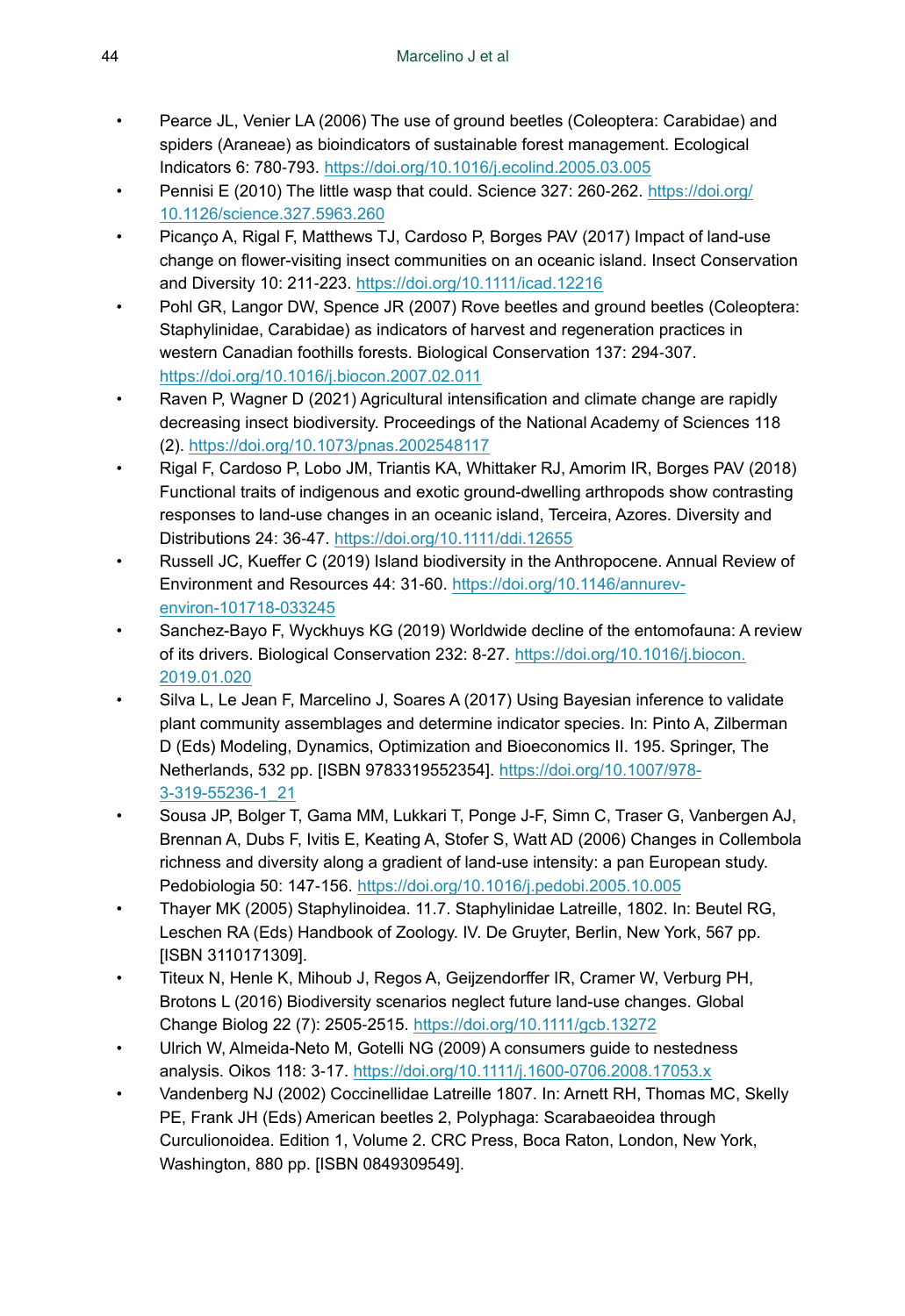- Pearce JL, Venier LA (2006) The use of ground beetles (Coleoptera: Carabidae) and spiders (Araneae) as bioindicators of sustainable forest management. Ecological Indicators 6: 780-793. https://doi.org/10.1016/j.ecolind.2005.03.005
- Pennisi E (2010) The little wasp that could. Science 327: 260-262. https://doi.org/10.1126/science.327.5963.260
- Picanço A, Rigal F, Matthews TJ, Cardoso P, Borges PAV (2017) Impact of land-use change on flower-visiting insect communities on an oceanic island. Insect Conservation and Diversity 10: 211-223. https://doi.org/10.1111/icad.12216
- Pohl GR, Langor DW, Spence JR (2007) Rove beetles and ground beetles (Coleoptera: Staphylinidae, Carabidae) as indicators of harvest and regeneration practices in western Canadian foothills forests. Biological Conservation 137: 294-307. https://doi.org/10.1016/j.biocon.2007.02.011
- Raven P, Wagner D (2021) Agricultural intensification and climate change are rapidly decreasing insect biodiversity. Proceedings of the National Academy of Sciences 118 (2). https://doi.org/10.1073/pnas.2002548117
- Rigal F, Cardoso P, Lobo JM, Triantis KA, Whittaker RJ, Amorim IR, Borges PAV (2018) Functional traits of indigenous and exotic ground-dwelling arthropods show contrasting responses to land-use changes in an oceanic island, Terceira, Azores. Diversity and Distributions 24: 36-47. https://doi.org/10.1111/ddi.12655
- Russell JC, Kueffer C (2019) Island biodiversity in the Anthropocene. Annual Review of Environment and Resources 44: 31-60. https://doi.org/10.1146/annurev-environ-101718-033245
- Sanchez-Bayo F, Wyckhuys KG (2019) Worldwide decline of the entomofauna: A review of its drivers. Biological Conservation 232: 8-27. https://doi.org/10.1016/j.biocon.2019.01.020
- Silva L, Le Jean F, Marcelino J, Soares A (2017) Using Bayesian inference to validate plant community assemblages and determine indicator species. In: Pinto A, Zilberman D (Eds) Modeling, Dynamics, Optimization and Bioeconomics II. 195. Springer, The Netherlands, 532 pp. [ISBN 9783319552354]. https://doi.org/10.1007/978-3-319-55236-1_21
- Sousa JP, Bolger T, Gama MM, Lukkari T, Ponge J-F, Simn C, Traser G, Vanbergen AJ, Brennan A, Dubs F, Ivitis E, Keating A, Stofer S, Watt AD (2006) Changes in Collembola richness and diversity along a gradient of land-use intensity: a pan European study. Pedobiologia 50: 147-156. https://doi.org/10.1016/j.pedobi.2005.10.005
- Thayer MK (2005) Staphylinoidea. 11.7. Staphylinidae Latreille, 1802. In: Beutel RG, Leschen RA (Eds) Handbook of Zoology. IV. De Gruyter, Berlin, New York, 567 pp. [ISBN 3110171309].
- Titeux N, Henle K, Mihoub J, Regos A, Geijzendorffer IR, Cramer W, Verburg PH, Brotons L (2016) Biodiversity scenarios neglect future land-use changes. Global Change Biolog 22 (7): 2505-2515. https://doi.org/10.1111/gcb.13272
- Ulrich W, Almeida-Neto M, Gotelli NG (2009) A consumers guide to nestedness analysis. Oikos 118: 3-17. https://doi.org/10.1111/j.1600-0706.2008.17053.x
- Vandenberg NJ (2002) Coccinellidae Latreille 1807. In: Arnett RH, Thomas MC, Skelly PE, Frank JH (Eds) American beetles 2, Polyphaga: Scarabaeoidea through Curculionoidea. Edition 1, Volume 2. CRC Press, Boca Raton, London, New York, Washington, 880 pp. [ISBN 0849309549].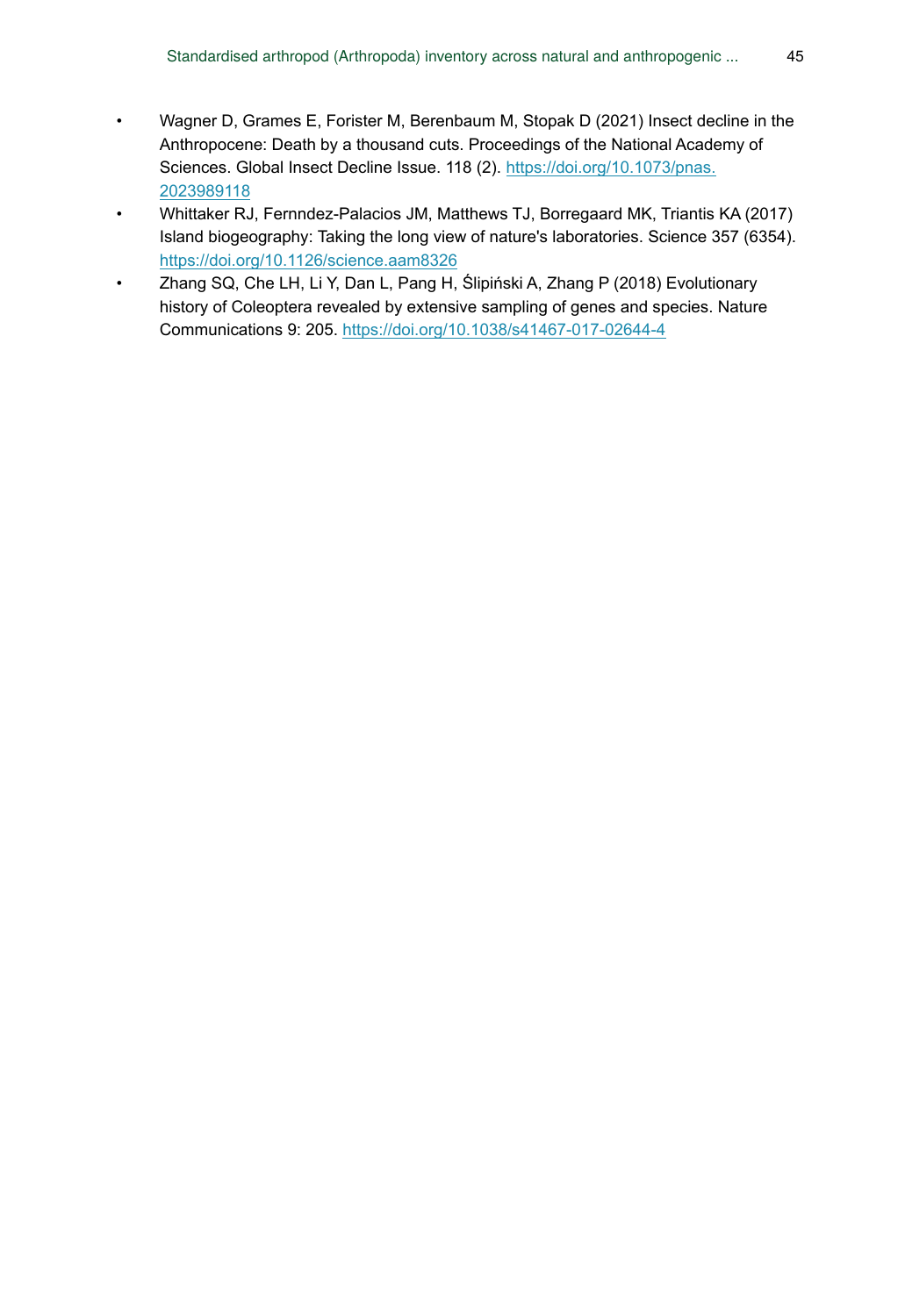- Wagner D, Grames E, Forister M, Berenbaum M, Stopak D (2021) Insect decline in the Anthropocene: Death by a thousand cuts. Proceedings of the National Academy of Sciences. Global Insect Decline Issue. 118 (2). https://doi.org/10.1073/pnas.2023989118
- Whittaker RJ, Fernndez-Palacios JM, Matthews TJ, Borregaard MK, Triantis KA (2017) Island biogeography: Taking the long view of nature's laboratories. Science 357 (6354). https://doi.org/10.1126/science.aam8326
- Zhang SQ, Che LH, Li Y, Dan L, Pang H, Ślipiński A, Zhang P (2018) Evolutionary history of Coleoptera revealed by extensive sampling of genes and species. Nature Communications 9: 205. https://doi.org/10.1038/s41467-017-02644-4